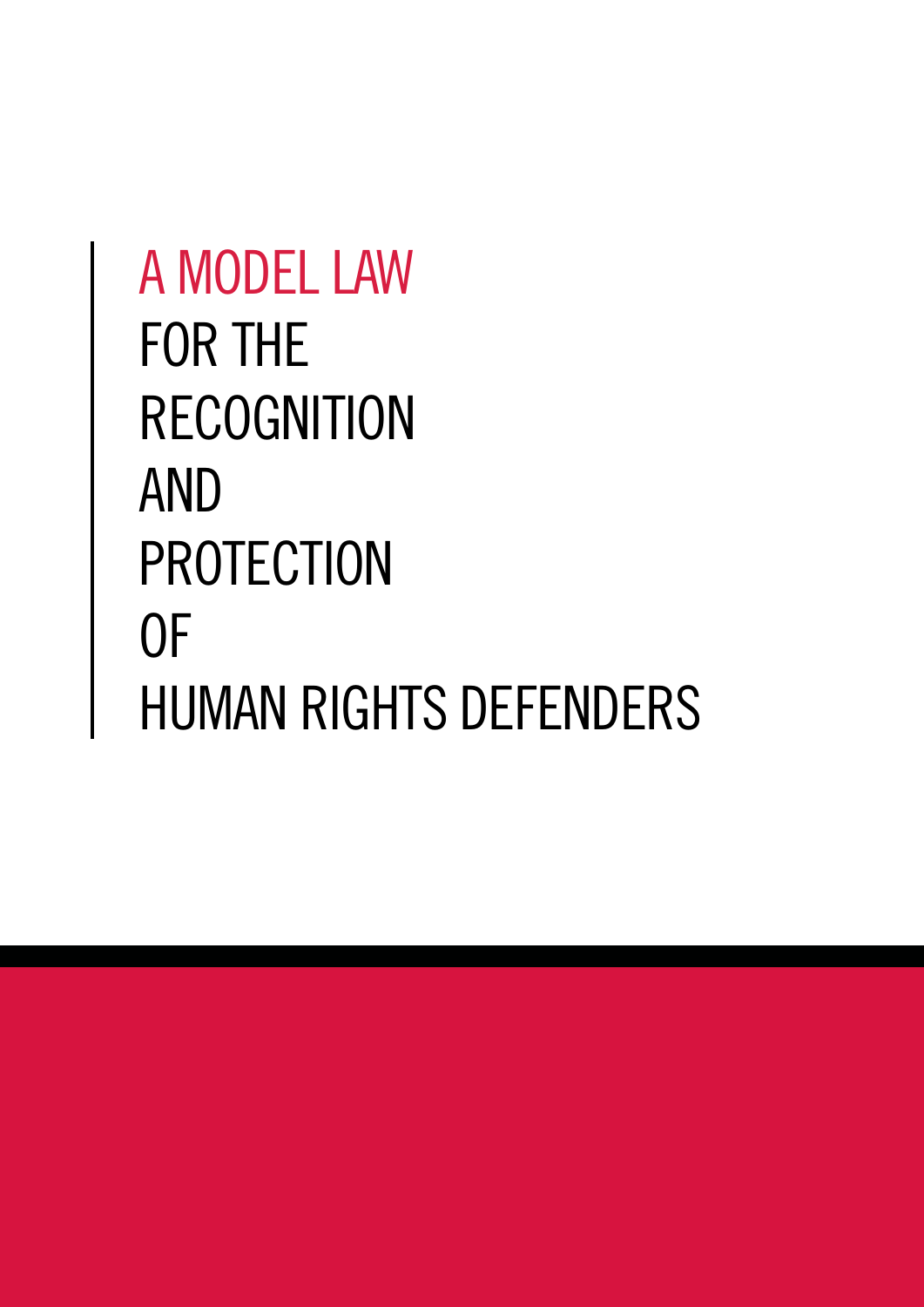# A MODEL LAW FOR THE RECOGNITION AND PROTECTION OF HUMAN RIGHTS DEFENDERS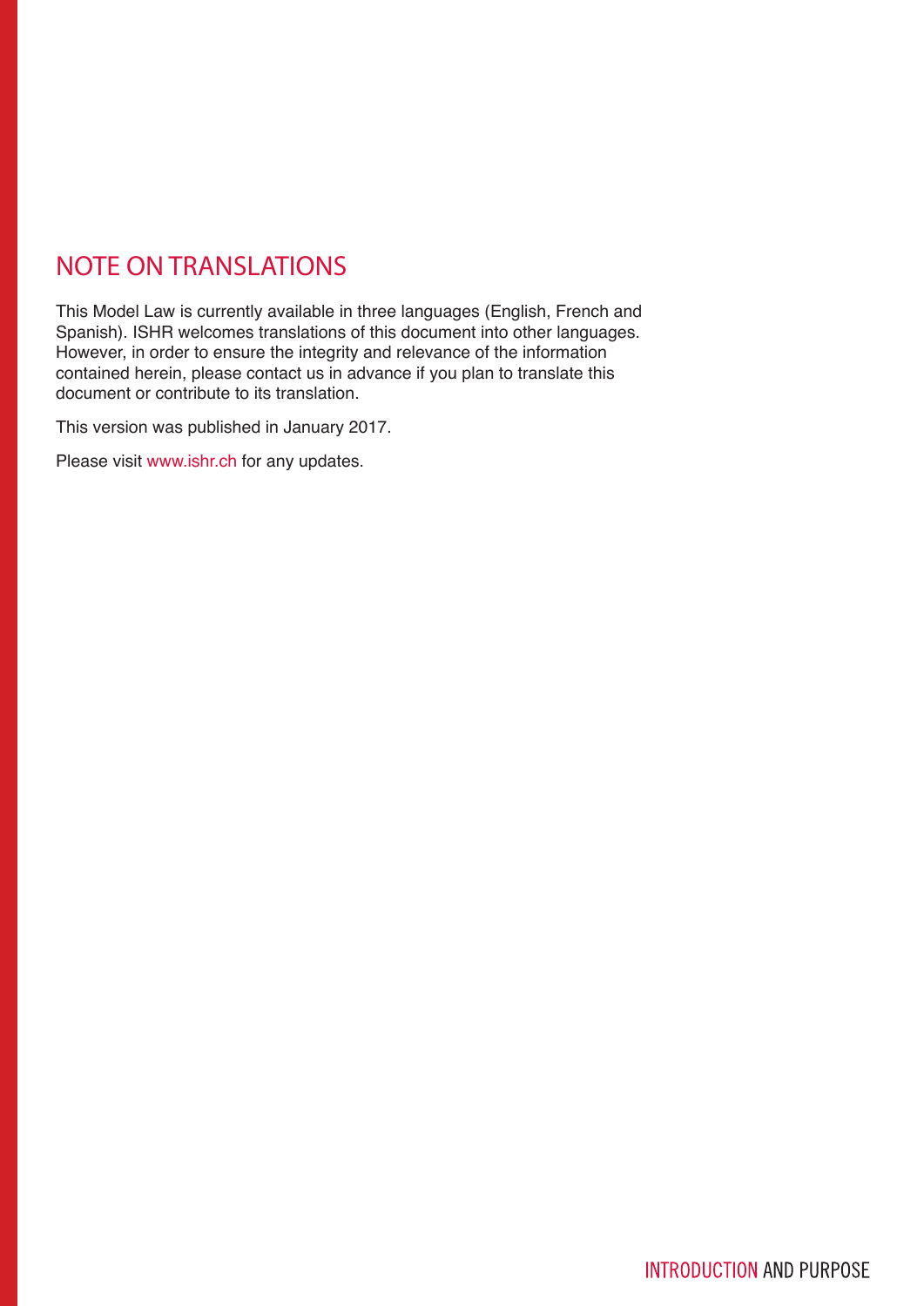## NOTE ON TRANSLATIONS

This Model Law is currently available in three languages (English, French and Spanish). ISHR welcomes translations of this document into other languages. However, in order to ensure the integrity and relevance of the information contained herein, please contact us in advance if you plan to translate this document or contribute to its translation.

This version was published in January 2017.

Please visit www.ishr.ch for any updates.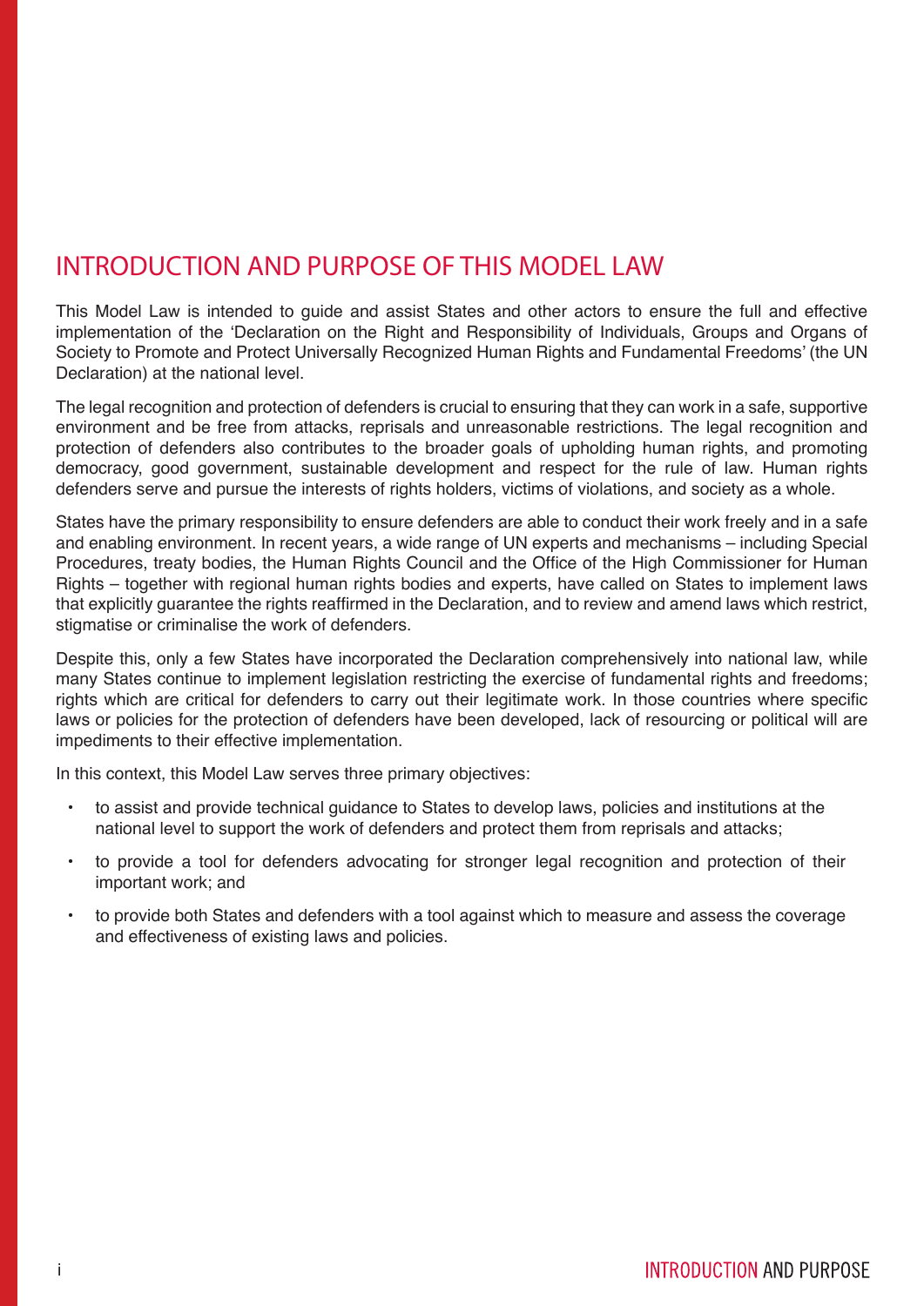# INTRODUCTION AND PURPOSE OF THIS MODEL LAW

This Model Law is intended to guide and assist States and other actors to ensure the full and effective implementation of the 'Declaration on the Right and Responsibility of Individuals, Groups and Organs of Society to Promote and Protect Universally Recognized Human Rights and Fundamental Freedoms' (the UN Declaration) at the national level.

The legal recognition and protection of defenders is crucial to ensuring that they can work in a safe, supportive environment and be free from attacks, reprisals and unreasonable restrictions. The legal recognition and protection of defenders also contributes to the broader goals of upholding human rights, and promoting democracy, good government, sustainable development and respect for the rule of law. Human rights defenders serve and pursue the interests of rights holders, victims of violations, and society as a whole.

States have the primary responsibility to ensure defenders are able to conduct their work freely and in a safe and enabling environment. In recent years, a wide range of UN experts and mechanisms – including Special Procedures, treaty bodies, the Human Rights Council and the Office of the High Commissioner for Human Rights – together with regional human rights bodies and experts, have called on States to implement laws that explicitly guarantee the rights reaffirmed in the Declaration, and to review and amend laws which restrict, stigmatise or criminalise the work of defenders.

Despite this, only a few States have incorporated the Declaration comprehensively into national law, while many States continue to implement legislation restricting the exercise of fundamental rights and freedoms; rights which are critical for defenders to carry out their legitimate work. In those countries where specific laws or policies for the protection of defenders have been developed, lack of resourcing or political will are impediments to their effective implementation.

In this context, this Model Law serves three primary objectives:

- to assist and provide technical guidance to States to develop laws, policies and institutions at the national level to support the work of defenders and protect them from reprisals and attacks;
- to provide a tool for defenders advocating for stronger legal recognition and protection of their important work; and
- to provide both States and defenders with a tool against which to measure and assess the coverage and effectiveness of existing laws and policies.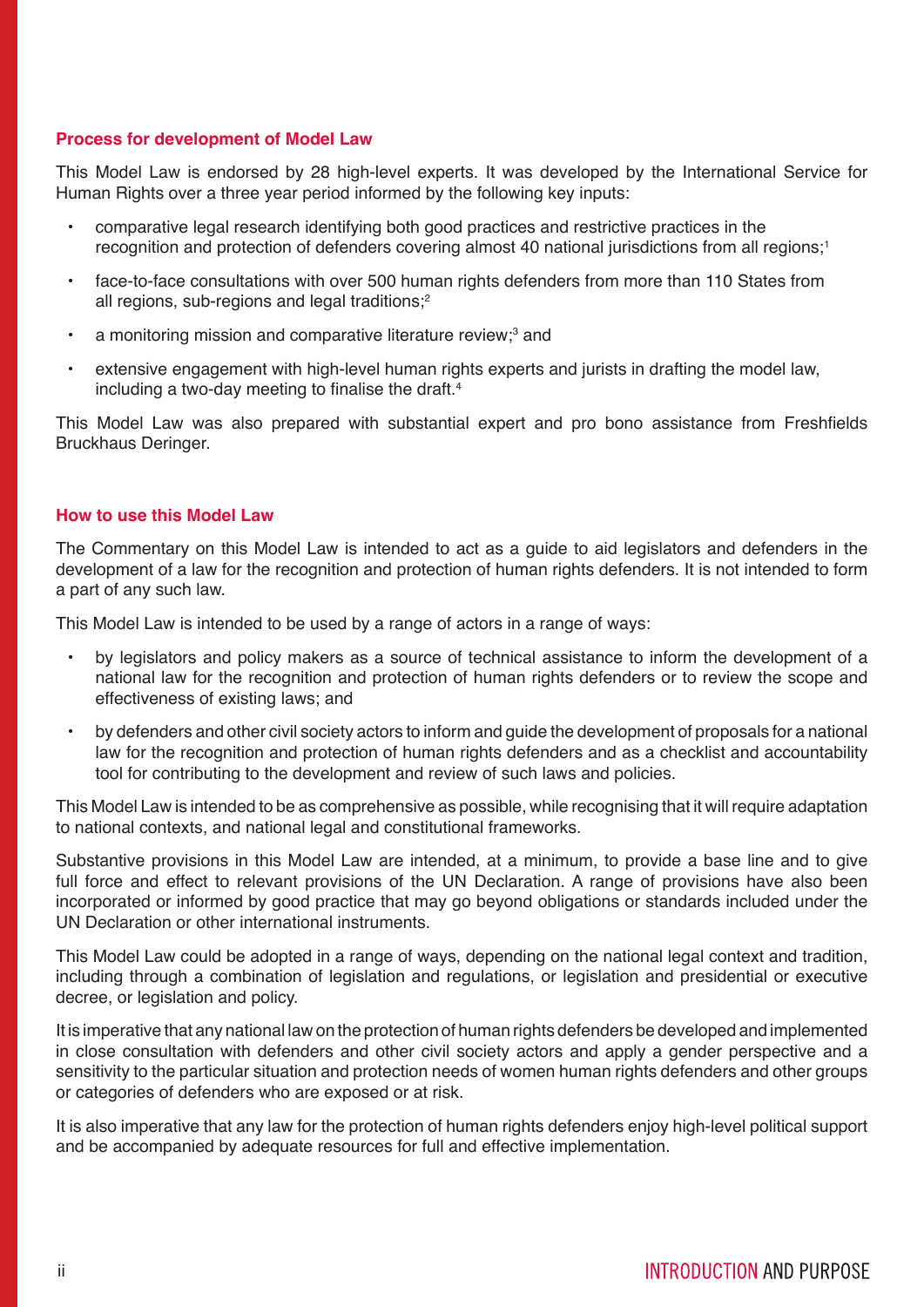## Process for development of Model Law

This Model Law is endorsed by 28 high-level experts. It was developed by the International Service for Human Rights over a three year period informed by the following key inputs:

- comparative legal research identifying both good practices and restrictive practices in the recognition and protection of defenders covering almost 40 national jurisdictions from all regions;[1]
- face-to-face consultations with over 500 human rights defenders from more than 110 States from all regions, sub-regions and legal traditions;[2]
- a monitoring mission and comparative literature review;[3] and
- extensive engagement with high-level human rights experts and jurists in drafting the model law, including a two-day meeting to finalise the draft.[4]

This Model Law was also prepared with substantial expert and pro bono assistance from Freshfields Bruckhaus Deringer.

## How to use this Model Law

The Commentary on this Model Law is intended to act as a guide to aid legislators and defenders in the development of a law for the recognition and protection of human rights defenders. It is not intended to form a part of any such law.

This Model Law is intended to be used by a range of actors in a range of ways:

- by legislators and policy makers as a source of technical assistance to inform the development of a national law for the recognition and protection of human rights defenders or to review the scope and effectiveness of existing laws; and
- by defenders and other civil society actors to inform and guide the development of proposals for a national law for the recognition and protection of human rights defenders and as a checklist and accountability tool for contributing to the development and review of such laws and policies.

This Model Law is intended to be as comprehensive as possible, while recognising that it will require adaptation to national contexts, and national legal and constitutional frameworks.

Substantive provisions in this Model Law are intended, at a minimum, to provide a base line and to give full force and effect to relevant provisions of the UN Declaration. A range of provisions have also been incorporated or informed by good practice that may go beyond obligations or standards included under the UN Declaration or other international instruments.

This Model Law could be adopted in a range of ways, depending on the national legal context and tradition, including through a combination of legislation and regulations, or legislation and presidential or executive decree, or legislation and policy.

It is imperative that any national law on the protection of human rights defenders be developed and implemented in close consultation with defenders and other civil society actors and apply a gender perspective and a sensitivity to the particular situation and protection needs of women human rights defenders and other groups or categories of defenders who are exposed or at risk.

It is also imperative that any law for the protection of human rights defenders enjoy high-level political support and be accompanied by adequate resources for full and effective implementation.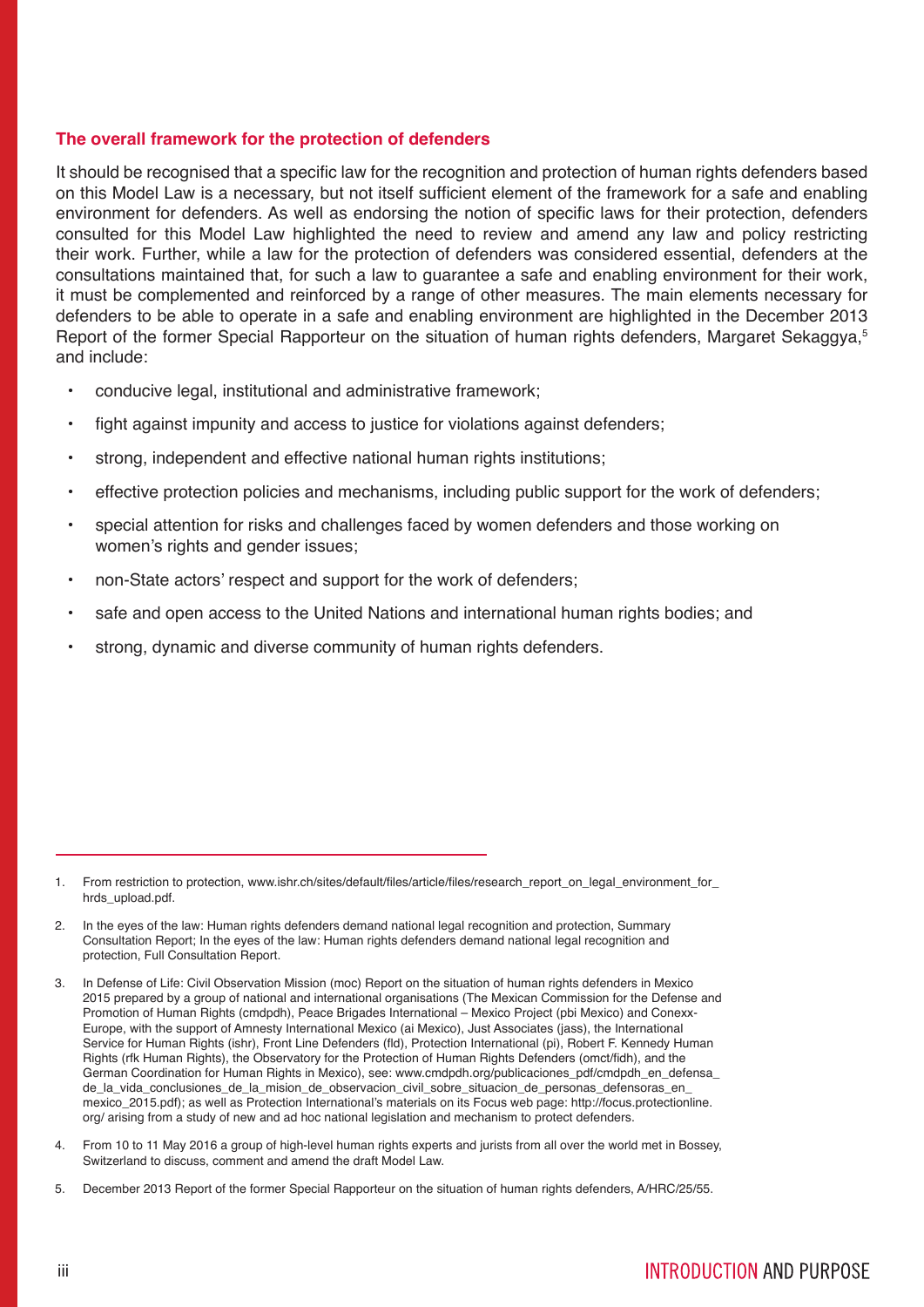## The overall framework for the protection of defenders

It should be recognised that a specific law for the recognition and protection of human rights defenders based on this Model Law is a necessary, but not itself sufficient element of the framework for a safe and enabling environment for defenders. As well as endorsing the notion of specific laws for their protection, defenders consulted for this Model Law highlighted the need to review and amend any law and policy restricting their work. Further, while a law for the protection of defenders was considered essential, defenders at the consultations maintained that, for such a law to guarantee a safe and enabling environment for their work, it must be complemented and reinforced by a range of other measures. The main elements necessary for defenders to be able to operate in a safe and enabling environment are highlighted in the December 2013 Report of the former Special Rapporteur on the situation of human rights defenders, Margaret Sekaggya,[5] and include:

- conducive legal, institutional and administrative framework;
- fight against impunity and access to justice for violations against defenders;
- strong, independent and effective national human rights institutions;
- effective protection policies and mechanisms, including public support for the work of defenders;
- special attention for risks and challenges faced by women defenders and those working on women's rights and gender issues;
- non-State actors' respect and support for the work of defenders;
- safe and open access to the United Nations and international human rights bodies; and
- strong, dynamic and diverse community of human rights defenders.

---

1. From restriction to protection, www.ishr.ch/sites/default/files/article/files/research_report_on_legal_environment_for_hrds_upload.pdf.

2. In the eyes of the law: Human rights defenders demand national legal recognition and protection, Summary Consultation Report; In the eyes of the law: Human rights defenders demand national legal recognition and protection, Full Consultation Report.

3. In Defense of Life: Civil Observation Mission (moc) Report on the situation of human rights defenders in Mexico 2015 prepared by a group of national and international organisations (The Mexican Commission for the Defense and Promotion of Human Rights (cmdpdh), Peace Brigades International – Mexico Project (pbi Mexico) and Conexx-Europe, with the support of Amnesty International Mexico (ai Mexico), Just Associates (jass), the International Service for Human Rights (ishr), Front Line Defenders (fld), Protection International (pi), Robert F. Kennedy Human Rights (rfk Human Rights), the Observatory for the Protection of Human Rights Defenders (omct/fidh), and the German Coordination for Human Rights in Mexico), see: www.cmdpdh.org/publicaciones_pdf/cmdpdh_en_defensa_de_la_vida_conclusiones_de_la_mision_de_observacion_civil_sobre_situacion_de_personas_defensoras_en_mexico_2015.pdf); as well as Protection International's materials on its Focus web page: http://focus.protectionline.org/ arising from a study of new and ad hoc national legislation and mechanism to protect defenders.

4. From 10 to 11 May 2016 a group of high-level human rights experts and jurists from all over the world met in Bossey, Switzerland to discuss, comment and amend the draft Model Law.

5. December 2013 Report of the former Special Rapporteur on the situation of human rights defenders, A/HRC/25/55.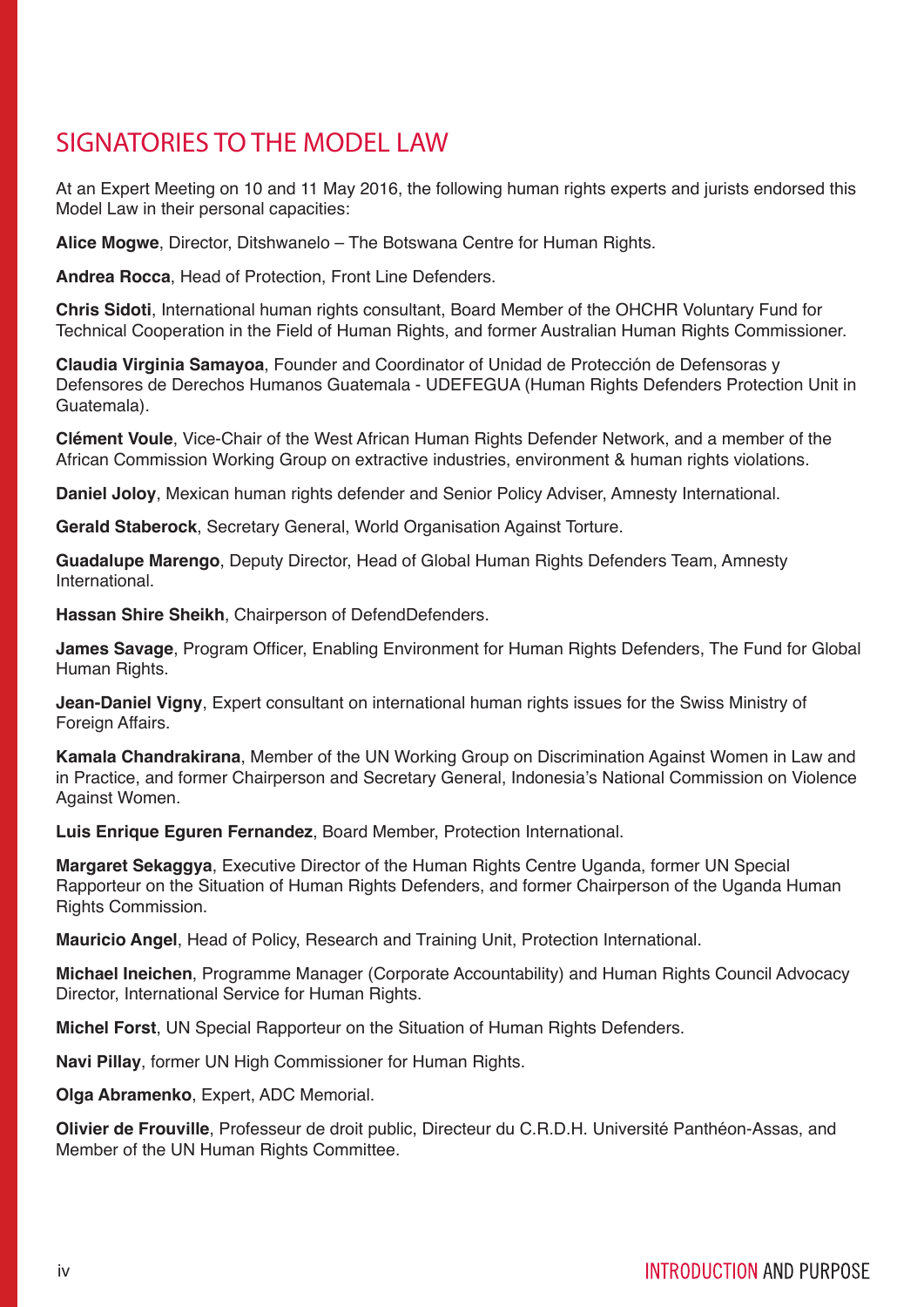## SIGNATORIES TO THE MODEL LAW

At an Expert Meeting on 10 and 11 May 2016, the following human rights experts and jurists endorsed this Model Law in their personal capacities:

**Alice Mogwe**, Director, Ditshwanelo – The Botswana Centre for Human Rights.

**Andrea Rocca**, Head of Protection, Front Line Defenders.

**Chris Sidoti**, International human rights consultant, Board Member of the OHCHR Voluntary Fund for Technical Cooperation in the Field of Human Rights, and former Australian Human Rights Commissioner.

**Claudia Virginia Samayoa**, Founder and Coordinator of Unidad de Protección de Defensoras y Defensores de Derechos Humanos Guatemala - UDEFEGUA (Human Rights Defenders Protection Unit in Guatemala).

**Clément Voule**, Vice-Chair of the West African Human Rights Defender Network, and a member of the African Commission Working Group on extractive industries, environment & human rights violations.

**Daniel Joloy**, Mexican human rights defender and Senior Policy Adviser, Amnesty International.

**Gerald Staberock**, Secretary General, World Organisation Against Torture.

**Guadalupe Marengo**, Deputy Director, Head of Global Human Rights Defenders Team, Amnesty International.

**Hassan Shire Sheikh**, Chairperson of DefendDefenders.

**James Savage**, Program Officer, Enabling Environment for Human Rights Defenders, The Fund for Global Human Rights.

**Jean-Daniel Vigny**, Expert consultant on international human rights issues for the Swiss Ministry of Foreign Affairs.

**Kamala Chandrakirana**, Member of the UN Working Group on Discrimination Against Women in Law and in Practice, and former Chairperson and Secretary General, Indonesia's National Commission on Violence Against Women.

**Luis Enrique Eguren Fernandez**, Board Member, Protection International.

**Margaret Sekaggya**, Executive Director of the Human Rights Centre Uganda, former UN Special Rapporteur on the Situation of Human Rights Defenders, and former Chairperson of the Uganda Human Rights Commission.

**Mauricio Angel**, Head of Policy, Research and Training Unit, Protection International.

**Michael Ineichen**, Programme Manager (Corporate Accountability) and Human Rights Council Advocacy Director, International Service for Human Rights.

**Michel Forst**, UN Special Rapporteur on the Situation of Human Rights Defenders.

**Navi Pillay**, former UN High Commissioner for Human Rights.

**Olga Abramenko**, Expert, ADC Memorial.

**Olivier de Frouville**, Professeur de droit public, Directeur du C.R.D.H. Université Panthéon-Assas, and Member of the UN Human Rights Committee.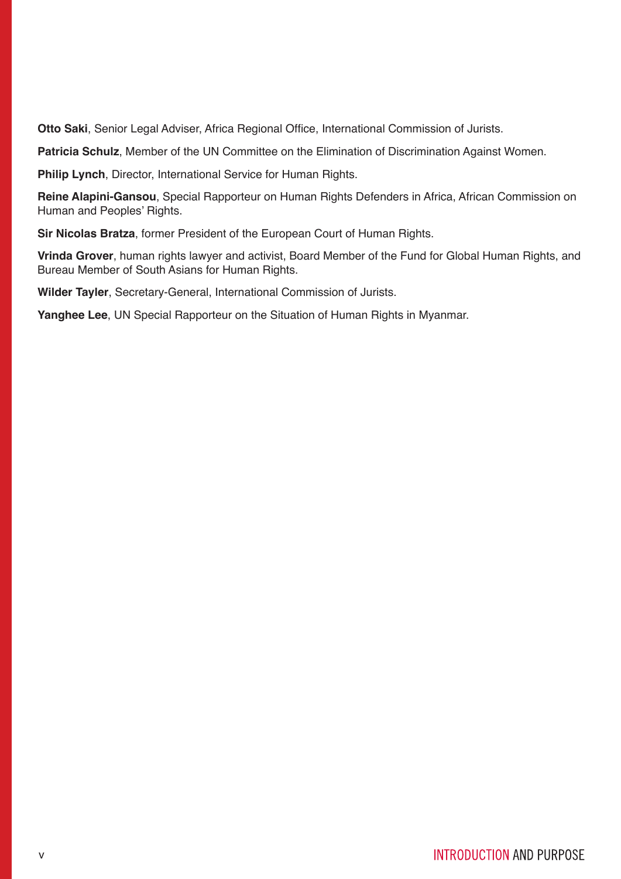**Otto Saki**, Senior Legal Adviser, Africa Regional Office, International Commission of Jurists.

**Patricia Schulz**, Member of the UN Committee on the Elimination of Discrimination Against Women.

**Philip Lynch**, Director, International Service for Human Rights.

**Reine Alapini-Gansou**, Special Rapporteur on Human Rights Defenders in Africa, African Commission on Human and Peoples' Rights.

**Sir Nicolas Bratza**, former President of the European Court of Human Rights.

**Vrinda Grover**, human rights lawyer and activist, Board Member of the Fund for Global Human Rights, and Bureau Member of South Asians for Human Rights.

**Wilder Tayler**, Secretary-General, International Commission of Jurists.

**Yanghee Lee**, UN Special Rapporteur on the Situation of Human Rights in Myanmar.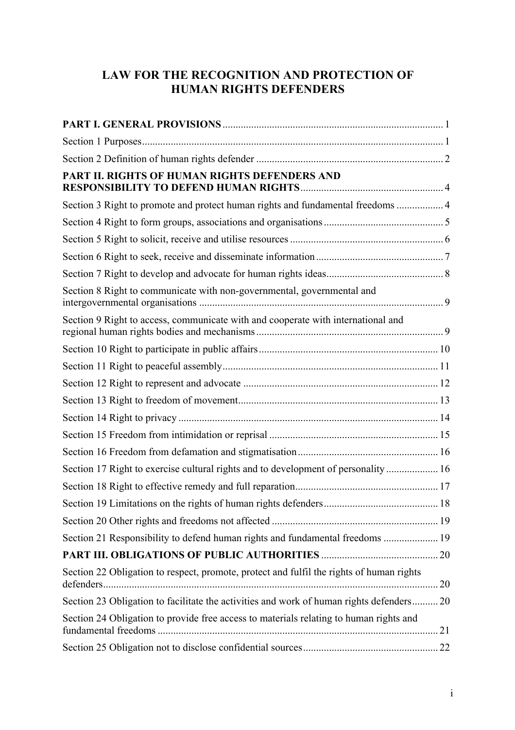# LAW FOR THE RECOGNITION AND PROTECTION OF HUMAN RIGHTS DEFENDERS

**PART I. GENERAL PROVISIONS** ... 1

Section 1 Purposes ... 1

Section 2 Definition of human rights defender ... 2

**PART II. RIGHTS OF HUMAN RIGHTS DEFENDERS AND RESPONSIBILITY TO DEFEND HUMAN RIGHTS** ... 4

Section 3 Right to promote and protect human rights and fundamental freedoms ... 4

Section 4 Right to form groups, associations and organisations ... 5

Section 5 Right to solicit, receive and utilise resources ... 6

Section 6 Right to seek, receive and disseminate information ... 7

Section 7 Right to develop and advocate for human rights ideas ... 8

Section 8 Right to communicate with non-governmental, governmental and intergovernmental organisations ... 9

Section 9 Right to access, communicate with and cooperate with international and regional human rights bodies and mechanisms ... 9

Section 10 Right to participate in public affairs ... 10

Section 11 Right to peaceful assembly ... 11

Section 12 Right to represent and advocate ... 12

Section 13 Right to freedom of movement ... 13

Section 14 Right to privacy ... 14

Section 15 Freedom from intimidation or reprisal ... 15

Section 16 Freedom from defamation and stigmatisation ... 16

Section 17 Right to exercise cultural rights and to development of personality ... 16

Section 18 Right to effective remedy and full reparation ... 17

Section 19 Limitations on the rights of human rights defenders ... 18

Section 20 Other rights and freedoms not affected ... 19

Section 21 Responsibility to defend human rights and fundamental freedoms ... 19

**PART III. OBLIGATIONS OF PUBLIC AUTHORITIES** ... 20

Section 22 Obligation to respect, promote, protect and fulfil the rights of human rights defenders ... 20

Section 23 Obligation to facilitate the activities and work of human rights defenders ... 20

Section 24 Obligation to provide free access to materials relating to human rights and fundamental freedoms ... 21

Section 25 Obligation not to disclose confidential sources ... 22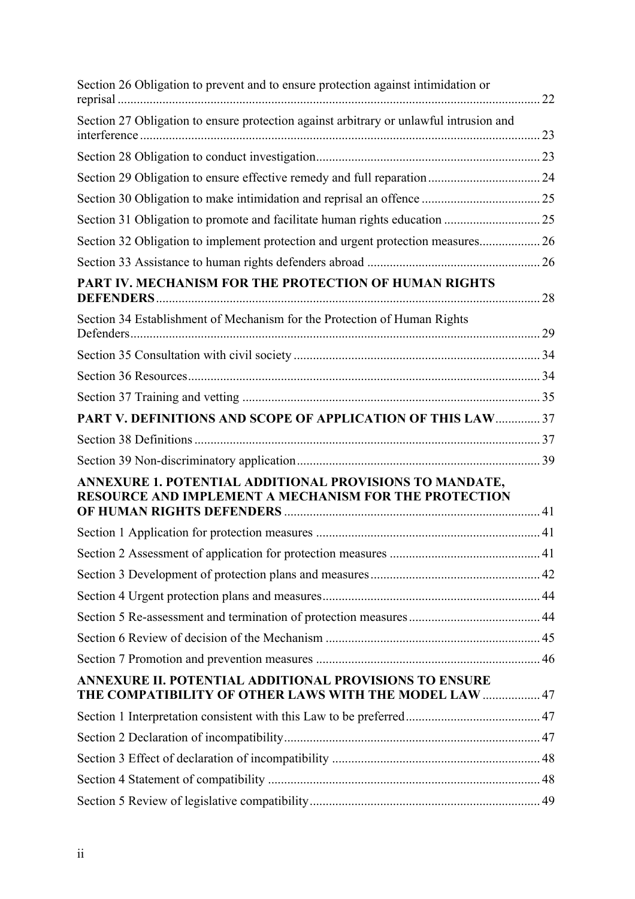Section 26 Obligation to prevent and to ensure protection against intimidation or reprisal ..... 22

Section 27 Obligation to ensure protection against arbitrary or unlawful intrusion and interference ..... 23

Section 28 Obligation to conduct investigation ..... 23

Section 29 Obligation to ensure effective remedy and full reparation ..... 24

Section 30 Obligation to make intimidation and reprisal an offence ..... 25

Section 31 Obligation to promote and facilitate human rights education ..... 25

Section 32 Obligation to implement protection and urgent protection measures ..... 26

Section 33 Assistance to human rights defenders abroad ..... 26

**PART IV. MECHANISM FOR THE PROTECTION OF HUMAN RIGHTS DEFENDERS** ..... 28

Section 34 Establishment of Mechanism for the Protection of Human Rights Defenders ..... 29

Section 35 Consultation with civil society ..... 34

Section 36 Resources ..... 34

Section 37 Training and vetting ..... 35

**PART V. DEFINITIONS AND SCOPE OF APPLICATION OF THIS LAW** ..... 37

Section 38 Definitions ..... 37

Section 39 Non-discriminatory application ..... 39

**ANNEXURE 1. POTENTIAL ADDITIONAL PROVISIONS TO MANDATE, RESOURCE AND IMPLEMENT A MECHANISM FOR THE PROTECTION OF HUMAN RIGHTS DEFENDERS** ..... 41

Section 1 Application for protection measures ..... 41

Section 2 Assessment of application for protection measures ..... 41

Section 3 Development of protection plans and measures ..... 42

Section 4 Urgent protection plans and measures ..... 44

Section 5 Re-assessment and termination of protection measures ..... 44

Section 6 Review of decision of the Mechanism ..... 45

Section 7 Promotion and prevention measures ..... 46

**ANNEXURE II. POTENTIAL ADDITIONAL PROVISIONS TO ENSURE THE COMPATIBILITY OF OTHER LAWS WITH THE MODEL LAW** ..... 47

Section 1 Interpretation consistent with this Law to be preferred ..... 47

Section 2 Declaration of incompatibility ..... 47

Section 3 Effect of declaration of incompatibility ..... 48

Section 4 Statement of compatibility ..... 48

Section 5 Review of legislative compatibility ..... 49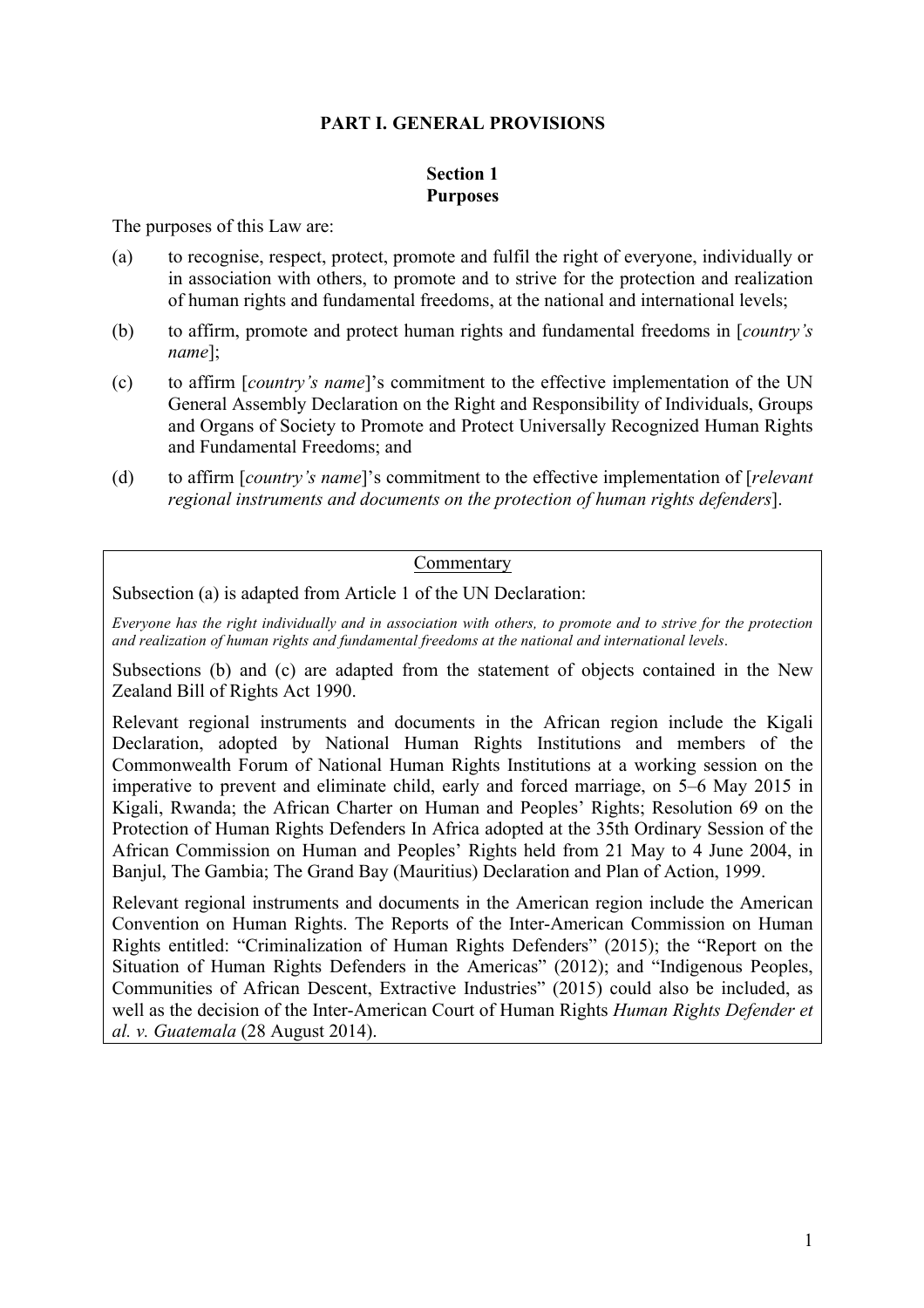## PART I. GENERAL PROVISIONS

### Section 1
### Purposes

The purposes of this Law are:

(a) to recognise, respect, protect, promote and fulfil the right of everyone, individually or in association with others, to promote and to strive for the protection and realization of human rights and fundamental freedoms, at the national and international levels;

(b) to affirm, promote and protect human rights and fundamental freedoms in [*country's name*];

(c) to affirm [*country's name*]'s commitment to the effective implementation of the UN General Assembly Declaration on the Right and Responsibility of Individuals, Groups and Organs of Society to Promote and Protect Universally Recognized Human Rights and Fundamental Freedoms; and

(d) to affirm [*country's name*]'s commitment to the effective implementation of [*relevant regional instruments and documents on the protection of human rights defenders*].

> Commentary
>
> Subsection (a) is adapted from Article 1 of the UN Declaration:
>
> *Everyone has the right individually and in association with others, to promote and to strive for the protection and realization of human rights and fundamental freedoms at the national and international levels*.
>
> Subsections (b) and (c) are adapted from the statement of objects contained in the New Zealand Bill of Rights Act 1990.
>
> Relevant regional instruments and documents in the African region include the Kigali Declaration, adopted by National Human Rights Institutions and members of the Commonwealth Forum of National Human Rights Institutions at a working session on the imperative to prevent and eliminate child, early and forced marriage, on 5–6 May 2015 in Kigali, Rwanda; the African Charter on Human and Peoples' Rights; Resolution 69 on the Protection of Human Rights Defenders In Africa adopted at the 35th Ordinary Session of the African Commission on Human and Peoples' Rights held from 21 May to 4 June 2004, in Banjul, The Gambia; The Grand Bay (Mauritius) Declaration and Plan of Action, 1999.
>
> Relevant regional instruments and documents in the American region include the American Convention on Human Rights. The Reports of the Inter-American Commission on Human Rights entitled: "Criminalization of Human Rights Defenders" (2015); the "Report on the Situation of Human Rights Defenders in the Americas" (2012); and "Indigenous Peoples, Communities of African Descent, Extractive Industries" (2015) could also be included, as well as the decision of the Inter-American Court of Human Rights *Human Rights Defender et al. v. Guatemala* (28 August 2014).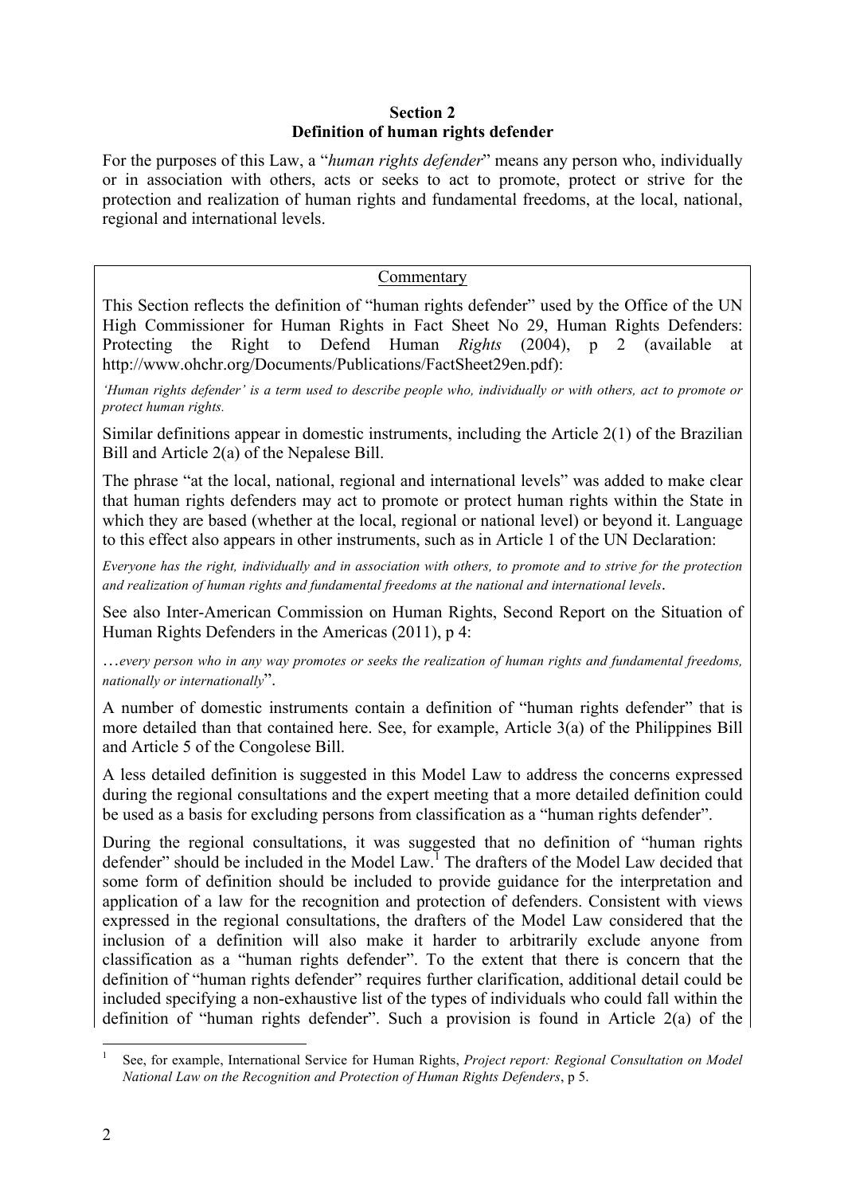## Section 2
## Definition of human rights defender

For the purposes of this Law, a "*human rights defender*" means any person who, individually or in association with others, acts or seeks to act to promote, protect or strive for the protection and realization of human rights and fundamental freedoms, at the local, national, regional and international levels.

<u>Commentary</u>

This Section reflects the definition of "human rights defender" used by the Office of the UN High Commissioner for Human Rights in Fact Sheet No 29, Human Rights Defenders: Protecting the Right to Defend Human *Rights* (2004), p 2 (available at http://www.ohchr.org/Documents/Publications/FactSheet29en.pdf):

*'Human rights defender' is a term used to describe people who, individually or with others, act to promote or protect human rights.*

Similar definitions appear in domestic instruments, including the Article 2(1) of the Brazilian Bill and Article 2(a) of the Nepalese Bill.

The phrase "at the local, national, regional and international levels" was added to make clear that human rights defenders may act to promote or protect human rights within the State in which they are based (whether at the local, regional or national level) or beyond it. Language to this effect also appears in other instruments, such as in Article 1 of the UN Declaration:

*Everyone has the right, individually and in association with others, to promote and to strive for the protection and realization of human rights and fundamental freedoms at the national and international levels*.

See also Inter-American Commission on Human Rights, Second Report on the Situation of Human Rights Defenders in the Americas (2011), p 4:

…*every person who in any way promotes or seeks the realization of human rights and fundamental freedoms, nationally or internationally*".

A number of domestic instruments contain a definition of "human rights defender" that is more detailed than that contained here. See, for example, Article 3(a) of the Philippines Bill and Article 5 of the Congolese Bill.

A less detailed definition is suggested in this Model Law to address the concerns expressed during the regional consultations and the expert meeting that a more detailed definition could be used as a basis for excluding persons from classification as a "human rights defender".

During the regional consultations, it was suggested that no definition of "human rights defender" should be included in the Model Law.[1] The drafters of the Model Law decided that some form of definition should be included to provide guidance for the interpretation and application of a law for the recognition and protection of defenders. Consistent with views expressed in the regional consultations, the drafters of the Model Law considered that the inclusion of a definition will also make it harder to arbitrarily exclude anyone from classification as a "human rights defender". To the extent that there is concern that the definition of "human rights defender" requires further clarification, additional detail could be included specifying a non-exhaustive list of the types of individuals who could fall within the definition of "human rights defender". Such a provision is found in Article 2(a) of the

---

[1] See, for example, International Service for Human Rights, *Project report: Regional Consultation on Model National Law on the Recognition and Protection of Human Rights Defenders*, p 5.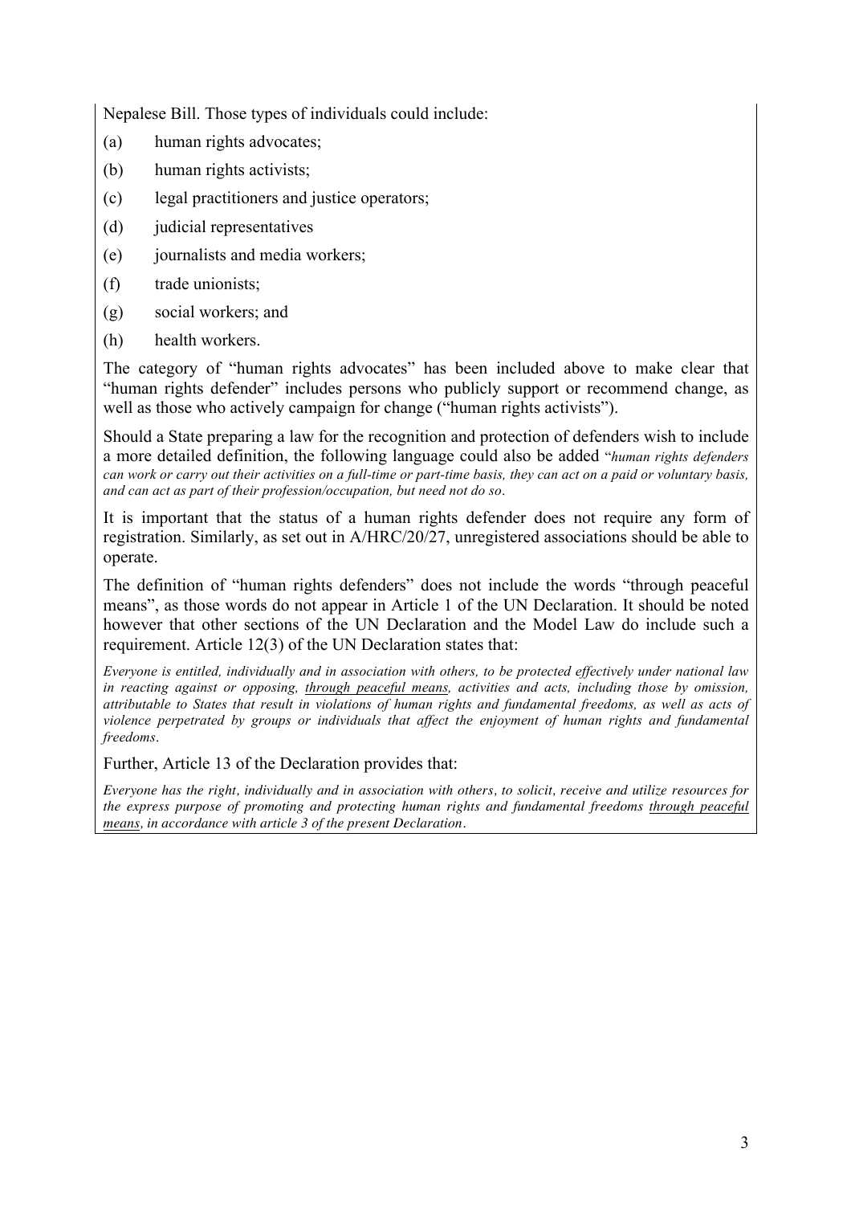Nepalese Bill. Those types of individuals could include:

(a) human rights advocates;

(b) human rights activists;

(c) legal practitioners and justice operators;

(d) judicial representatives

(e) journalists and media workers;

(f) trade unionists;

(g) social workers; and

(h) health workers.

The category of "human rights advocates" has been included above to make clear that "human rights defender" includes persons who publicly support or recommend change, as well as those who actively campaign for change ("human rights activists").

Should a State preparing a law for the recognition and protection of defenders wish to include a more detailed definition, the following language could also be added "*human rights defenders can work or carry out their activities on a full-time or part-time basis, they can act on a paid or voluntary basis, and can act as part of their profession/occupation, but need not do so*.

It is important that the status of a human rights defender does not require any form of registration. Similarly, as set out in A/HRC/20/27, unregistered associations should be able to operate.

The definition of "human rights defenders" does not include the words "through peaceful means", as those words do not appear in Article 1 of the UN Declaration. It should be noted however that other sections of the UN Declaration and the Model Law do include such a requirement. Article 12(3) of the UN Declaration states that:

*Everyone is entitled, individually and in association with others, to be protected effectively under national law in reacting against or opposing, <u>through peaceful means</u>, activities and acts, including those by omission, attributable to States that result in violations of human rights and fundamental freedoms, as well as acts of violence perpetrated by groups or individuals that affect the enjoyment of human rights and fundamental freedoms*.

Further, Article 13 of the Declaration provides that:

*Everyone has the right, individually and in association with others, to solicit, receive and utilize resources for the express purpose of promoting and protecting human rights and fundamental freedoms <u>through peaceful means</u>, in accordance with article 3 of the present Declaration*.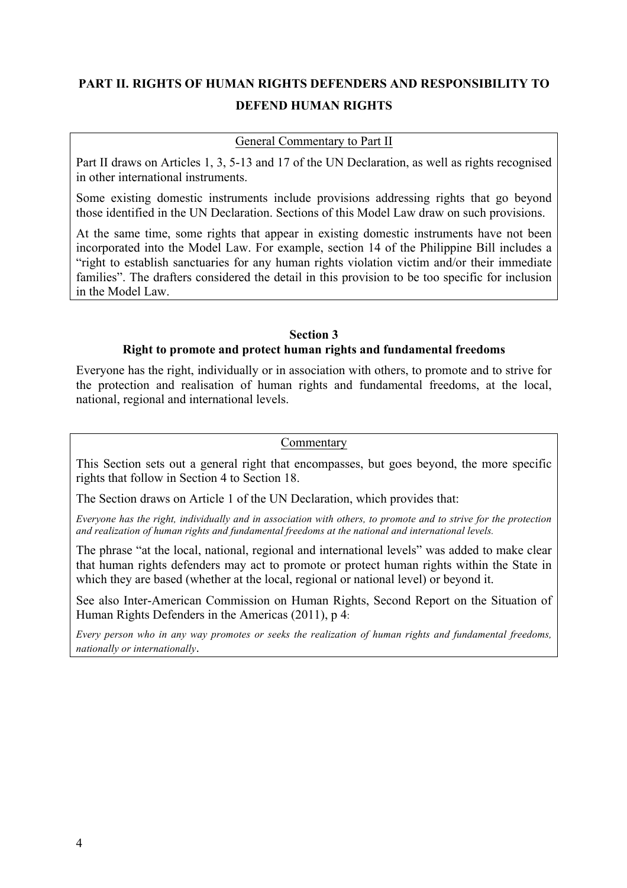## PART II. RIGHTS OF HUMAN RIGHTS DEFENDERS AND RESPONSIBILITY TO DEFEND HUMAN RIGHTS

General Commentary to Part II

Part II draws on Articles 1, 3, 5-13 and 17 of the UN Declaration, as well as rights recognised in other international instruments.

Some existing domestic instruments include provisions addressing rights that go beyond those identified in the UN Declaration. Sections of this Model Law draw on such provisions.

At the same time, some rights that appear in existing domestic instruments have not been incorporated into the Model Law. For example, section 14 of the Philippine Bill includes a "right to establish sanctuaries for any human rights violation victim and/or their immediate families". The drafters considered the detail in this provision to be too specific for inclusion in the Model Law.

### Section 3
### Right to promote and protect human rights and fundamental freedoms

Everyone has the right, individually or in association with others, to promote and to strive for the protection and realisation of human rights and fundamental freedoms, at the local, national, regional and international levels.

Commentary

This Section sets out a general right that encompasses, but goes beyond, the more specific rights that follow in Section 4 to Section 18.

The Section draws on Article 1 of the UN Declaration, which provides that:

*Everyone has the right, individually and in association with others, to promote and to strive for the protection and realization of human rights and fundamental freedoms at the national and international levels.*

The phrase "at the local, national, regional and international levels" was added to make clear that human rights defenders may act to promote or protect human rights within the State in which they are based (whether at the local, regional or national level) or beyond it.

See also Inter-American Commission on Human Rights, Second Report on the Situation of Human Rights Defenders in the Americas (2011), p 4:

*Every person who in any way promotes or seeks the realization of human rights and fundamental freedoms, nationally or internationally*.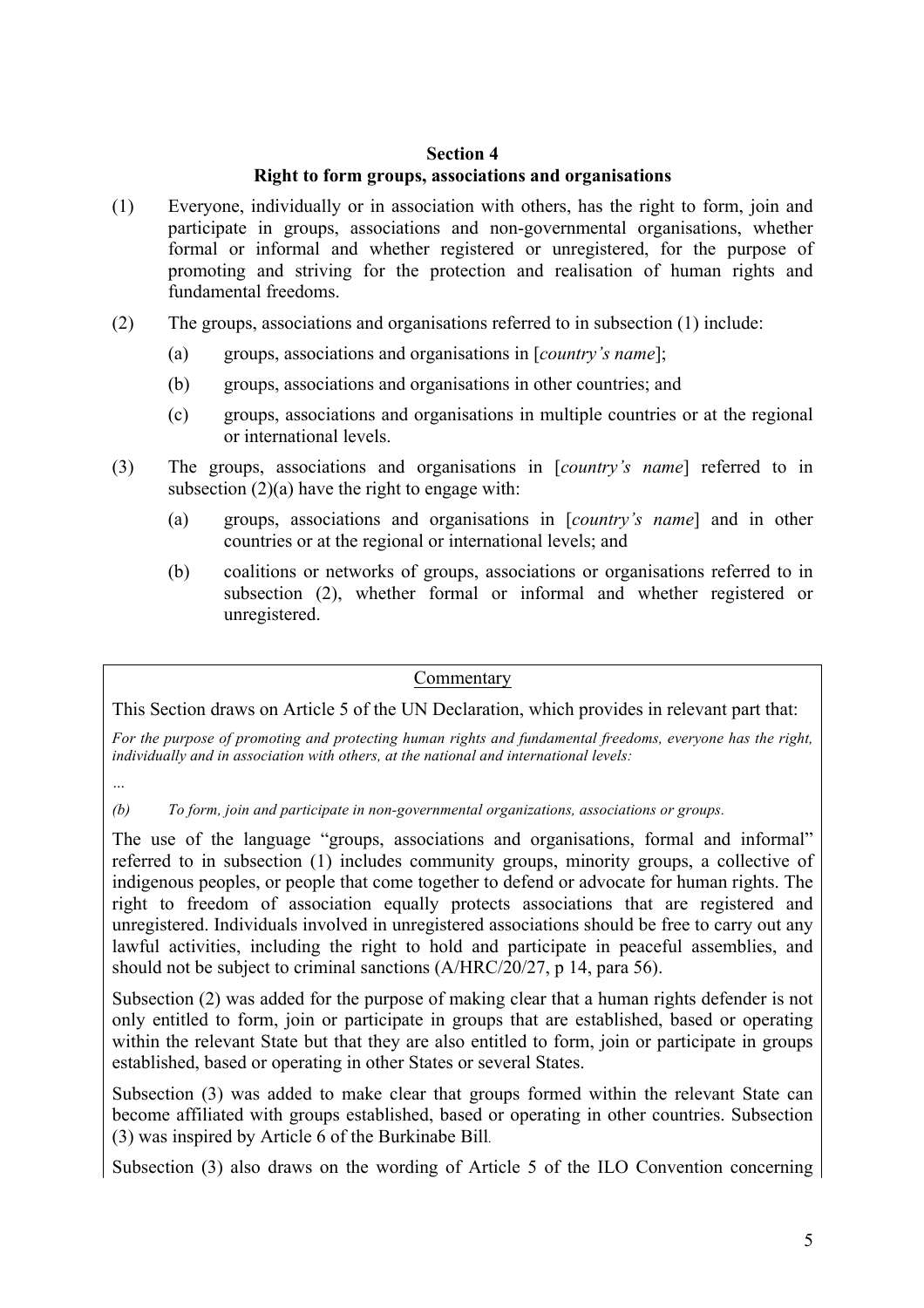## Section 4
## Right to form groups, associations and organisations

(1) Everyone, individually or in association with others, has the right to form, join and participate in groups, associations and non-governmental organisations, whether formal or informal and whether registered or unregistered, for the purpose of promoting and striving for the protection and realisation of human rights and fundamental freedoms.

(2) The groups, associations and organisations referred to in subsection (1) include:

  (a) groups, associations and organisations in [*country's name*];

  (b) groups, associations and organisations in other countries; and

  (c) groups, associations and organisations in multiple countries or at the regional or international levels.

(3) The groups, associations and organisations in [*country's name*] referred to in subsection (2)(a) have the right to engage with:

  (a) groups, associations and organisations in [*country's name*] and in other countries or at the regional or international levels; and

  (b) coalitions or networks of groups, associations or organisations referred to in subsection (2), whether formal or informal and whether registered or unregistered.

---

<u>Commentary</u>

This Section draws on Article 5 of the UN Declaration, which provides in relevant part that:

*For the purpose of promoting and protecting human rights and fundamental freedoms, everyone has the right, individually and in association with others, at the national and international levels:*

*…*

*(b) To form, join and participate in non-governmental organizations, associations or groups.*

The use of the language "groups, associations and organisations, formal and informal" referred to in subsection (1) includes community groups, minority groups, a collective of indigenous peoples, or people that come together to defend or advocate for human rights. The right to freedom of association equally protects associations that are registered and unregistered. Individuals involved in unregistered associations should be free to carry out any lawful activities, including the right to hold and participate in peaceful assemblies, and should not be subject to criminal sanctions (A/HRC/20/27, p 14, para 56).

Subsection (2) was added for the purpose of making clear that a human rights defender is not only entitled to form, join or participate in groups that are established, based or operating within the relevant State but that they are also entitled to form, join or participate in groups established, based or operating in other States or several States.

Subsection (3) was added to make clear that groups formed within the relevant State can become affiliated with groups established, based or operating in other countries. Subsection (3) was inspired by Article 6 of the Burkinabe Bill.

Subsection (3) also draws on the wording of Article 5 of the ILO Convention concerning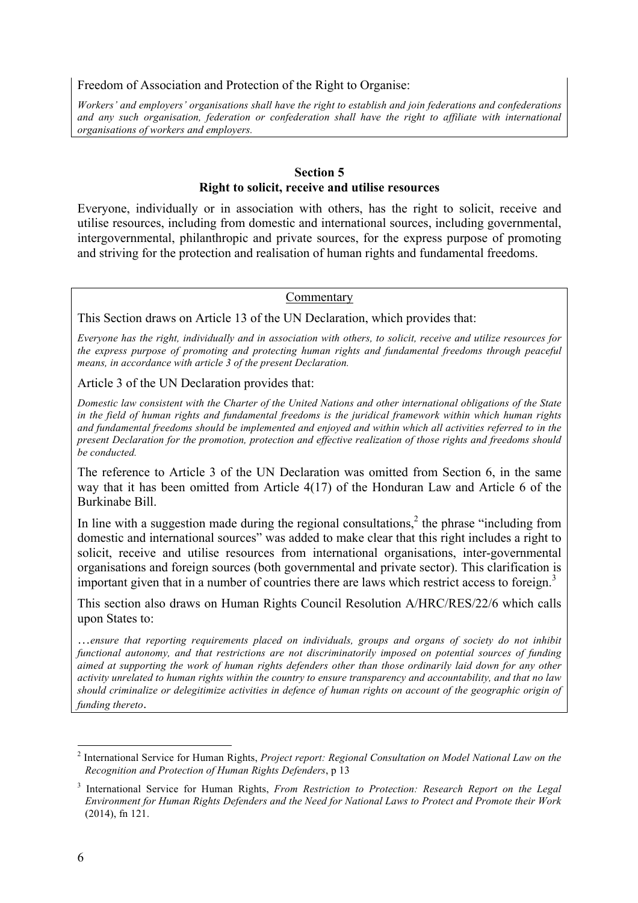Freedom of Association and Protection of the Right to Organise:

*Workers' and employers' organisations shall have the right to establish and join federations and confederations and any such organisation, federation or confederation shall have the right to affiliate with international organisations of workers and employers.*

## Section 5
## Right to solicit, receive and utilise resources

Everyone, individually or in association with others, has the right to solicit, receive and utilise resources, including from domestic and international sources, including governmental, intergovernmental, philanthropic and private sources, for the express purpose of promoting and striving for the protection and realisation of human rights and fundamental freedoms.

Commentary

This Section draws on Article 13 of the UN Declaration, which provides that:

*Everyone has the right, individually and in association with others, to solicit, receive and utilize resources for the express purpose of promoting and protecting human rights and fundamental freedoms through peaceful means, in accordance with article 3 of the present Declaration.*

Article 3 of the UN Declaration provides that:

*Domestic law consistent with the Charter of the United Nations and other international obligations of the State in the field of human rights and fundamental freedoms is the juridical framework within which human rights and fundamental freedoms should be implemented and enjoyed and within which all activities referred to in the present Declaration for the promotion, protection and effective realization of those rights and freedoms should be conducted.*

The reference to Article 3 of the UN Declaration was omitted from Section 6, in the same way that it has been omitted from Article 4(17) of the Honduran Law and Article 6 of the Burkinabe Bill.

In line with a suggestion made during the regional consultations,[2] the phrase "including from domestic and international sources" was added to make clear that this right includes a right to solicit, receive and utilise resources from international organisations, inter-governmental organisations and foreign sources (both governmental and private sector). This clarification is important given that in a number of countries there are laws which restrict access to foreign.[3]

This section also draws on Human Rights Council Resolution A/HRC/RES/22/6 which calls upon States to:

…*ensure that reporting requirements placed on individuals, groups and organs of society do not inhibit functional autonomy, and that restrictions are not discriminatorily imposed on potential sources of funding aimed at supporting the work of human rights defenders other than those ordinarily laid down for any other activity unrelated to human rights within the country to ensure transparency and accountability, and that no law should criminalize or delegitimize activities in defence of human rights on account of the geographic origin of funding thereto*.

---

[2] International Service for Human Rights, *Project report: Regional Consultation on Model National Law on the Recognition and Protection of Human Rights Defenders*, p 13

[3] International Service for Human Rights, *From Restriction to Protection: Research Report on the Legal Environment for Human Rights Defenders and the Need for National Laws to Protect and Promote their Work* (2014), fn 121.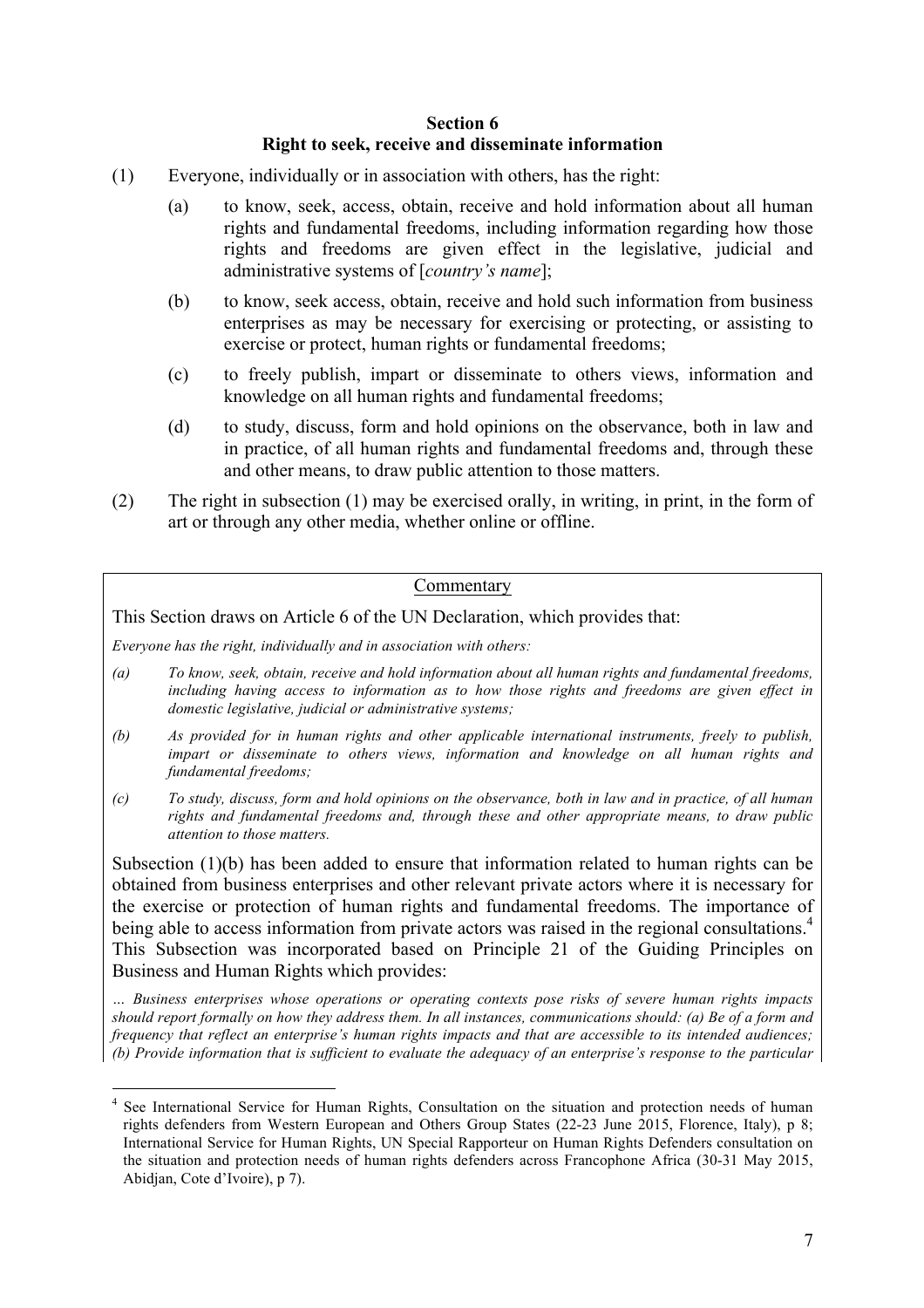## Section 6
## Right to seek, receive and disseminate information

(1) Everyone, individually or in association with others, has the right:

  (a) to know, seek, access, obtain, receive and hold information about all human rights and fundamental freedoms, including information regarding how those rights and freedoms are given effect in the legislative, judicial and administrative systems of [*country's name*];

  (b) to know, seek access, obtain, receive and hold such information from business enterprises as may be necessary for exercising or protecting, or assisting to exercise or protect, human rights or fundamental freedoms;

  (c) to freely publish, impart or disseminate to others views, information and knowledge on all human rights and fundamental freedoms;

  (d) to study, discuss, form and hold opinions on the observance, both in law and in practice, of all human rights and fundamental freedoms and, through these and other means, to draw public attention to those matters.

(2) The right in subsection (1) may be exercised orally, in writing, in print, in the form of art or through any other media, whether online or offline.

---

<u>Commentary</u>

This Section draws on Article 6 of the UN Declaration, which provides that:

*Everyone has the right, individually and in association with others:*

*(a) To know, seek, obtain, receive and hold information about all human rights and fundamental freedoms, including having access to information as to how those rights and freedoms are given effect in domestic legislative, judicial or administrative systems;*

*(b) As provided for in human rights and other applicable international instruments, freely to publish, impart or disseminate to others views, information and knowledge on all human rights and fundamental freedoms;*

*(c) To study, discuss, form and hold opinions on the observance, both in law and in practice, of all human rights and fundamental freedoms and, through these and other appropriate means, to draw public attention to those matters.*

Subsection (1)(b) has been added to ensure that information related to human rights can be obtained from business enterprises and other relevant private actors where it is necessary for the exercise or protection of human rights and fundamental freedoms. The importance of being able to access information from private actors was raised in the regional consultations.[4] This Subsection was incorporated based on Principle 21 of the Guiding Principles on Business and Human Rights which provides:

*… Business enterprises whose operations or operating contexts pose risks of severe human rights impacts should report formally on how they address them. In all instances, communications should: (a) Be of a form and frequency that reflect an enterprise's human rights impacts and that are accessible to its intended audiences; (b) Provide information that is sufficient to evaluate the adequacy of an enterprise's response to the particular*

---

[4] See International Service for Human Rights, Consultation on the situation and protection needs of human rights defenders from Western European and Others Group States (22-23 June 2015, Florence, Italy), p 8; International Service for Human Rights, UN Special Rapporteur on Human Rights Defenders consultation on the situation and protection needs of human rights defenders across Francophone Africa (30-31 May 2015, Abidjan, Cote d'Ivoire), p 7).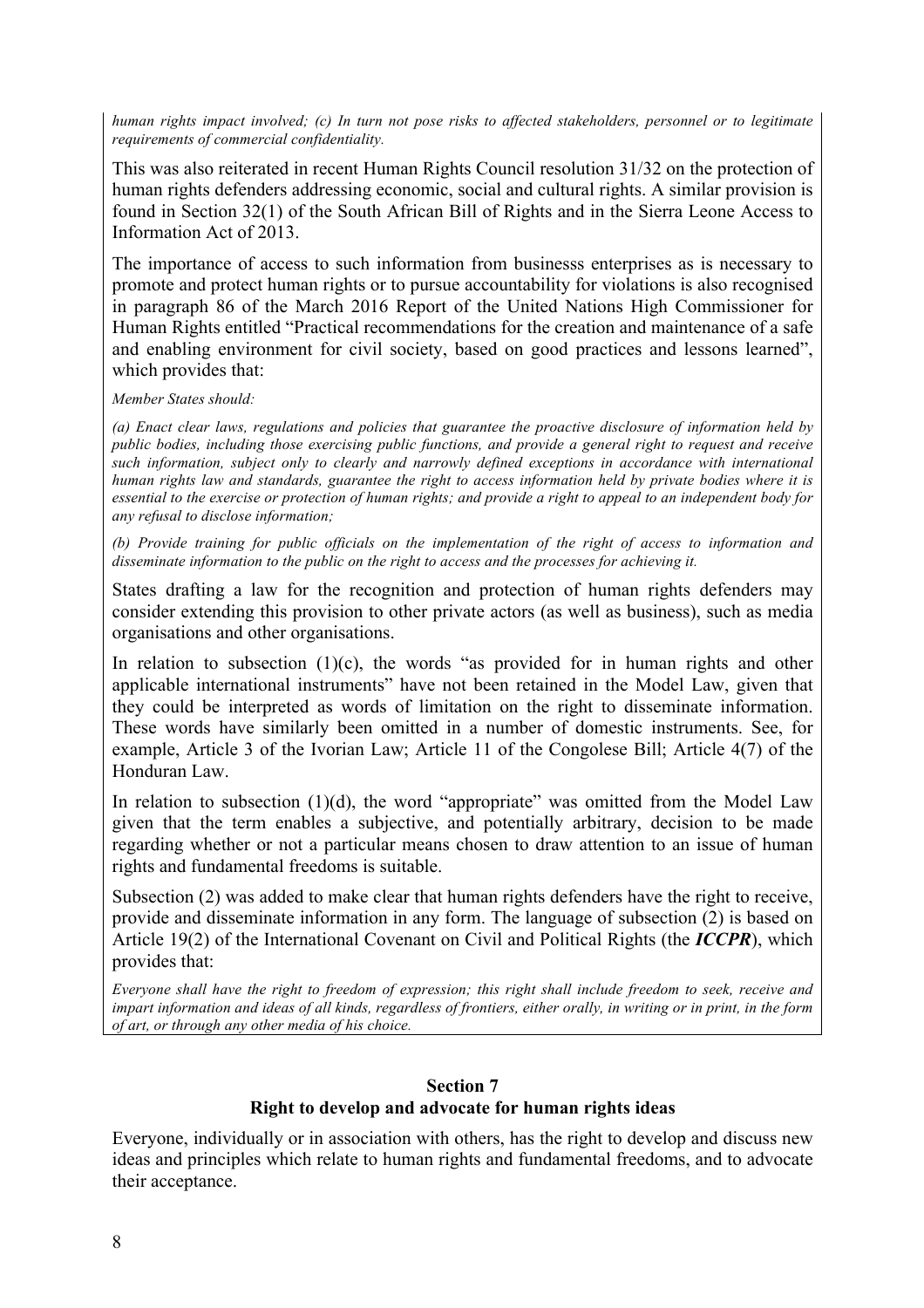*human rights impact involved; (c) In turn not pose risks to affected stakeholders, personnel or to legitimate requirements of commercial confidentiality.*

This was also reiterated in recent Human Rights Council resolution 31/32 on the protection of human rights defenders addressing economic, social and cultural rights. A similar provision is found in Section 32(1) of the South African Bill of Rights and in the Sierra Leone Access to Information Act of 2013.

The importance of access to such information from businesss enterprises as is necessary to promote and protect human rights or to pursue accountability for violations is also recognised in paragraph 86 of the March 2016 Report of the United Nations High Commissioner for Human Rights entitled "Practical recommendations for the creation and maintenance of a safe and enabling environment for civil society, based on good practices and lessons learned", which provides that:

*Member States should:*

*(a) Enact clear laws, regulations and policies that guarantee the proactive disclosure of information held by public bodies, including those exercising public functions, and provide a general right to request and receive such information, subject only to clearly and narrowly defined exceptions in accordance with international human rights law and standards, guarantee the right to access information held by private bodies where it is essential to the exercise or protection of human rights; and provide a right to appeal to an independent body for any refusal to disclose information;*

*(b) Provide training for public officials on the implementation of the right of access to information and disseminate information to the public on the right to access and the processes for achieving it.*

States drafting a law for the recognition and protection of human rights defenders may consider extending this provision to other private actors (as well as business), such as media organisations and other organisations.

In relation to subsection (1)(c), the words "as provided for in human rights and other applicable international instruments" have not been retained in the Model Law, given that they could be interpreted as words of limitation on the right to disseminate information. These words have similarly been omitted in a number of domestic instruments. See, for example, Article 3 of the Ivorian Law; Article 11 of the Congolese Bill; Article 4(7) of the Honduran Law.

In relation to subsection (1)(d), the word "appropriate" was omitted from the Model Law given that the term enables a subjective, and potentially arbitrary, decision to be made regarding whether or not a particular means chosen to draw attention to an issue of human rights and fundamental freedoms is suitable.

Subsection (2) was added to make clear that human rights defenders have the right to receive, provide and disseminate information in any form. The language of subsection (2) is based on Article 19(2) of the International Covenant on Civil and Political Rights (the ***ICCPR***), which provides that:

*Everyone shall have the right to freedom of expression; this right shall include freedom to seek, receive and impart information and ideas of all kinds, regardless of frontiers, either orally, in writing or in print, in the form of art, or through any other media of his choice.*

## Section 7
## Right to develop and advocate for human rights ideas

Everyone, individually or in association with others, has the right to develop and discuss new ideas and principles which relate to human rights and fundamental freedoms, and to advocate their acceptance.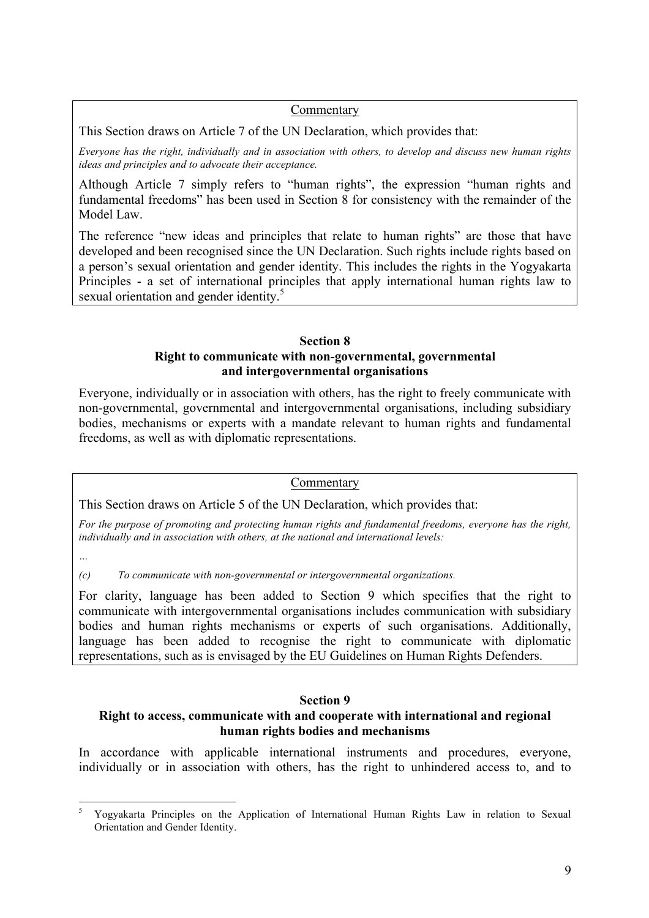Commentary

This Section draws on Article 7 of the UN Declaration, which provides that:

*Everyone has the right, individually and in association with others, to develop and discuss new human rights ideas and principles and to advocate their acceptance.*

Although Article 7 simply refers to "human rights", the expression "human rights and fundamental freedoms" has been used in Section 8 for consistency with the remainder of the Model Law.

The reference "new ideas and principles that relate to human rights" are those that have developed and been recognised since the UN Declaration. Such rights include rights based on a person's sexual orientation and gender identity. This includes the rights in the Yogyakarta Principles - a set of international principles that apply international human rights law to sexual orientation and gender identity.[5]

**Section 8**
**Right to communicate with non-governmental, governmental and intergovernmental organisations**

Everyone, individually or in association with others, has the right to freely communicate with non-governmental, governmental and intergovernmental organisations, including subsidiary bodies, mechanisms or experts with a mandate relevant to human rights and fundamental freedoms, as well as with diplomatic representations.

Commentary

This Section draws on Article 5 of the UN Declaration, which provides that:

*For the purpose of promoting and protecting human rights and fundamental freedoms, everyone has the right, individually and in association with others, at the national and international levels:*

*…*

*(c) To communicate with non-governmental or intergovernmental organizations.*

For clarity, language has been added to Section 9 which specifies that the right to communicate with intergovernmental organisations includes communication with subsidiary bodies and human rights mechanisms or experts of such organisations. Additionally, language has been added to recognise the right to communicate with diplomatic representations, such as is envisaged by the EU Guidelines on Human Rights Defenders.

**Section 9**
**Right to access, communicate with and cooperate with international and regional human rights bodies and mechanisms**

In accordance with applicable international instruments and procedures, everyone, individually or in association with others, has the right to unhindered access to, and to

[5] Yogyakarta Principles on the Application of International Human Rights Law in relation to Sexual Orientation and Gender Identity.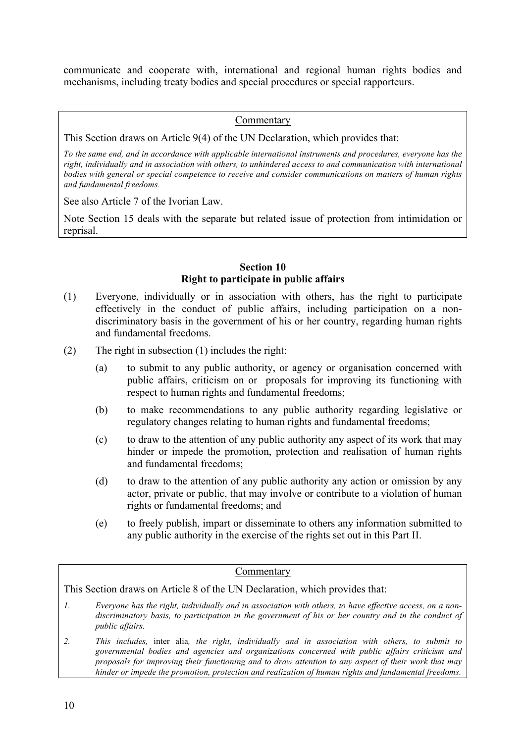communicate and cooperate with, international and regional human rights bodies and mechanisms, including treaty bodies and special procedures or special rapporteurs.

> Commentary
>
> This Section draws on Article 9(4) of the UN Declaration, which provides that:
>
> *To the same end, and in accordance with applicable international instruments and procedures, everyone has the right, individually and in association with others, to unhindered access to and communication with international bodies with general or special competence to receive and consider communications on matters of human rights and fundamental freedoms.*
>
> See also Article 7 of the Ivorian Law.
>
> Note Section 15 deals with the separate but related issue of protection from intimidation or reprisal.

### Section 10
### Right to participate in public affairs

(1) Everyone, individually or in association with others, has the right to participate effectively in the conduct of public affairs, including participation on a non-discriminatory basis in the government of his or her country, regarding human rights and fundamental freedoms.

(2) The right in subsection (1) includes the right:

  (a) to submit to any public authority, or agency or organisation concerned with public affairs, criticism on or proposals for improving its functioning with respect to human rights and fundamental freedoms;

  (b) to make recommendations to any public authority regarding legislative or regulatory changes relating to human rights and fundamental freedoms;

  (c) to draw to the attention of any public authority any aspect of its work that may hinder or impede the promotion, protection and realisation of human rights and fundamental freedoms;

  (d) to draw to the attention of any public authority any action or omission by any actor, private or public, that may involve or contribute to a violation of human rights or fundamental freedoms; and

  (e) to freely publish, impart or disseminate to others any information submitted to any public authority in the exercise of the rights set out in this Part II.

> Commentary
>
> This Section draws on Article 8 of the UN Declaration, which provides that:
>
> 1. *Everyone has the right, individually and in association with others, to have effective access, on a non-discriminatory basis, to participation in the government of his or her country and in the conduct of public affairs.*
>
> 2. *This includes,* inter alia*, the right, individually and in association with others, to submit to governmental bodies and agencies and organizations concerned with public affairs criticism and proposals for improving their functioning and to draw attention to any aspect of their work that may hinder or impede the promotion, protection and realization of human rights and fundamental freedoms.*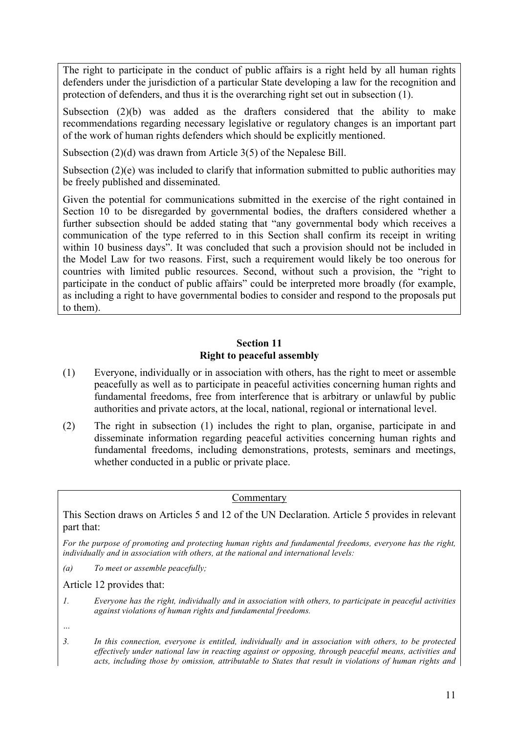The right to participate in the conduct of public affairs is a right held by all human rights defenders under the jurisdiction of a particular State developing a law for the recognition and protection of defenders, and thus it is the overarching right set out in subsection (1).

Subsection (2)(b) was added as the drafters considered that the ability to make recommendations regarding necessary legislative or regulatory changes is an important part of the work of human rights defenders which should be explicitly mentioned.

Subsection (2)(d) was drawn from Article 3(5) of the Nepalese Bill.

Subsection (2)(e) was included to clarify that information submitted to public authorities may be freely published and disseminated.

Given the potential for communications submitted in the exercise of the right contained in Section 10 to be disregarded by governmental bodies, the drafters considered whether a further subsection should be added stating that "any governmental body which receives a communication of the type referred to in this Section shall confirm its receipt in writing within 10 business days". It was concluded that such a provision should not be included in the Model Law for two reasons. First, such a requirement would likely be too onerous for countries with limited public resources. Second, without such a provision, the "right to participate in the conduct of public affairs" could be interpreted more broadly (for example, as including a right to have governmental bodies to consider and respond to the proposals put to them).

## Section 11
## Right to peaceful assembly

(1) Everyone, individually or in association with others, has the right to meet or assemble peacefully as well as to participate in peaceful activities concerning human rights and fundamental freedoms, free from interference that is arbitrary or unlawful by public authorities and private actors, at the local, national, regional or international level.

(2) The right in subsection (1) includes the right to plan, organise, participate in and disseminate information regarding peaceful activities concerning human rights and fundamental freedoms, including demonstrations, protests, seminars and meetings, whether conducted in a public or private place.

Commentary

This Section draws on Articles 5 and 12 of the UN Declaration. Article 5 provides in relevant part that:

*For the purpose of promoting and protecting human rights and fundamental freedoms, everyone has the right, individually and in association with others, at the national and international levels:*

*(a) To meet or assemble peacefully;*

Article 12 provides that:

*1. Everyone has the right, individually and in association with others, to participate in peaceful activities against violations of human rights and fundamental freedoms.*

*…*

*3. In this connection, everyone is entitled, individually and in association with others, to be protected effectively under national law in reacting against or opposing, through peaceful means, activities and acts, including those by omission, attributable to States that result in violations of human rights and*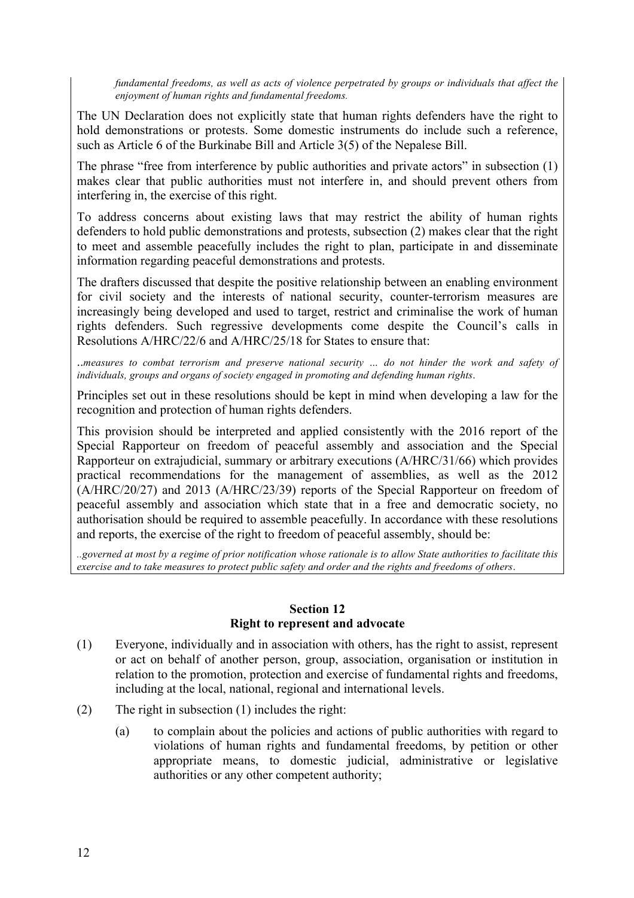*fundamental freedoms, as well as acts of violence perpetrated by groups or individuals that affect the enjoyment of human rights and fundamental freedoms.*

The UN Declaration does not explicitly state that human rights defenders have the right to hold demonstrations or protests. Some domestic instruments do include such a reference, such as Article 6 of the Burkinabe Bill and Article 3(5) of the Nepalese Bill.

The phrase "free from interference by public authorities and private actors" in subsection (1) makes clear that public authorities must not interfere in, and should prevent others from interfering in, the exercise of this right.

To address concerns about existing laws that may restrict the ability of human rights defenders to hold public demonstrations and protests, subsection (2) makes clear that the right to meet and assemble peacefully includes the right to plan, participate in and disseminate information regarding peaceful demonstrations and protests.

The drafters discussed that despite the positive relationship between an enabling environment for civil society and the interests of national security, counter-terrorism measures are increasingly being developed and used to target, restrict and criminalise the work of human rights defenders. Such regressive developments come despite the Council's calls in Resolutions A/HRC/22/6 and A/HRC/25/18 for States to ensure that:

*..measures to combat terrorism and preserve national security … do not hinder the work and safety of individuals, groups and organs of society engaged in promoting and defending human rights.*

Principles set out in these resolutions should be kept in mind when developing a law for the recognition and protection of human rights defenders.

This provision should be interpreted and applied consistently with the 2016 report of the Special Rapporteur on freedom of peaceful assembly and association and the Special Rapporteur on extrajudicial, summary or arbitrary executions (A/HRC/31/66) which provides practical recommendations for the management of assemblies, as well as the 2012 (A/HRC/20/27) and 2013 (A/HRC/23/39) reports of the Special Rapporteur on freedom of peaceful assembly and association which state that in a free and democratic society, no authorisation should be required to assemble peacefully. In accordance with these resolutions and reports, the exercise of the right to freedom of peaceful assembly, should be:

*..governed at most by a regime of prior notification whose rationale is to allow State authorities to facilitate this exercise and to take measures to protect public safety and order and the rights and freedoms of others.*

## Section 12
## Right to represent and advocate

(1) Everyone, individually and in association with others, has the right to assist, represent or act on behalf of another person, group, association, organisation or institution in relation to the promotion, protection and exercise of fundamental rights and freedoms, including at the local, national, regional and international levels.

(2) The right in subsection (1) includes the right:

(a) to complain about the policies and actions of public authorities with regard to violations of human rights and fundamental freedoms, by petition or other appropriate means, to domestic judicial, administrative or legislative authorities or any other competent authority;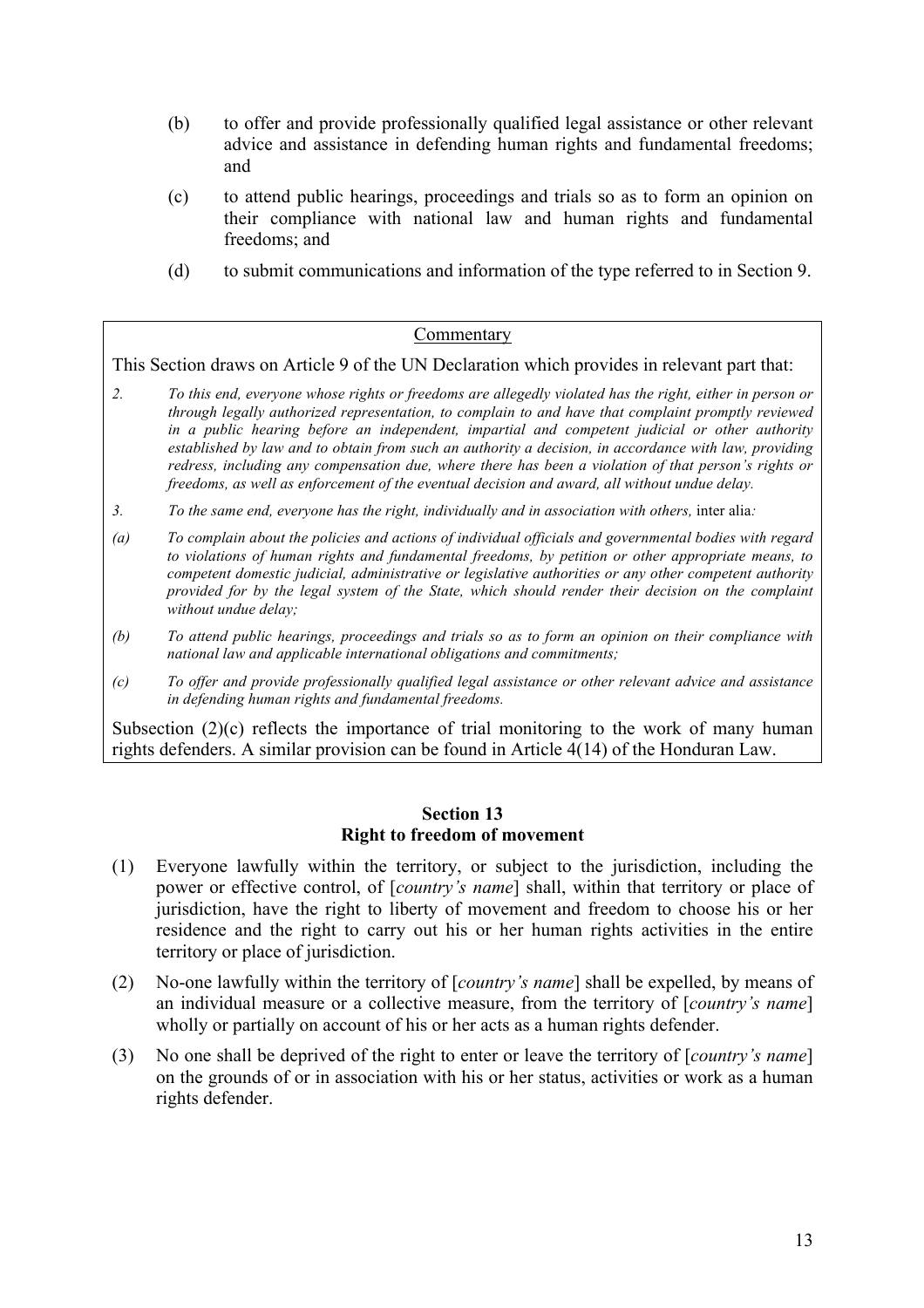(b) to offer and provide professionally qualified legal assistance or other relevant advice and assistance in defending human rights and fundamental freedoms; and

(c) to attend public hearings, proceedings and trials so as to form an opinion on their compliance with national law and human rights and fundamental freedoms; and

(d) to submit communications and information of the type referred to in Section 9.

> Commentary
>
> This Section draws on Article 9 of the UN Declaration which provides in relevant part that:
>
> *2. To this end, everyone whose rights or freedoms are allegedly violated has the right, either in person or through legally authorized representation, to complain to and have that complaint promptly reviewed in a public hearing before an independent, impartial and competent judicial or other authority established by law and to obtain from such an authority a decision, in accordance with law, providing redress, including any compensation due, where there has been a violation of that person's rights or freedoms, as well as enforcement of the eventual decision and award, all without undue delay.*
>
> *3. To the same end, everyone has the right, individually and in association with others,* inter alia*:*
>
> *(a) To complain about the policies and actions of individual officials and governmental bodies with regard to violations of human rights and fundamental freedoms, by petition or other appropriate means, to competent domestic judicial, administrative or legislative authorities or any other competent authority provided for by the legal system of the State, which should render their decision on the complaint without undue delay;*
>
> *(b) To attend public hearings, proceedings and trials so as to form an opinion on their compliance with national law and applicable international obligations and commitments;*
>
> *(c) To offer and provide professionally qualified legal assistance or other relevant advice and assistance in defending human rights and fundamental freedoms.*
>
> Subsection (2)(c) reflects the importance of trial monitoring to the work of many human rights defenders. A similar provision can be found in Article 4(14) of the Honduran Law.

## Section 13
## Right to freedom of movement

(1) Everyone lawfully within the territory, or subject to the jurisdiction, including the power or effective control, of [*country's name*] shall, within that territory or place of jurisdiction, have the right to liberty of movement and freedom to choose his or her residence and the right to carry out his or her human rights activities in the entire territory or place of jurisdiction.

(2) No-one lawfully within the territory of [*country's name*] shall be expelled, by means of an individual measure or a collective measure, from the territory of [*country's name*] wholly or partially on account of his or her acts as a human rights defender.

(3) No one shall be deprived of the right to enter or leave the territory of [*country's name*] on the grounds of or in association with his or her status, activities or work as a human rights defender.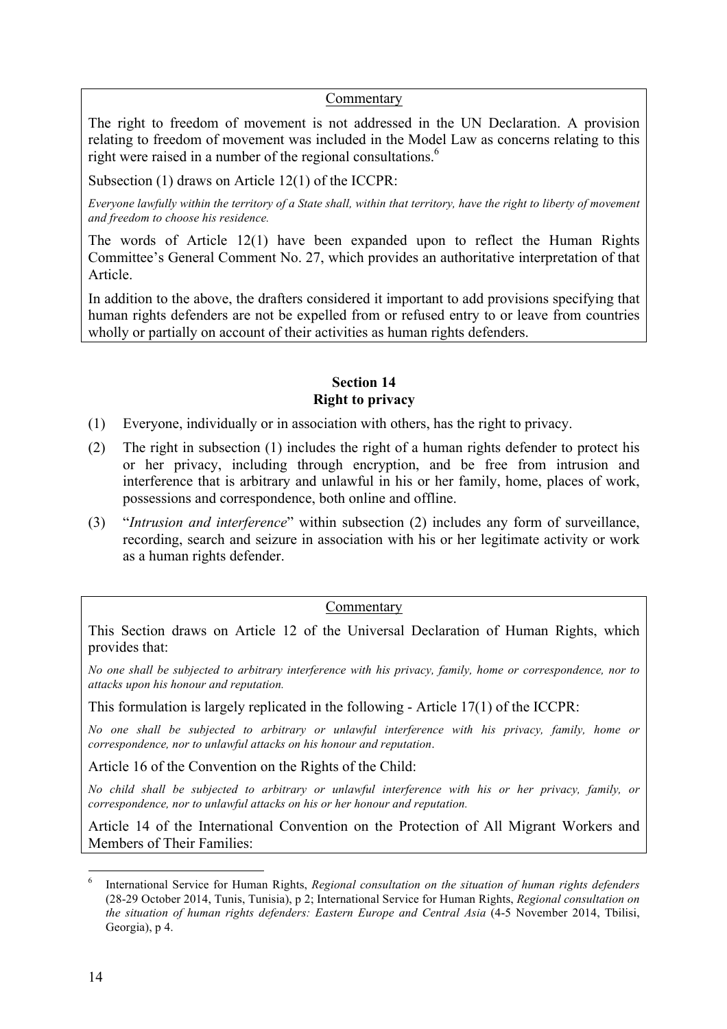Commentary

The right to freedom of movement is not addressed in the UN Declaration. A provision relating to freedom of movement was included in the Model Law as concerns relating to this right were raised in a number of the regional consultations.[6]

Subsection (1) draws on Article 12(1) of the ICCPR:

*Everyone lawfully within the territory of a State shall, within that territory, have the right to liberty of movement and freedom to choose his residence.*

The words of Article 12(1) have been expanded upon to reflect the Human Rights Committee's General Comment No. 27, which provides an authoritative interpretation of that Article.

In addition to the above, the drafters considered it important to add provisions specifying that human rights defenders are not be expelled from or refused entry to or leave from countries wholly or partially on account of their activities as human rights defenders.

## Section 14
## Right to privacy

(1) Everyone, individually or in association with others, has the right to privacy.

(2) The right in subsection (1) includes the right of a human rights defender to protect his or her privacy, including through encryption, and be free from intrusion and interference that is arbitrary and unlawful in his or her family, home, places of work, possessions and correspondence, both online and offline.

(3) "*Intrusion and interference*" within subsection (2) includes any form of surveillance, recording, search and seizure in association with his or her legitimate activity or work as a human rights defender.

Commentary

This Section draws on Article 12 of the Universal Declaration of Human Rights, which provides that:

*No one shall be subjected to arbitrary interference with his privacy, family, home or correspondence, nor to attacks upon his honour and reputation.*

This formulation is largely replicated in the following - Article 17(1) of the ICCPR:

*No one shall be subjected to arbitrary or unlawful interference with his privacy, family, home or correspondence, nor to unlawful attacks on his honour and reputation*.

Article 16 of the Convention on the Rights of the Child:

*No child shall be subjected to arbitrary or unlawful interference with his or her privacy, family, or correspondence, nor to unlawful attacks on his or her honour and reputation.*

Article 14 of the International Convention on the Protection of All Migrant Workers and Members of Their Families:

---

[6] International Service for Human Rights, *Regional consultation on the situation of human rights defenders* (28-29 October 2014, Tunis, Tunisia), p 2; International Service for Human Rights, *Regional consultation on the situation of human rights defenders: Eastern Europe and Central Asia* (4-5 November 2014, Tbilisi, Georgia), p 4.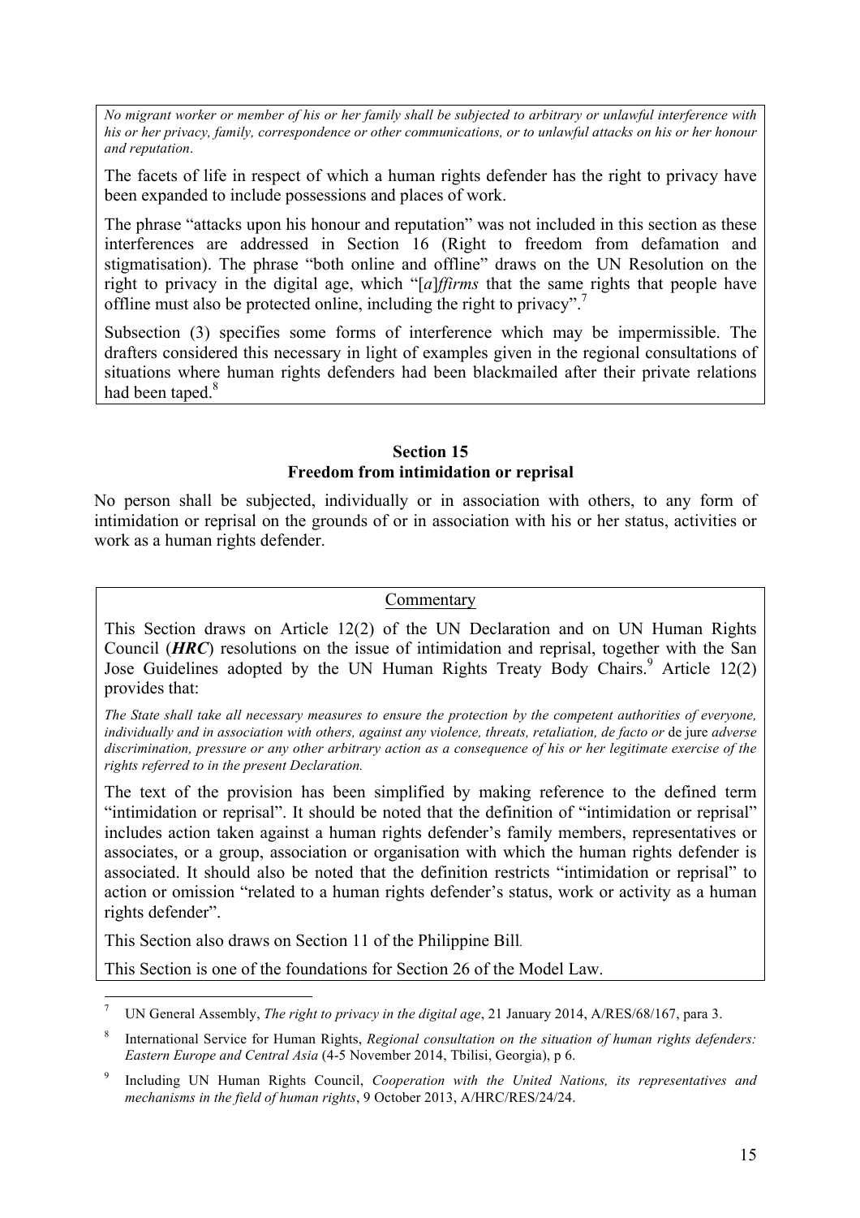*No migrant worker or member of his or her family shall be subjected to arbitrary or unlawful interference with his or her privacy, family, correspondence or other communications, or to unlawful attacks on his or her honour and reputation*.

The facets of life in respect of which a human rights defender has the right to privacy have been expanded to include possessions and places of work.

The phrase "attacks upon his honour and reputation" was not included in this section as these interferences are addressed in Section 16 (Right to freedom from defamation and stigmatisation). The phrase "both online and offline" draws on the UN Resolution on the right to privacy in the digital age, which "[*a*]*ffirms* that the same rights that people have offline must also be protected online, including the right to privacy".[7]

Subsection (3) specifies some forms of interference which may be impermissible. The drafters considered this necessary in light of examples given in the regional consultations of situations where human rights defenders had been blackmailed after their private relations had been taped.[8]

### Section 15
### Freedom from intimidation or reprisal

No person shall be subjected, individually or in association with others, to any form of intimidation or reprisal on the grounds of or in association with his or her status, activities or work as a human rights defender.

Commentary

This Section draws on Article 12(2) of the UN Declaration and on UN Human Rights Council (***HRC***) resolutions on the issue of intimidation and reprisal, together with the San Jose Guidelines adopted by the UN Human Rights Treaty Body Chairs.[9] Article 12(2) provides that:

*The State shall take all necessary measures to ensure the protection by the competent authorities of everyone, individually and in association with others, against any violence, threats, retaliation, de facto or* de jure *adverse discrimination, pressure or any other arbitrary action as a consequence of his or her legitimate exercise of the rights referred to in the present Declaration.*

The text of the provision has been simplified by making reference to the defined term "intimidation or reprisal". It should be noted that the definition of "intimidation or reprisal" includes action taken against a human rights defender's family members, representatives or associates, or a group, association or organisation with which the human rights defender is associated. It should also be noted that the definition restricts "intimidation or reprisal" to action or omission "related to a human rights defender's status, work or activity as a human rights defender".

This Section also draws on Section 11 of the Philippine Bill.

This Section is one of the foundations for Section 26 of the Model Law.

---

[7] UN General Assembly, *The right to privacy in the digital age*, 21 January 2014, A/RES/68/167, para 3.

[8] International Service for Human Rights, *Regional consultation on the situation of human rights defenders: Eastern Europe and Central Asia* (4-5 November 2014, Tbilisi, Georgia), p 6.

[9] Including UN Human Rights Council, *Cooperation with the United Nations, its representatives and mechanisms in the field of human rights*, 9 October 2013, A/HRC/RES/24/24.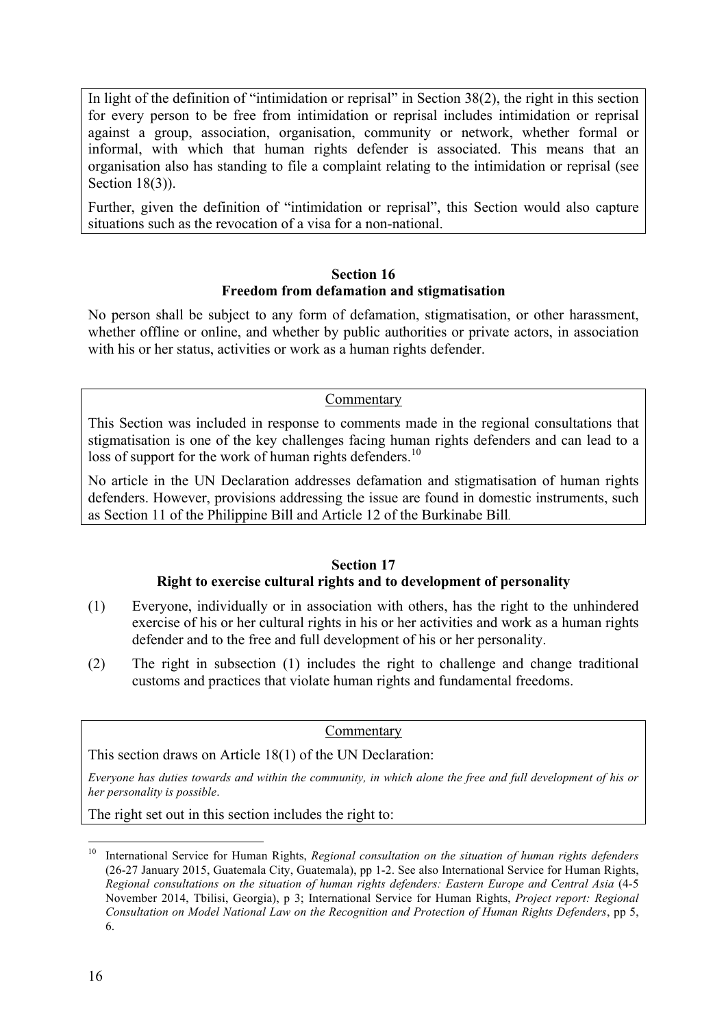In light of the definition of "intimidation or reprisal" in Section 38(2), the right in this section for every person to be free from intimidation or reprisal includes intimidation or reprisal against a group, association, organisation, community or network, whether formal or informal, with which that human rights defender is associated. This means that an organisation also has standing to file a complaint relating to the intimidation or reprisal (see Section 18(3)).

Further, given the definition of "intimidation or reprisal", this Section would also capture situations such as the revocation of a visa for a non-national.

### Section 16
### Freedom from defamation and stigmatisation

No person shall be subject to any form of defamation, stigmatisation, or other harassment, whether offline or online, and whether by public authorities or private actors, in association with his or her status, activities or work as a human rights defender.

Commentary

This Section was included in response to comments made in the regional consultations that stigmatisation is one of the key challenges facing human rights defenders and can lead to a loss of support for the work of human rights defenders.[10]

No article in the UN Declaration addresses defamation and stigmatisation of human rights defenders. However, provisions addressing the issue are found in domestic instruments, such as Section 11 of the Philippine Bill and Article 12 of the Burkinabe Bill.

### Section 17
### Right to exercise cultural rights and to development of personality

(1) Everyone, individually or in association with others, has the right to the unhindered exercise of his or her cultural rights in his or her activities and work as a human rights defender and to the free and full development of his or her personality.

(2) The right in subsection (1) includes the right to challenge and change traditional customs and practices that violate human rights and fundamental freedoms.

Commentary

This section draws on Article 18(1) of the UN Declaration:

*Everyone has duties towards and within the community, in which alone the free and full development of his or her personality is possible.*

The right set out in this section includes the right to:

[10] International Service for Human Rights, *Regional consultation on the situation of human rights defenders* (26-27 January 2015, Guatemala City, Guatemala), pp 1-2. See also International Service for Human Rights, *Regional consultations on the situation of human rights defenders: Eastern Europe and Central Asia* (4-5 November 2014, Tbilisi, Georgia), p 3; International Service for Human Rights, *Project report: Regional Consultation on Model National Law on the Recognition and Protection of Human Rights Defenders*, pp 5, 6.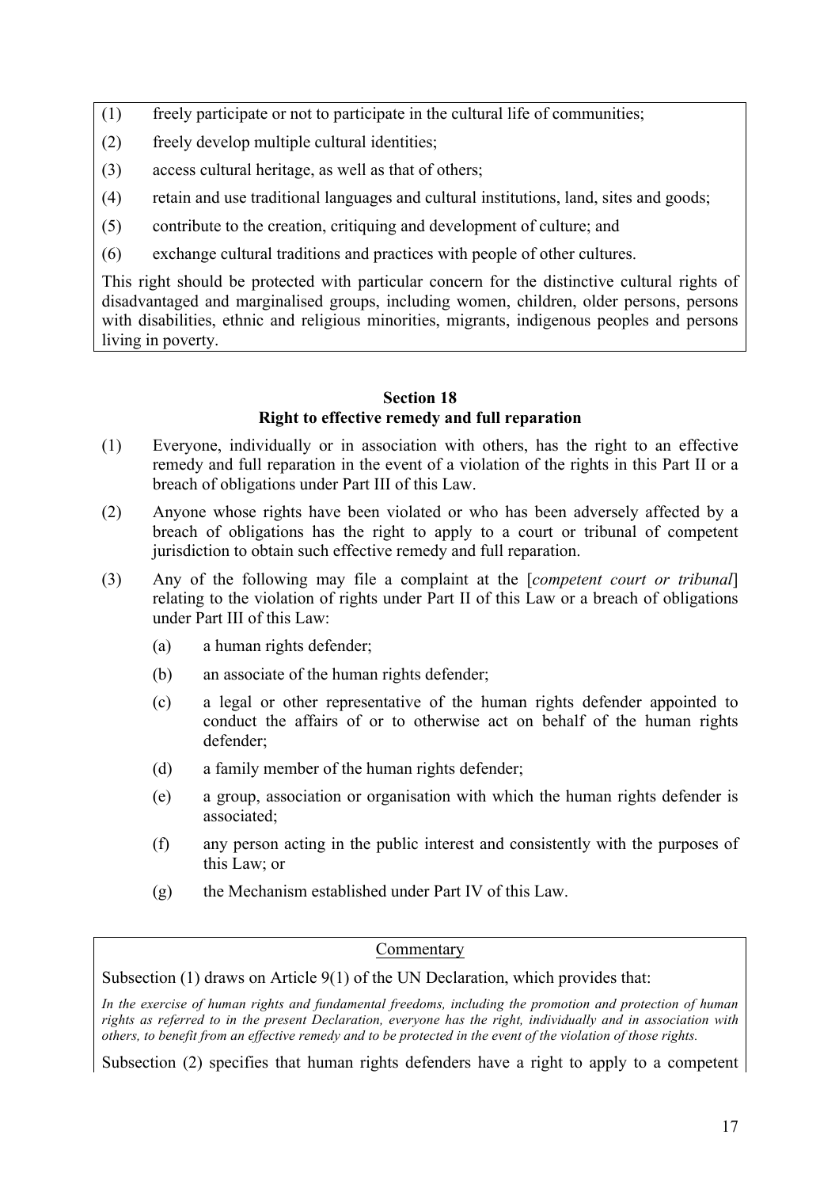(1) freely participate or not to participate in the cultural life of communities;

(2) freely develop multiple cultural identities;

(3) access cultural heritage, as well as that of others;

(4) retain and use traditional languages and cultural institutions, land, sites and goods;

(5) contribute to the creation, critiquing and development of culture; and

(6) exchange cultural traditions and practices with people of other cultures.

This right should be protected with particular concern for the distinctive cultural rights of disadvantaged and marginalised groups, including women, children, older persons, persons with disabilities, ethnic and religious minorities, migrants, indigenous peoples and persons living in poverty.

### Section 18
### Right to effective remedy and full reparation

(1) Everyone, individually or in association with others, has the right to an effective remedy and full reparation in the event of a violation of the rights in this Part II or a breach of obligations under Part III of this Law.

(2) Anyone whose rights have been violated or who has been adversely affected by a breach of obligations has the right to apply to a court or tribunal of competent jurisdiction to obtain such effective remedy and full reparation.

(3) Any of the following may file a complaint at the [*competent court or tribunal*] relating to the violation of rights under Part II of this Law or a breach of obligations under Part III of this Law:

   (a) a human rights defender;

   (b) an associate of the human rights defender;

   (c) a legal or other representative of the human rights defender appointed to conduct the affairs of or to otherwise act on behalf of the human rights defender;

   (d) a family member of the human rights defender;

   (e) a group, association or organisation with which the human rights defender is associated;

   (f) any person acting in the public interest and consistently with the purposes of this Law; or

   (g) the Mechanism established under Part IV of this Law.

<u>Commentary</u>

Subsection (1) draws on Article 9(1) of the UN Declaration, which provides that:

*In the exercise of human rights and fundamental freedoms, including the promotion and protection of human rights as referred to in the present Declaration, everyone has the right, individually and in association with others, to benefit from an effective remedy and to be protected in the event of the violation of those rights.*

Subsection (2) specifies that human rights defenders have a right to apply to a competent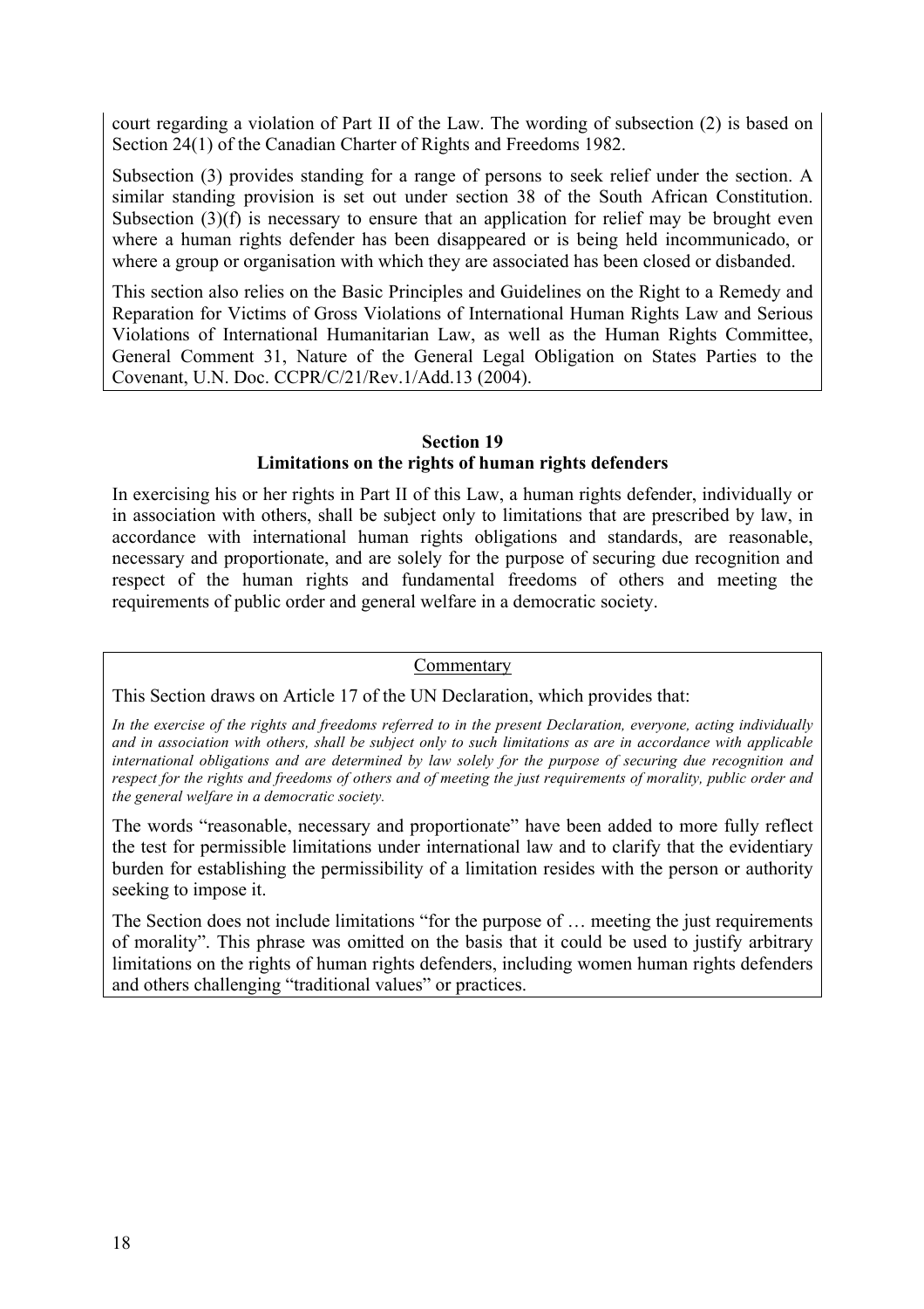court regarding a violation of Part II of the Law. The wording of subsection (2) is based on Section 24(1) of the Canadian Charter of Rights and Freedoms 1982.

Subsection (3) provides standing for a range of persons to seek relief under the section. A similar standing provision is set out under section 38 of the South African Constitution. Subsection (3)(f) is necessary to ensure that an application for relief may be brought even where a human rights defender has been disappeared or is being held incommunicado, or where a group or organisation with which they are associated has been closed or disbanded.

This section also relies on the Basic Principles and Guidelines on the Right to a Remedy and Reparation for Victims of Gross Violations of International Human Rights Law and Serious Violations of International Humanitarian Law, as well as the Human Rights Committee, General Comment 31, Nature of the General Legal Obligation on States Parties to the Covenant, U.N. Doc. CCPR/C/21/Rev.1/Add.13 (2004).

## Section 19
## Limitations on the rights of human rights defenders

In exercising his or her rights in Part II of this Law, a human rights defender, individually or in association with others, shall be subject only to limitations that are prescribed by law, in accordance with international human rights obligations and standards, are reasonable, necessary and proportionate, and are solely for the purpose of securing due recognition and respect of the human rights and fundamental freedoms of others and meeting the requirements of public order and general welfare in a democratic society.

Commentary

This Section draws on Article 17 of the UN Declaration, which provides that:

*In the exercise of the rights and freedoms referred to in the present Declaration, everyone, acting individually and in association with others, shall be subject only to such limitations as are in accordance with applicable international obligations and are determined by law solely for the purpose of securing due recognition and respect for the rights and freedoms of others and of meeting the just requirements of morality, public order and the general welfare in a democratic society.*

The words "reasonable, necessary and proportionate" have been added to more fully reflect the test for permissible limitations under international law and to clarify that the evidentiary burden for establishing the permissibility of a limitation resides with the person or authority seeking to impose it.

The Section does not include limitations "for the purpose of … meeting the just requirements of morality". This phrase was omitted on the basis that it could be used to justify arbitrary limitations on the rights of human rights defenders, including women human rights defenders and others challenging "traditional values" or practices.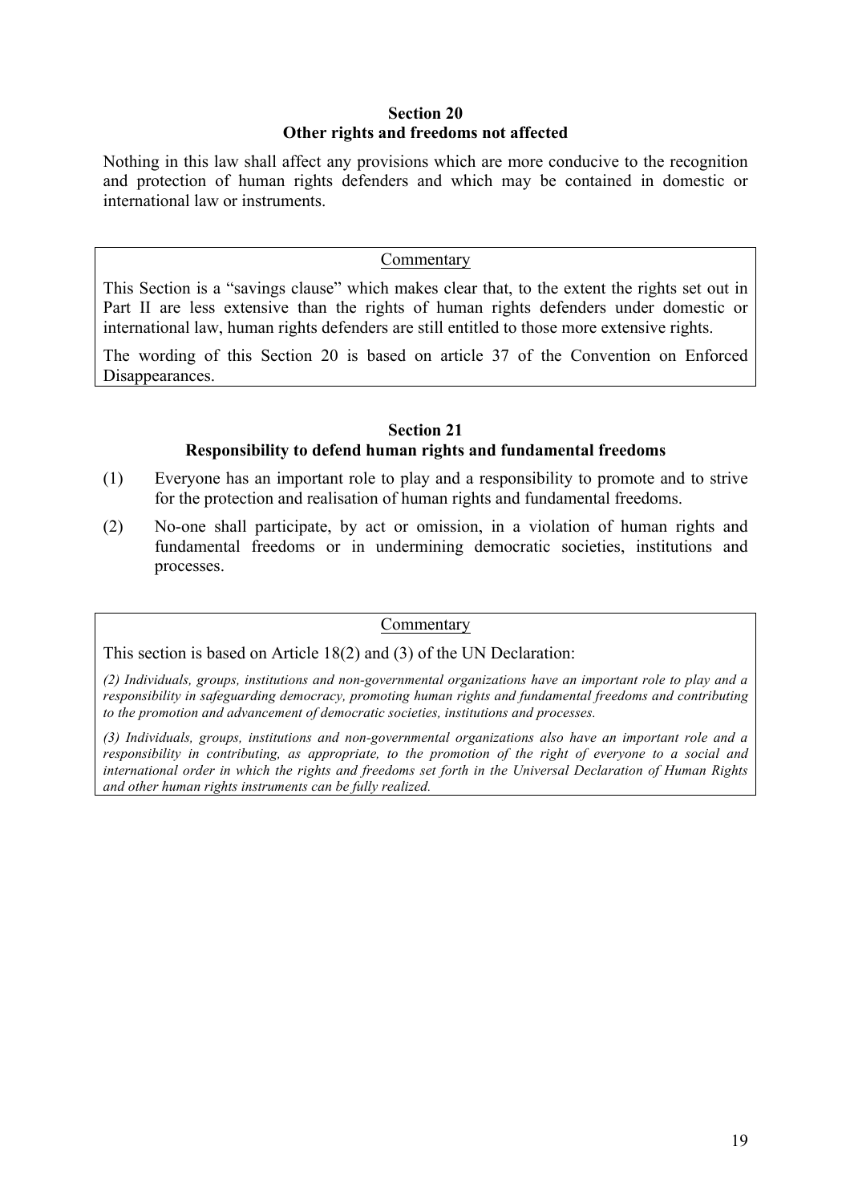## Section 20
## Other rights and freedoms not affected

Nothing in this law shall affect any provisions which are more conducive to the recognition and protection of human rights defenders and which may be contained in domestic or international law or instruments.

> <u>Commentary</u>
>
> This Section is a "savings clause" which makes clear that, to the extent the rights set out in Part II are less extensive than the rights of human rights defenders under domestic or international law, human rights defenders are still entitled to those more extensive rights.
>
> The wording of this Section 20 is based on article 37 of the Convention on Enforced Disappearances.

## Section 21
## Responsibility to defend human rights and fundamental freedoms

(1) Everyone has an important role to play and a responsibility to promote and to strive for the protection and realisation of human rights and fundamental freedoms.

(2) No-one shall participate, by act or omission, in a violation of human rights and fundamental freedoms or in undermining democratic societies, institutions and processes.

> <u>Commentary</u>
>
> This section is based on Article 18(2) and (3) of the UN Declaration:
>
> *(2) Individuals, groups, institutions and non-governmental organizations have an important role to play and a responsibility in safeguarding democracy, promoting human rights and fundamental freedoms and contributing to the promotion and advancement of democratic societies, institutions and processes.*
>
> *(3) Individuals, groups, institutions and non-governmental organizations also have an important role and a responsibility in contributing, as appropriate, to the promotion of the right of everyone to a social and international order in which the rights and freedoms set forth in the Universal Declaration of Human Rights and other human rights instruments can be fully realized.*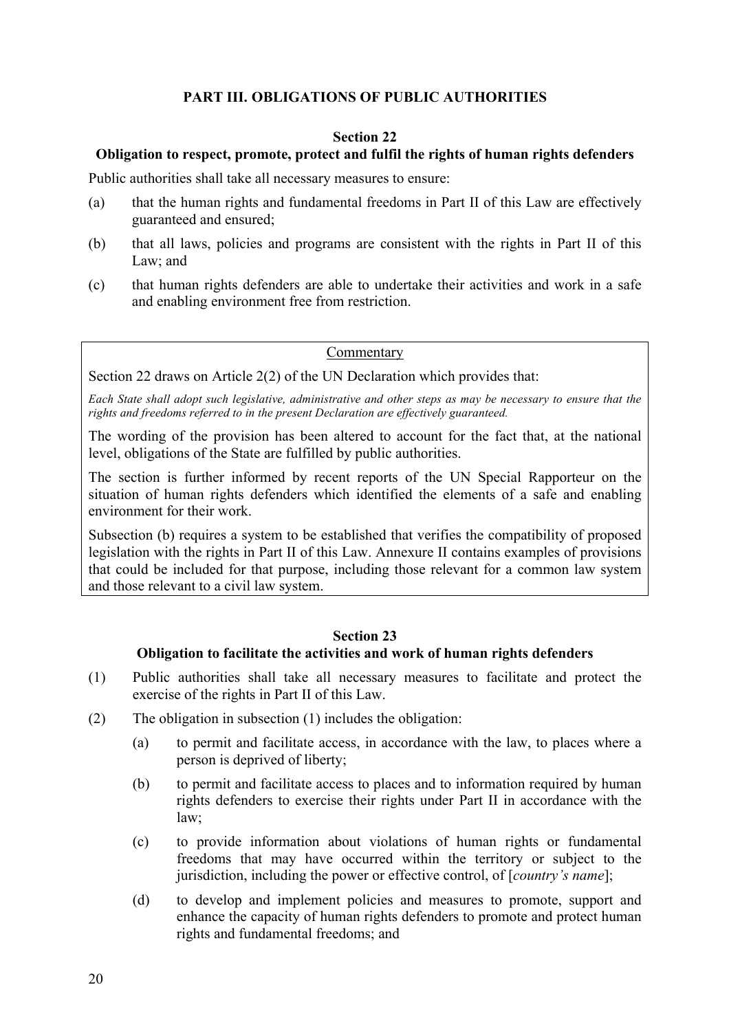## PART III. OBLIGATIONS OF PUBLIC AUTHORITIES

### Section 22

### Obligation to respect, promote, protect and fulfil the rights of human rights defenders

Public authorities shall take all necessary measures to ensure:

(a) that the human rights and fundamental freedoms in Part II of this Law are effectively guaranteed and ensured;

(b) that all laws, policies and programs are consistent with the rights in Part II of this Law; and

(c) that human rights defenders are able to undertake their activities and work in a safe and enabling environment free from restriction.

> Commentary
>
> Section 22 draws on Article 2(2) of the UN Declaration which provides that:
>
> *Each State shall adopt such legislative, administrative and other steps as may be necessary to ensure that the rights and freedoms referred to in the present Declaration are effectively guaranteed.*
>
> The wording of the provision has been altered to account for the fact that, at the national level, obligations of the State are fulfilled by public authorities.
>
> The section is further informed by recent reports of the UN Special Rapporteur on the situation of human rights defenders which identified the elements of a safe and enabling environment for their work.
>
> Subsection (b) requires a system to be established that verifies the compatibility of proposed legislation with the rights in Part II of this Law. Annexure II contains examples of provisions that could be included for that purpose, including those relevant for a common law system and those relevant to a civil law system.

### Section 23

### Obligation to facilitate the activities and work of human rights defenders

(1) Public authorities shall take all necessary measures to facilitate and protect the exercise of the rights in Part II of this Law.

(2) The obligation in subsection (1) includes the obligation:

  (a) to permit and facilitate access, in accordance with the law, to places where a person is deprived of liberty;

  (b) to permit and facilitate access to places and to information required by human rights defenders to exercise their rights under Part II in accordance with the law;

  (c) to provide information about violations of human rights or fundamental freedoms that may have occurred within the territory or subject to the jurisdiction, including the power or effective control, of [*country's name*];

  (d) to develop and implement policies and measures to promote, support and enhance the capacity of human rights defenders to promote and protect human rights and fundamental freedoms; and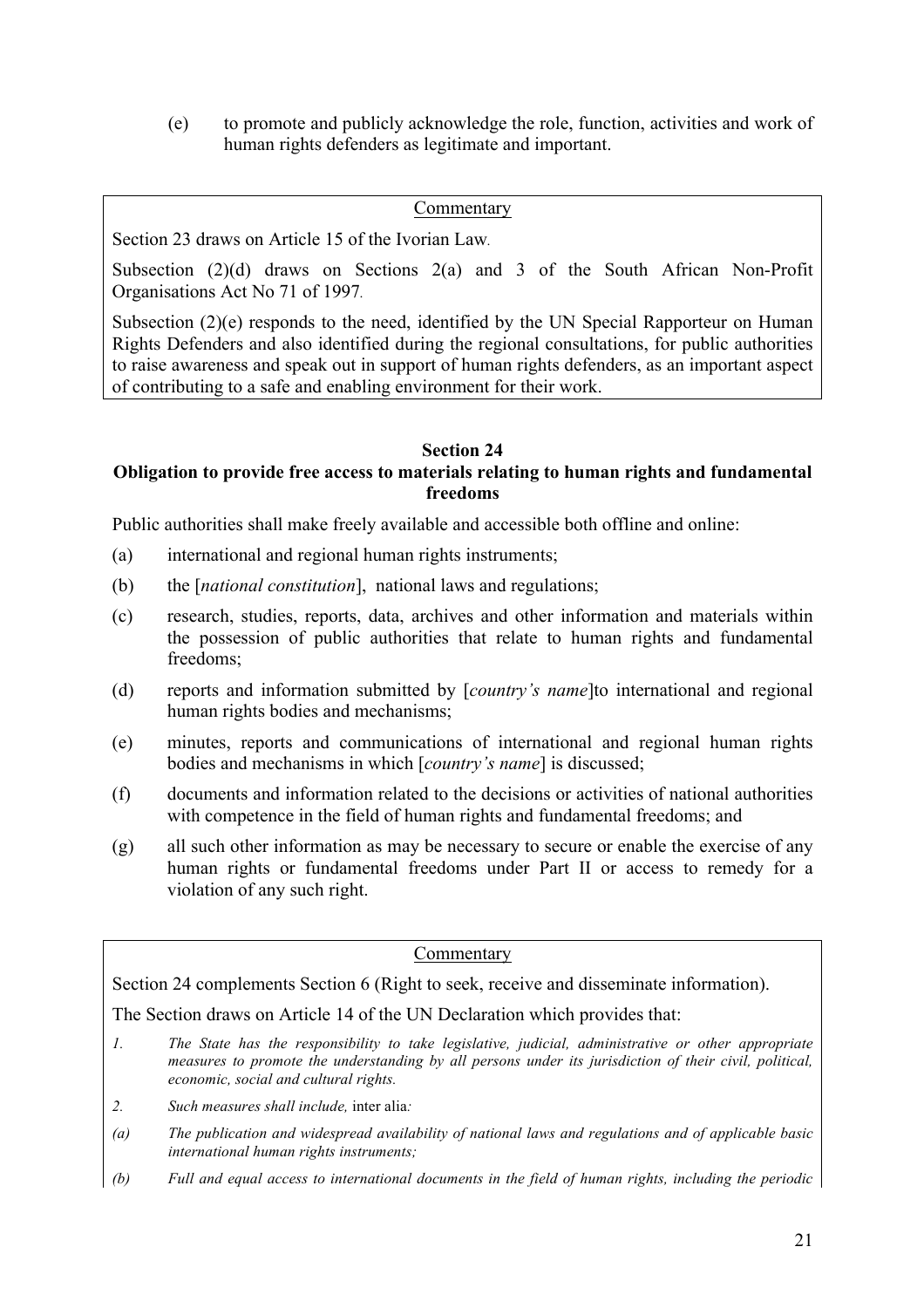(e) to promote and publicly acknowledge the role, function, activities and work of human rights defenders as legitimate and important.

> Commentary
>
> Section 23 draws on Article 15 of the Ivorian Law.
>
> Subsection (2)(d) draws on Sections 2(a) and 3 of the South African Non-Profit Organisations Act No 71 of 1997.
>
> Subsection (2)(e) responds to the need, identified by the UN Special Rapporteur on Human Rights Defenders and also identified during the regional consultations, for public authorities to raise awareness and speak out in support of human rights defenders, as an important aspect of contributing to a safe and enabling environment for their work.

### Section 24
### Obligation to provide free access to materials relating to human rights and fundamental freedoms

Public authorities shall make freely available and accessible both offline and online:

(a) international and regional human rights instruments;

(b) the [*national constitution*], national laws and regulations;

(c) research, studies, reports, data, archives and other information and materials within the possession of public authorities that relate to human rights and fundamental freedoms;

(d) reports and information submitted by [*country's name*]to international and regional human rights bodies and mechanisms;

(e) minutes, reports and communications of international and regional human rights bodies and mechanisms in which [*country's name*] is discussed;

(f) documents and information related to the decisions or activities of national authorities with competence in the field of human rights and fundamental freedoms; and

(g) all such other information as may be necessary to secure or enable the exercise of any human rights or fundamental freedoms under Part II or access to remedy for a violation of any such right.

> Commentary
>
> Section 24 complements Section 6 (Right to seek, receive and disseminate information).
>
> The Section draws on Article 14 of the UN Declaration which provides that:
>
> *1. The State has the responsibility to take legislative, judicial, administrative or other appropriate measures to promote the understanding by all persons under its jurisdiction of their civil, political, economic, social and cultural rights.*
>
> *2. Such measures shall include,* inter alia*:*
>
> *(a) The publication and widespread availability of national laws and regulations and of applicable basic international human rights instruments;*
>
> *(b) Full and equal access to international documents in the field of human rights, including the periodic*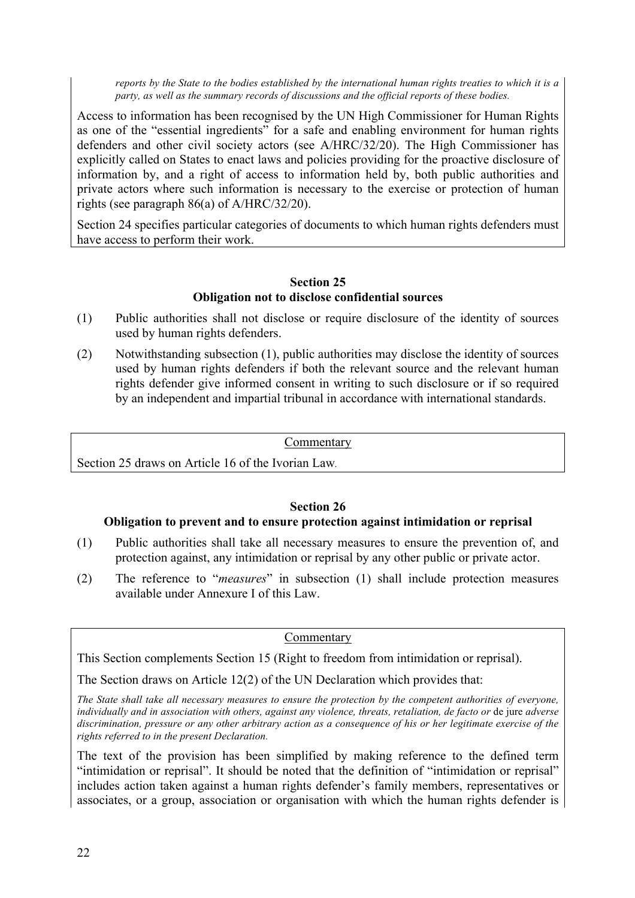*reports by the State to the bodies established by the international human rights treaties to which it is a party, as well as the summary records of discussions and the official reports of these bodies.*

Access to information has been recognised by the UN High Commissioner for Human Rights as one of the "essential ingredients" for a safe and enabling environment for human rights defenders and other civil society actors (see A/HRC/32/20). The High Commissioner has explicitly called on States to enact laws and policies providing for the proactive disclosure of information by, and a right of access to information held by, both public authorities and private actors where such information is necessary to the exercise or protection of human rights (see paragraph 86(a) of A/HRC/32/20).

Section 24 specifies particular categories of documents to which human rights defenders must have access to perform their work.

### Section 25
### Obligation not to disclose confidential sources

(1) Public authorities shall not disclose or require disclosure of the identity of sources used by human rights defenders.

(2) Notwithstanding subsection (1), public authorities may disclose the identity of sources used by human rights defenders if both the relevant source and the relevant human rights defender give informed consent in writing to such disclosure or if so required by an independent and impartial tribunal in accordance with international standards.

Commentary

Section 25 draws on Article 16 of the Ivorian Law.

### Section 26
### Obligation to prevent and to ensure protection against intimidation or reprisal

(1) Public authorities shall take all necessary measures to ensure the prevention of, and protection against, any intimidation or reprisal by any other public or private actor.

(2) The reference to "*measures*" in subsection (1) shall include protection measures available under Annexure I of this Law.

Commentary

This Section complements Section 15 (Right to freedom from intimidation or reprisal).

The Section draws on Article 12(2) of the UN Declaration which provides that:

*The State shall take all necessary measures to ensure the protection by the competent authorities of everyone, individually and in association with others, against any violence, threats, retaliation, de facto or* de jure *adverse discrimination, pressure or any other arbitrary action as a consequence of his or her legitimate exercise of the rights referred to in the present Declaration.*

The text of the provision has been simplified by making reference to the defined term "intimidation or reprisal". It should be noted that the definition of "intimidation or reprisal" includes action taken against a human rights defender's family members, representatives or associates, or a group, association or organisation with which the human rights defender is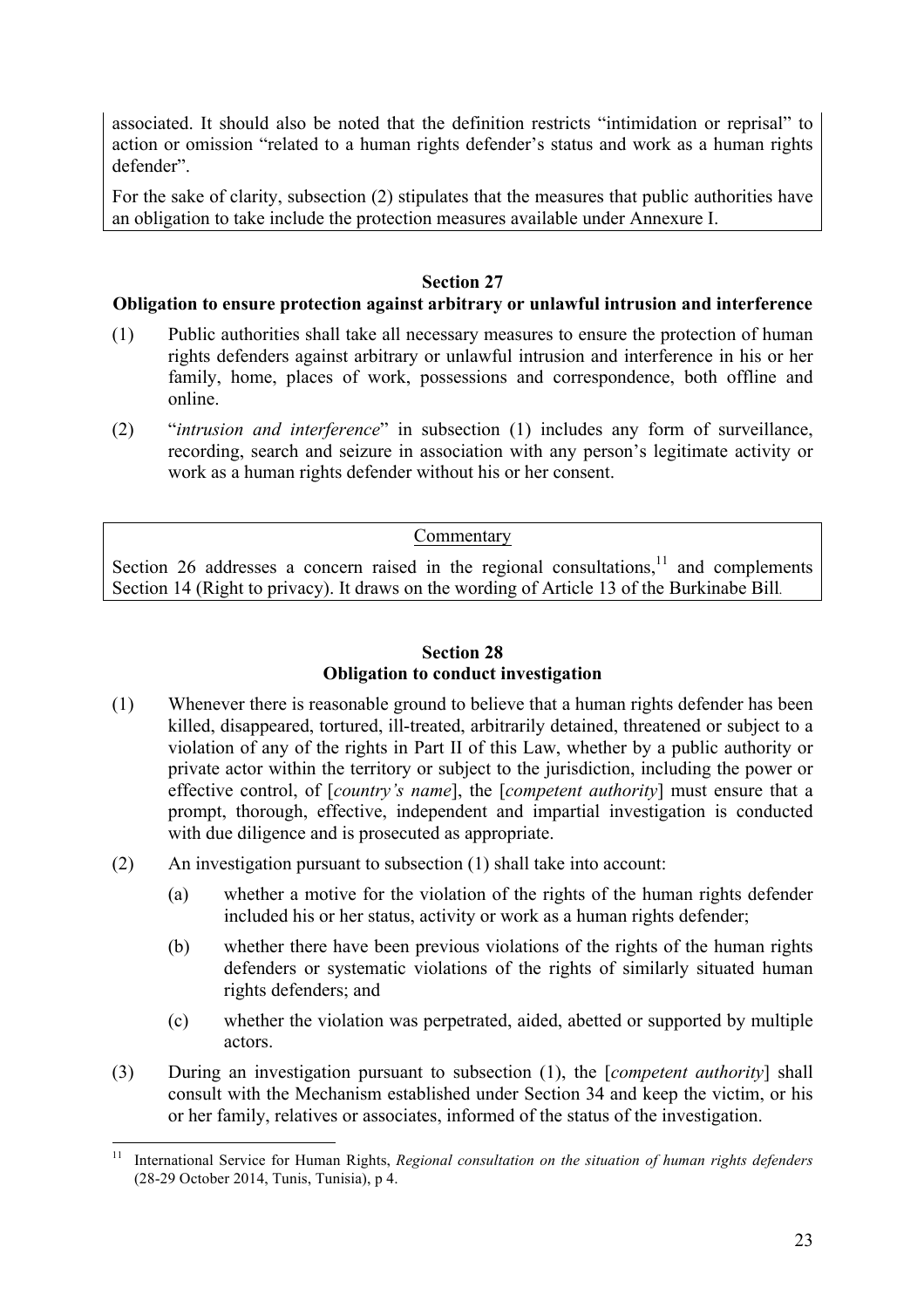associated. It should also be noted that the definition restricts "intimidation or reprisal" to action or omission "related to a human rights defender's status and work as a human rights defender".

For the sake of clarity, subsection (2) stipulates that the measures that public authorities have an obligation to take include the protection measures available under Annexure I.

## Section 27
## Obligation to ensure protection against arbitrary or unlawful intrusion and interference

(1) Public authorities shall take all necessary measures to ensure the protection of human rights defenders against arbitrary or unlawful intrusion and interference in his or her family, home, places of work, possessions and correspondence, both offline and online.

(2) "*intrusion and interference*" in subsection (1) includes any form of surveillance, recording, search and seizure in association with any person's legitimate activity or work as a human rights defender without his or her consent.

Commentary

Section 26 addresses a concern raised in the regional consultations,[11] and complements Section 14 (Right to privacy). It draws on the wording of Article 13 of the Burkinabe Bill.

## Section 28
## Obligation to conduct investigation

(1) Whenever there is reasonable ground to believe that a human rights defender has been killed, disappeared, tortured, ill-treated, arbitrarily detained, threatened or subject to a violation of any of the rights in Part II of this Law, whether by a public authority or private actor within the territory or subject to the jurisdiction, including the power or effective control, of [*country's name*], the [*competent authority*] must ensure that a prompt, thorough, effective, independent and impartial investigation is conducted with due diligence and is prosecuted as appropriate.

(2) An investigation pursuant to subsection (1) shall take into account:

(a) whether a motive for the violation of the rights of the human rights defender included his or her status, activity or work as a human rights defender;

(b) whether there have been previous violations of the rights of the human rights defenders or systematic violations of the rights of similarly situated human rights defenders; and

(c) whether the violation was perpetrated, aided, abetted or supported by multiple actors.

(3) During an investigation pursuant to subsection (1), the [*competent authority*] shall consult with the Mechanism established under Section 34 and keep the victim, or his or her family, relatives or associates, informed of the status of the investigation.

[11] International Service for Human Rights, *Regional consultation on the situation of human rights defenders* (28-29 October 2014, Tunis, Tunisia), p 4.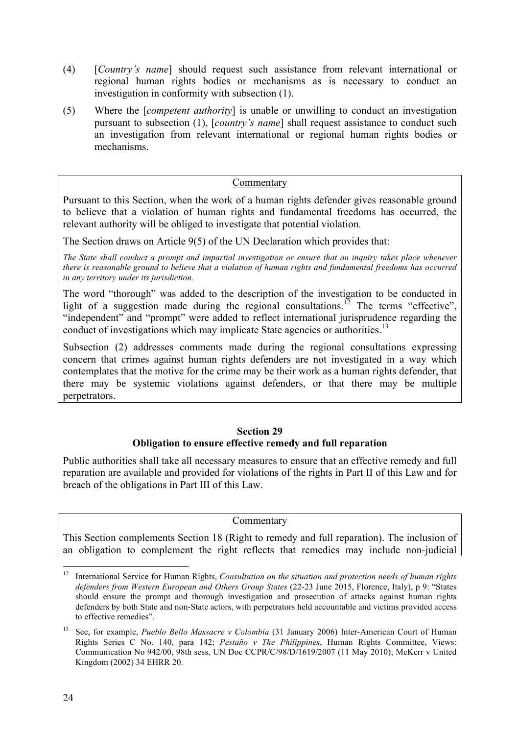(4) [*Country's name*] should request such assistance from relevant international or regional human rights bodies or mechanisms as is necessary to conduct an investigation in conformity with subsection (1).

(5) Where the [*competent authority*] is unable or unwilling to conduct an investigation pursuant to subsection (1), [*country's name*] shall request assistance to conduct such an investigation from relevant international or regional human rights bodies or mechanisms.

> Commentary
>
> Pursuant to this Section, when the work of a human rights defender gives reasonable ground to believe that a violation of human rights and fundamental freedoms has occurred, the relevant authority will be obliged to investigate that potential violation.
>
> The Section draws on Article 9(5) of the UN Declaration which provides that:
>
> *The State shall conduct a prompt and impartial investigation or ensure that an inquiry takes place whenever there is reasonable ground to believe that a violation of human rights and fundamental freedoms has occurred in any territory under its jurisdiction.*
>
> The word "thorough" was added to the description of the investigation to be conducted in light of a suggestion made during the regional consultations.[12] The terms "effective", "independent" and "prompt" were added to reflect international jurisprudence regarding the conduct of investigations which may implicate State agencies or authorities.[13]
>
> Subsection (2) addresses comments made during the regional consultations expressing concern that crimes against human rights defenders are not investigated in a way which contemplates that the motive for the crime may be their work as a human rights defender, that there may be systemic violations against defenders, or that there may be multiple perpetrators.

## Section 29
## Obligation to ensure effective remedy and full reparation

Public authorities shall take all necessary measures to ensure that an effective remedy and full reparation are available and provided for violations of the rights in Part II of this Law and for breach of the obligations in Part III of this Law.

> Commentary
>
> This Section complements Section 18 (Right to remedy and full reparation). The inclusion of an obligation to complement the right reflects that remedies may include non-judicial

---

[12] International Service for Human Rights, *Consultation on the situation and protection needs of human rights defenders from Western European and Others Group States* (22-23 June 2015, Florence, Italy), p 9: "States should ensure the prompt and thorough investigation and prosecution of attacks against human rights defenders by both State and non-State actors, with perpetrators held accountable and victims provided access to effective remedies".

[13] See, for example, *Pueblo Bello Massacre v Colombia* (31 January 2006) Inter-American Court of Human Rights Series C No. 140, para 142; *Pestaño v The Philippines*, Human Rights Committee, Views: Communication No 942/00, 98th sess, UN Doc CCPR/C/98/D/1619/2007 (11 May 2010); McKerr v United Kingdom (2002) 34 EHRR 20.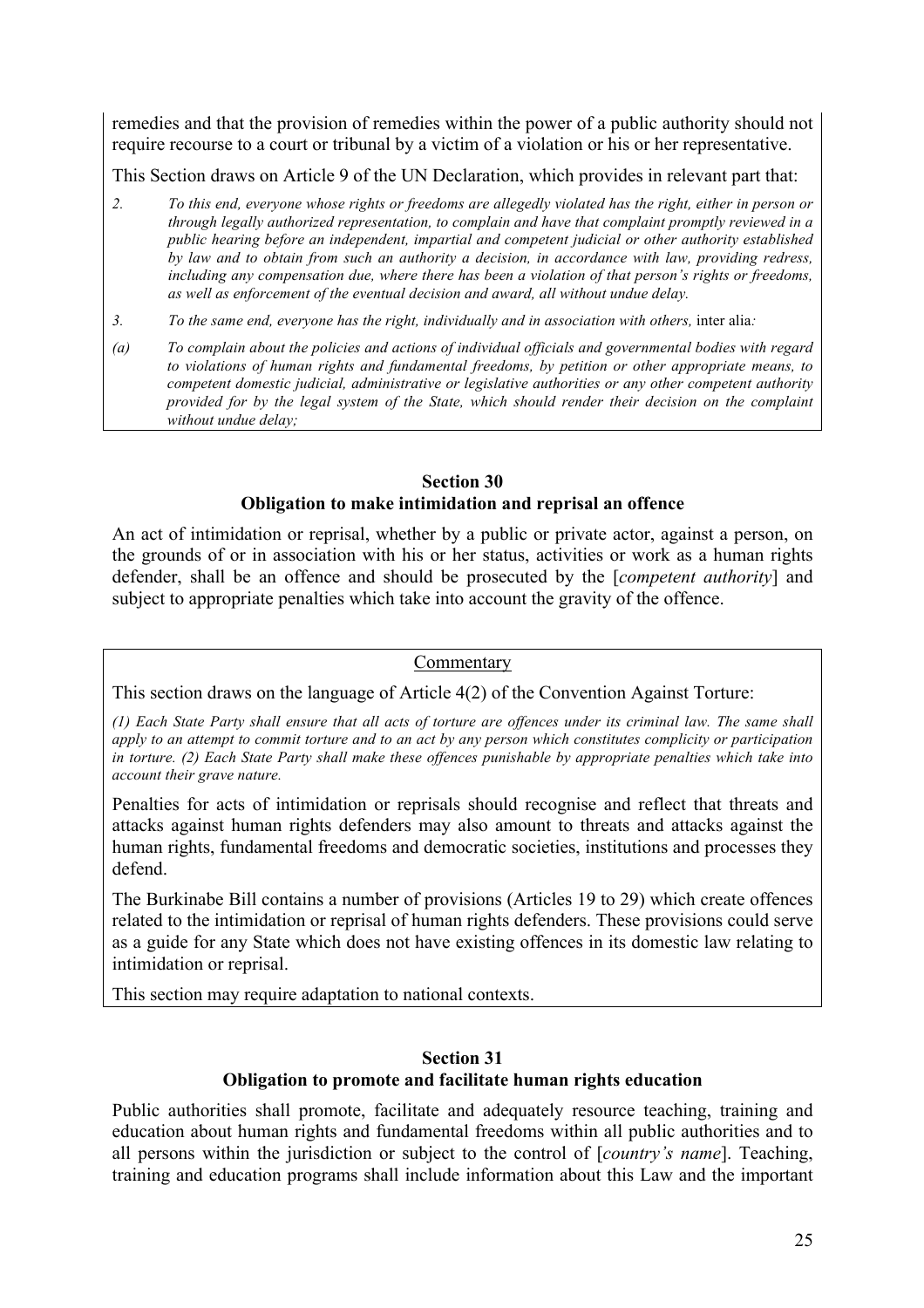remedies and that the provision of remedies within the power of a public authority should not require recourse to a court or tribunal by a victim of a violation or his or her representative.

This Section draws on Article 9 of the UN Declaration, which provides in relevant part that:

*2. To this end, everyone whose rights or freedoms are allegedly violated has the right, either in person or through legally authorized representation, to complain and have that complaint promptly reviewed in a public hearing before an independent, impartial and competent judicial or other authority established by law and to obtain from such an authority a decision, in accordance with law, providing redress, including any compensation due, where there has been a violation of that person's rights or freedoms, as well as enforcement of the eventual decision and award, all without undue delay.*

*3. To the same end, everyone has the right, individually and in association with others,* inter alia*:*

*(a) To complain about the policies and actions of individual officials and governmental bodies with regard to violations of human rights and fundamental freedoms, by petition or other appropriate means, to competent domestic judicial, administrative or legislative authorities or any other competent authority provided for by the legal system of the State, which should render their decision on the complaint without undue delay;*

**Section 30**
**Obligation to make intimidation and reprisal an offence**

An act of intimidation or reprisal, whether by a public or private actor, against a person, on the grounds of or in association with his or her status, activities or work as a human rights defender, shall be an offence and should be prosecuted by the [*competent authority*] and subject to appropriate penalties which take into account the gravity of the offence.

Commentary

This section draws on the language of Article 4(2) of the Convention Against Torture:

*(1) Each State Party shall ensure that all acts of torture are offences under its criminal law. The same shall apply to an attempt to commit torture and to an act by any person which constitutes complicity or participation in torture. (2) Each State Party shall make these offences punishable by appropriate penalties which take into account their grave nature.*

Penalties for acts of intimidation or reprisals should recognise and reflect that threats and attacks against human rights defenders may also amount to threats and attacks against the human rights, fundamental freedoms and democratic societies, institutions and processes they defend.

The Burkinabe Bill contains a number of provisions (Articles 19 to 29) which create offences related to the intimidation or reprisal of human rights defenders. These provisions could serve as a guide for any State which does not have existing offences in its domestic law relating to intimidation or reprisal.

This section may require adaptation to national contexts.

**Section 31**
**Obligation to promote and facilitate human rights education**

Public authorities shall promote, facilitate and adequately resource teaching, training and education about human rights and fundamental freedoms within all public authorities and to all persons within the jurisdiction or subject to the control of [*country's name*]. Teaching, training and education programs shall include information about this Law and the important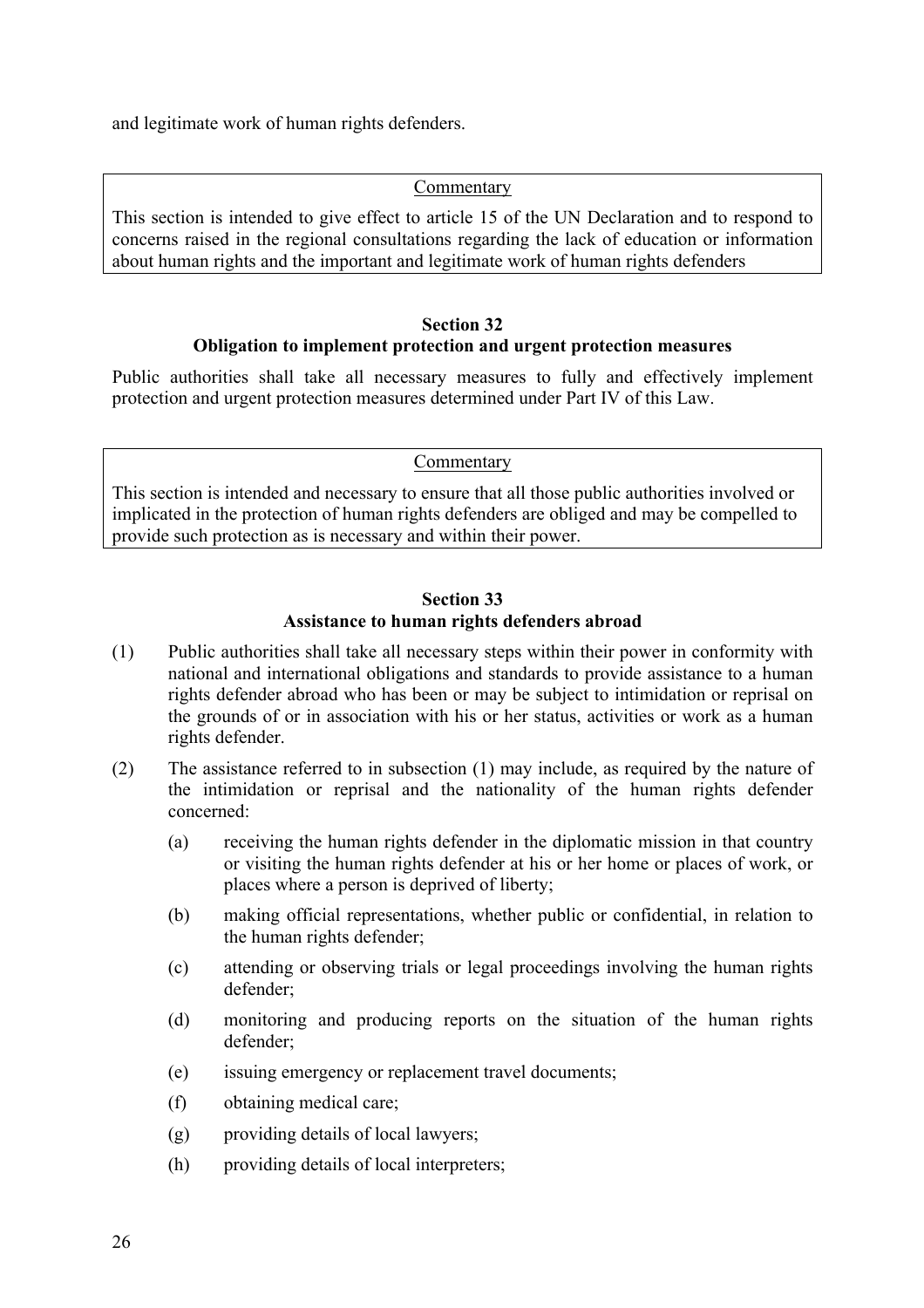and legitimate work of human rights defenders.

> <u>Commentary</u>
>
> This section is intended to give effect to article 15 of the UN Declaration and to respond to concerns raised in the regional consultations regarding the lack of education or information about human rights and the important and legitimate work of human rights defenders

### Section 32
### Obligation to implement protection and urgent protection measures

Public authorities shall take all necessary measures to fully and effectively implement protection and urgent protection measures determined under Part IV of this Law.

> <u>Commentary</u>
>
> This section is intended and necessary to ensure that all those public authorities involved or implicated in the protection of human rights defenders are obliged and may be compelled to provide such protection as is necessary and within their power.

### Section 33
### Assistance to human rights defenders abroad

(1) Public authorities shall take all necessary steps within their power in conformity with national and international obligations and standards to provide assistance to a human rights defender abroad who has been or may be subject to intimidation or reprisal on the grounds of or in association with his or her status, activities or work as a human rights defender.

(2) The assistance referred to in subsection (1) may include, as required by the nature of the intimidation or reprisal and the nationality of the human rights defender concerned:

- (a) receiving the human rights defender in the diplomatic mission in that country or visiting the human rights defender at his or her home or places of work, or places where a person is deprived of liberty;
- (b) making official representations, whether public or confidential, in relation to the human rights defender;
- (c) attending or observing trials or legal proceedings involving the human rights defender;
- (d) monitoring and producing reports on the situation of the human rights defender;
- (e) issuing emergency or replacement travel documents;
- (f) obtaining medical care;
- (g) providing details of local lawyers;
- (h) providing details of local interpreters;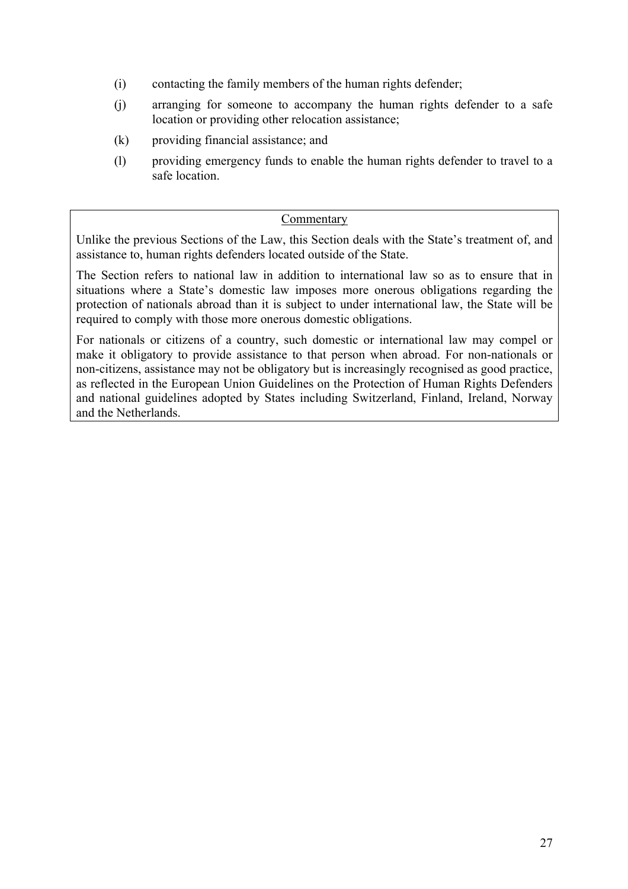(i) contacting the family members of the human rights defender;

(j) arranging for someone to accompany the human rights defender to a safe location or providing other relocation assistance;

(k) providing financial assistance; and

(l) providing emergency funds to enable the human rights defender to travel to a safe location.

<u>Commentary</u>

Unlike the previous Sections of the Law, this Section deals with the State's treatment of, and assistance to, human rights defenders located outside of the State.

The Section refers to national law in addition to international law so as to ensure that in situations where a State's domestic law imposes more onerous obligations regarding the protection of nationals abroad than it is subject to under international law, the State will be required to comply with those more onerous domestic obligations.

For nationals or citizens of a country, such domestic or international law may compel or make it obligatory to provide assistance to that person when abroad. For non-nationals or non-citizens, assistance may not be obligatory but is increasingly recognised as good practice, as reflected in the European Union Guidelines on the Protection of Human Rights Defenders and national guidelines adopted by States including Switzerland, Finland, Ireland, Norway and the Netherlands.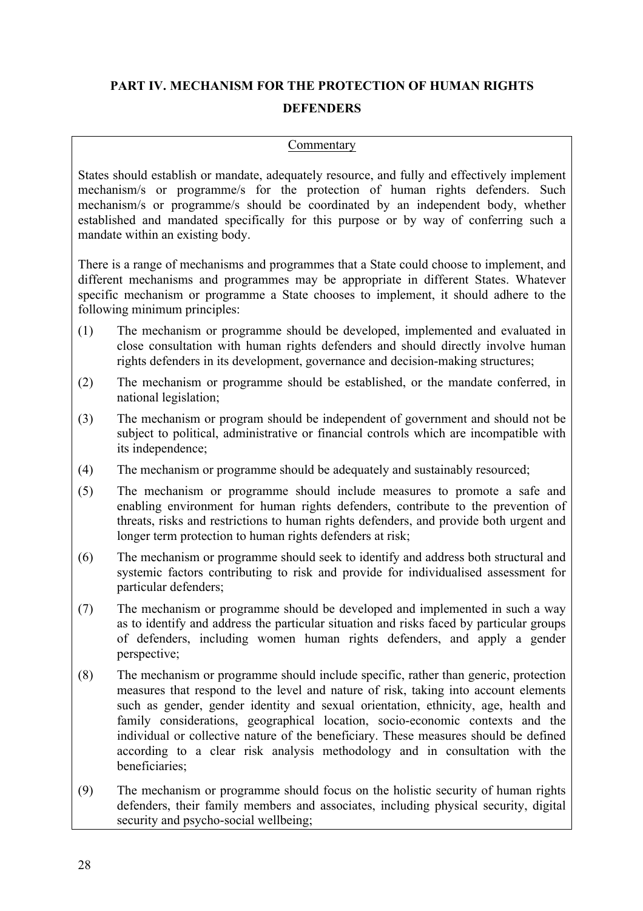## PART IV. MECHANISM FOR THE PROTECTION OF HUMAN RIGHTS DEFENDERS

Commentary

States should establish or mandate, adequately resource, and fully and effectively implement mechanism/s or programme/s for the protection of human rights defenders. Such mechanism/s or programme/s should be coordinated by an independent body, whether established and mandated specifically for this purpose or by way of conferring such a mandate within an existing body.

There is a range of mechanisms and programmes that a State could choose to implement, and different mechanisms and programmes may be appropriate in different States. Whatever specific mechanism or programme a State chooses to implement, it should adhere to the following minimum principles:

(1) The mechanism or programme should be developed, implemented and evaluated in close consultation with human rights defenders and should directly involve human rights defenders in its development, governance and decision-making structures;

(2) The mechanism or programme should be established, or the mandate conferred, in national legislation;

(3) The mechanism or program should be independent of government and should not be subject to political, administrative or financial controls which are incompatible with its independence;

(4) The mechanism or programme should be adequately and sustainably resourced;

(5) The mechanism or programme should include measures to promote a safe and enabling environment for human rights defenders, contribute to the prevention of threats, risks and restrictions to human rights defenders, and provide both urgent and longer term protection to human rights defenders at risk;

(6) The mechanism or programme should seek to identify and address both structural and systemic factors contributing to risk and provide for individualised assessment for particular defenders;

(7) The mechanism or programme should be developed and implemented in such a way as to identify and address the particular situation and risks faced by particular groups of defenders, including women human rights defenders, and apply a gender perspective;

(8) The mechanism or programme should include specific, rather than generic, protection measures that respond to the level and nature of risk, taking into account elements such as gender, gender identity and sexual orientation, ethnicity, age, health and family considerations, geographical location, socio-economic contexts and the individual or collective nature of the beneficiary. These measures should be defined according to a clear risk analysis methodology and in consultation with the beneficiaries;

(9) The mechanism or programme should focus on the holistic security of human rights defenders, their family members and associates, including physical security, digital security and psycho-social wellbeing;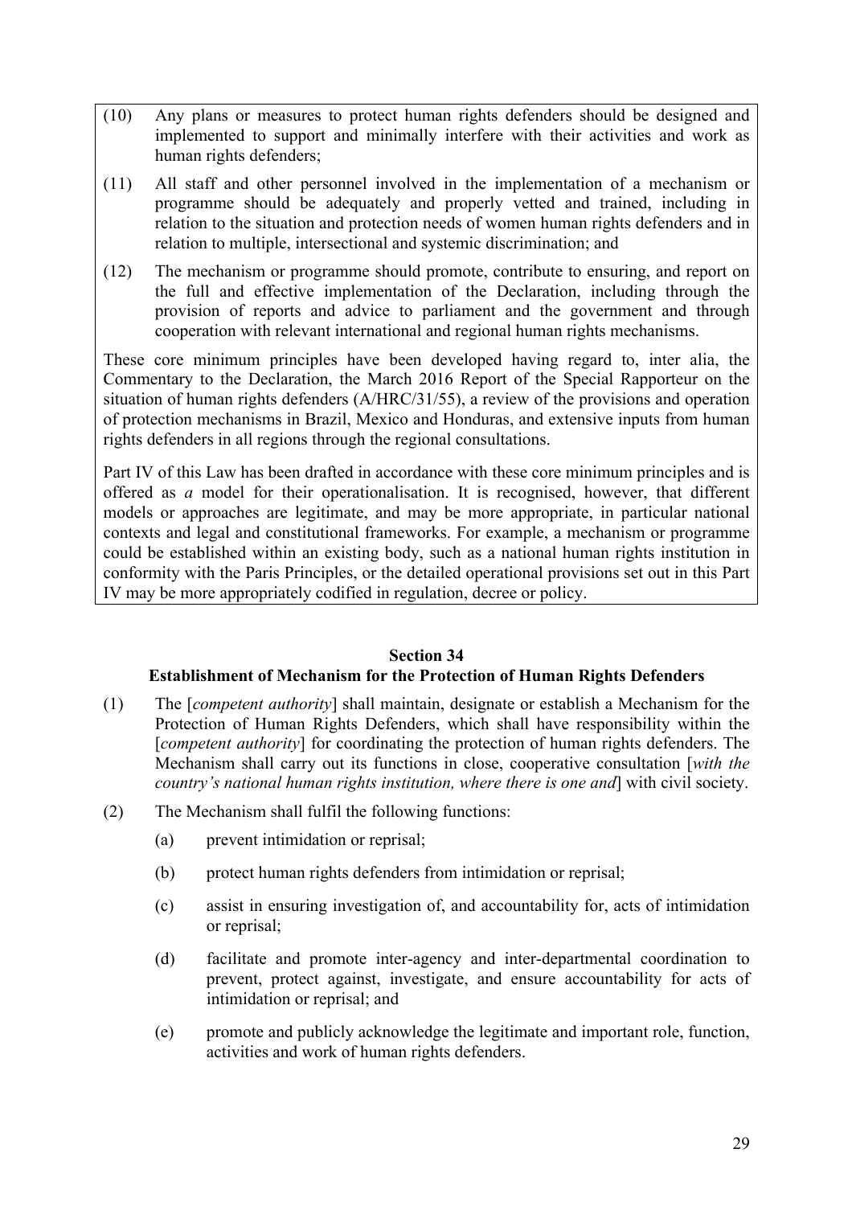(10) Any plans or measures to protect human rights defenders should be designed and implemented to support and minimally interfere with their activities and work as human rights defenders;

(11) All staff and other personnel involved in the implementation of a mechanism or programme should be adequately and properly vetted and trained, including in relation to the situation and protection needs of women human rights defenders and in relation to multiple, intersectional and systemic discrimination; and

(12) The mechanism or programme should promote, contribute to ensuring, and report on the full and effective implementation of the Declaration, including through the provision of reports and advice to parliament and the government and through cooperation with relevant international and regional human rights mechanisms.

These core minimum principles have been developed having regard to, inter alia, the Commentary to the Declaration, the March 2016 Report of the Special Rapporteur on the situation of human rights defenders (A/HRC/31/55), a review of the provisions and operation of protection mechanisms in Brazil, Mexico and Honduras, and extensive inputs from human rights defenders in all regions through the regional consultations.

Part IV of this Law has been drafted in accordance with these core minimum principles and is offered as *a* model for their operationalisation. It is recognised, however, that different models or approaches are legitimate, and may be more appropriate, in particular national contexts and legal and constitutional frameworks. For example, a mechanism or programme could be established within an existing body, such as a national human rights institution in conformity with the Paris Principles, or the detailed operational provisions set out in this Part IV may be more appropriately codified in regulation, decree or policy.

**Section 34**
**Establishment of Mechanism for the Protection of Human Rights Defenders**

(1) The [*competent authority*] shall maintain, designate or establish a Mechanism for the Protection of Human Rights Defenders, which shall have responsibility within the [*competent authority*] for coordinating the protection of human rights defenders. The Mechanism shall carry out its functions in close, cooperative consultation [*with the country's national human rights institution, where there is one and*] with civil society.

(2) The Mechanism shall fulfil the following functions:

   (a) prevent intimidation or reprisal;

   (b) protect human rights defenders from intimidation or reprisal;

   (c) assist in ensuring investigation of, and accountability for, acts of intimidation or reprisal;

   (d) facilitate and promote inter-agency and inter-departmental coordination to prevent, protect against, investigate, and ensure accountability for acts of intimidation or reprisal; and

   (e) promote and publicly acknowledge the legitimate and important role, function, activities and work of human rights defenders.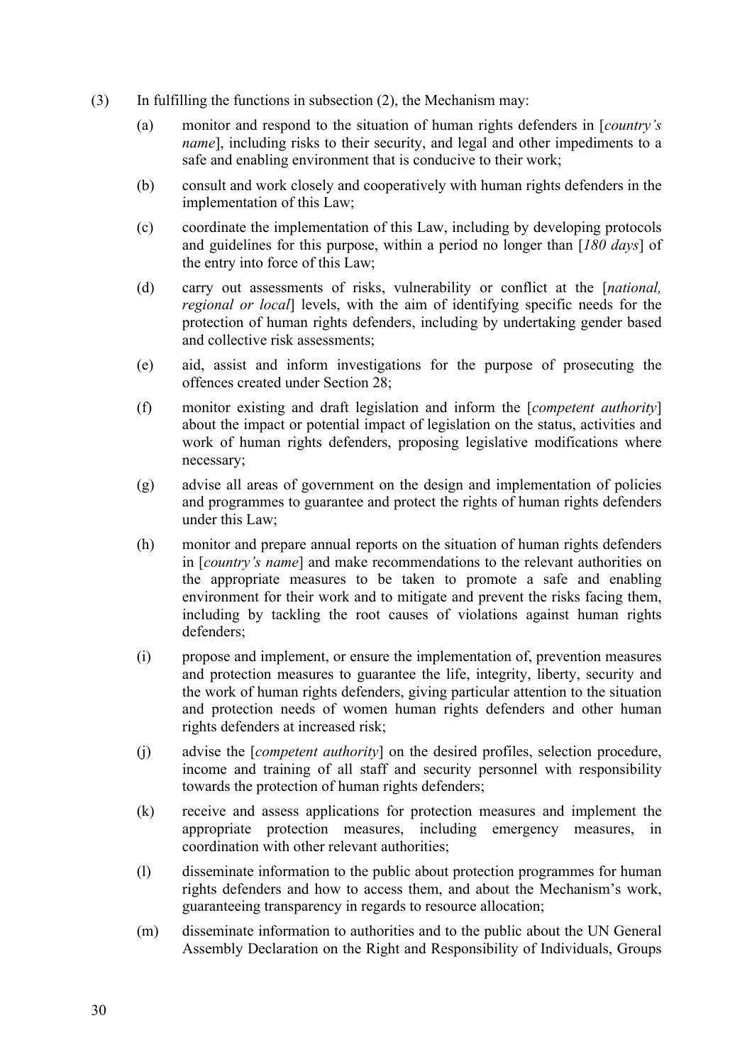(3) In fulfilling the functions in subsection (2), the Mechanism may:

(a) monitor and respond to the situation of human rights defenders in [*country's name*], including risks to their security, and legal and other impediments to a safe and enabling environment that is conducive to their work;

(b) consult and work closely and cooperatively with human rights defenders in the implementation of this Law;

(c) coordinate the implementation of this Law, including by developing protocols and guidelines for this purpose, within a period no longer than [*180 days*] of the entry into force of this Law;

(d) carry out assessments of risks, vulnerability or conflict at the [*national, regional or local*] levels, with the aim of identifying specific needs for the protection of human rights defenders, including by undertaking gender based and collective risk assessments;

(e) aid, assist and inform investigations for the purpose of prosecuting the offences created under Section 28;

(f) monitor existing and draft legislation and inform the [*competent authority*] about the impact or potential impact of legislation on the status, activities and work of human rights defenders, proposing legislative modifications where necessary;

(g) advise all areas of government on the design and implementation of policies and programmes to guarantee and protect the rights of human rights defenders under this Law;

(h) monitor and prepare annual reports on the situation of human rights defenders in [*country's name*] and make recommendations to the relevant authorities on the appropriate measures to be taken to promote a safe and enabling environment for their work and to mitigate and prevent the risks facing them, including by tackling the root causes of violations against human rights defenders;

(i) propose and implement, or ensure the implementation of, prevention measures and protection measures to guarantee the life, integrity, liberty, security and the work of human rights defenders, giving particular attention to the situation and protection needs of women human rights defenders and other human rights defenders at increased risk;

(j) advise the [*competent authority*] on the desired profiles, selection procedure, income and training of all staff and security personnel with responsibility towards the protection of human rights defenders;

(k) receive and assess applications for protection measures and implement the appropriate protection measures, including emergency measures, in coordination with other relevant authorities;

(l) disseminate information to the public about protection programmes for human rights defenders and how to access them, and about the Mechanism's work, guaranteeing transparency in regards to resource allocation;

(m) disseminate information to authorities and to the public about the UN General Assembly Declaration on the Right and Responsibility of Individuals, Groups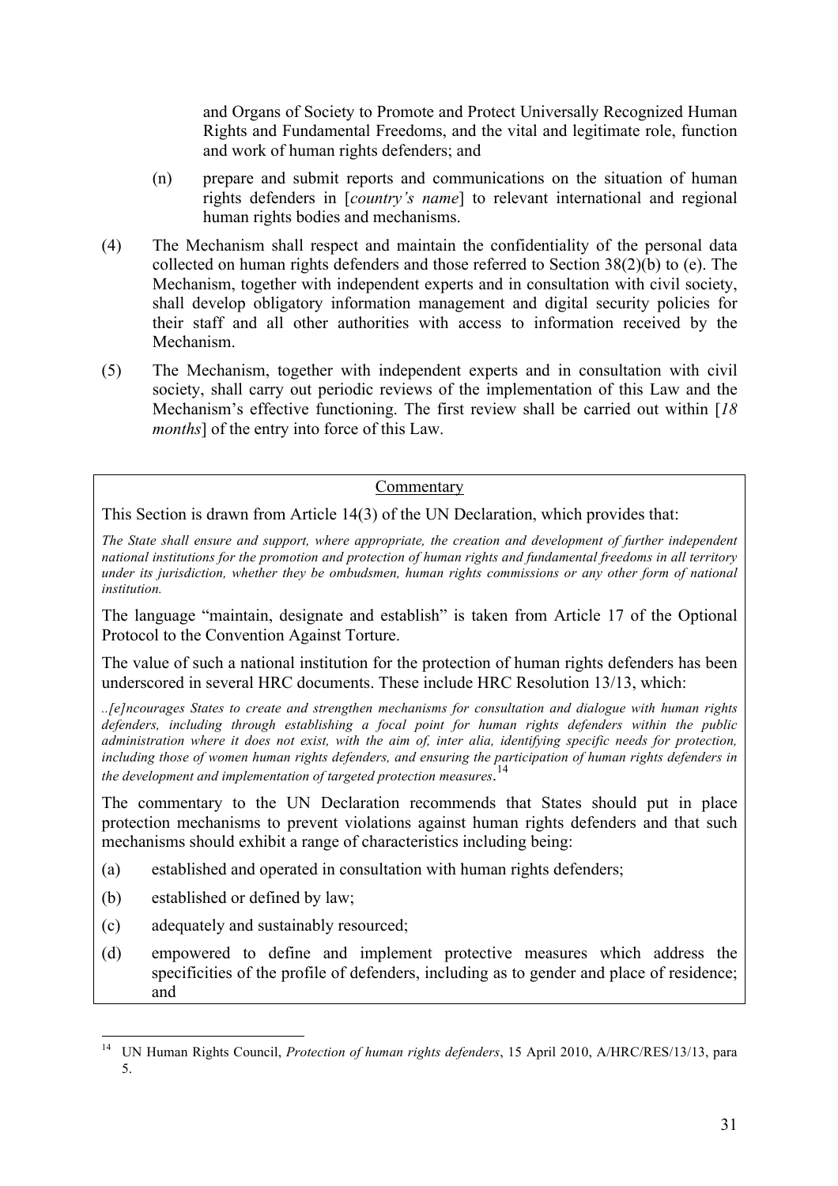and Organs of Society to Promote and Protect Universally Recognized Human Rights and Fundamental Freedoms, and the vital and legitimate role, function and work of human rights defenders; and

(n) prepare and submit reports and communications on the situation of human rights defenders in [*country's name*] to relevant international and regional human rights bodies and mechanisms.

(4) The Mechanism shall respect and maintain the confidentiality of the personal data collected on human rights defenders and those referred to Section 38(2)(b) to (e). The Mechanism, together with independent experts and in consultation with civil society, shall develop obligatory information management and digital security policies for their staff and all other authorities with access to information received by the Mechanism.

(5) The Mechanism, together with independent experts and in consultation with civil society, shall carry out periodic reviews of the implementation of this Law and the Mechanism's effective functioning. The first review shall be carried out within [*18 months*] of the entry into force of this Law.

---

Commentary

This Section is drawn from Article 14(3) of the UN Declaration, which provides that:

*The State shall ensure and support, where appropriate, the creation and development of further independent national institutions for the promotion and protection of human rights and fundamental freedoms in all territory under its jurisdiction, whether they be ombudsmen, human rights commissions or any other form of national institution.*

The language "maintain, designate and establish" is taken from Article 17 of the Optional Protocol to the Convention Against Torture.

The value of such a national institution for the protection of human rights defenders has been underscored in several HRC documents. These include HRC Resolution 13/13, which:

*..[e]ncourages States to create and strengthen mechanisms for consultation and dialogue with human rights defenders, including through establishing a focal point for human rights defenders within the public administration where it does not exist, with the aim of, inter alia, identifying specific needs for protection, including those of women human rights defenders, and ensuring the participation of human rights defenders in the development and implementation of targeted protection measures*.[14]

The commentary to the UN Declaration recommends that States should put in place protection mechanisms to prevent violations against human rights defenders and that such mechanisms should exhibit a range of characteristics including being:

(a) established and operated in consultation with human rights defenders;

(b) established or defined by law;

(c) adequately and sustainably resourced;

(d) empowered to define and implement protective measures which address the specificities of the profile of defenders, including as to gender and place of residence; and

---

[14] UN Human Rights Council, *Protection of human rights defenders*, 15 April 2010, A/HRC/RES/13/13, para 5.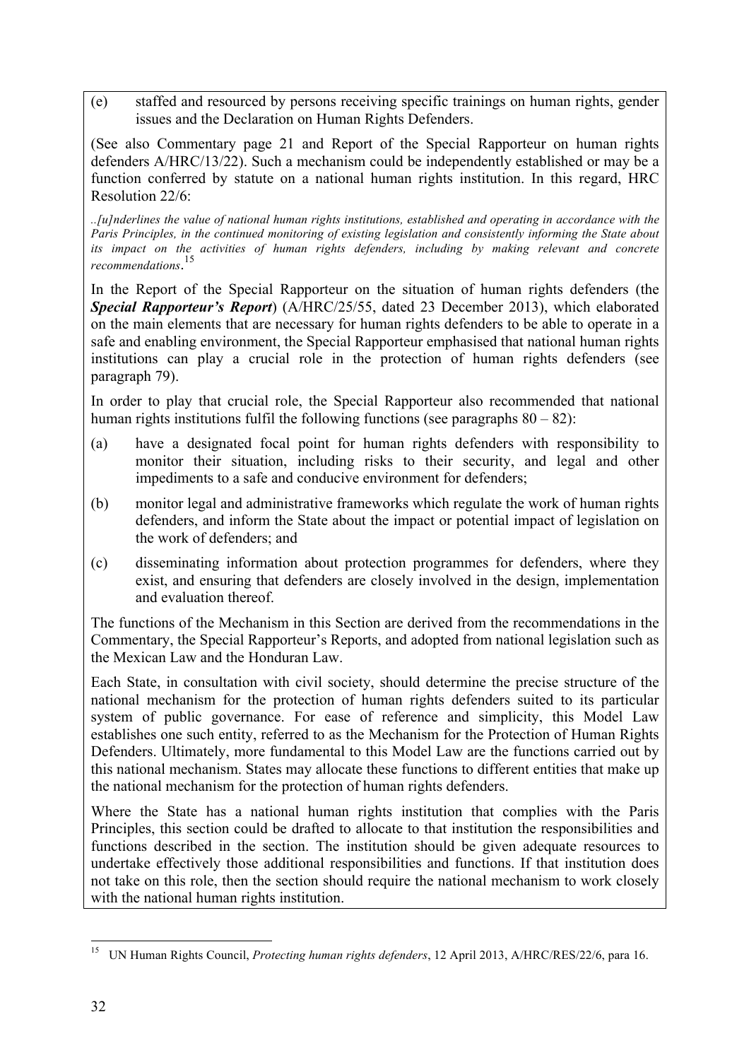(e) staffed and resourced by persons receiving specific trainings on human rights, gender issues and the Declaration on Human Rights Defenders.

(See also Commentary page 21 and Report of the Special Rapporteur on human rights defenders A/HRC/13/22). Such a mechanism could be independently established or may be a function conferred by statute on a national human rights institution. In this regard, HRC Resolution 22/6:

*..[u]nderlines the value of national human rights institutions, established and operating in accordance with the Paris Principles, in the continued monitoring of existing legislation and consistently informing the State about its impact on the activities of human rights defenders, including by making relevant and concrete recommendations*.[15]

In the Report of the Special Rapporteur on the situation of human rights defenders (the ***Special Rapporteur's Report***) (A/HRC/25/55, dated 23 December 2013), which elaborated on the main elements that are necessary for human rights defenders to be able to operate in a safe and enabling environment, the Special Rapporteur emphasised that national human rights institutions can play a crucial role in the protection of human rights defenders (see paragraph 79).

In order to play that crucial role, the Special Rapporteur also recommended that national human rights institutions fulfil the following functions (see paragraphs 80 – 82):

(a) have a designated focal point for human rights defenders with responsibility to monitor their situation, including risks to their security, and legal and other impediments to a safe and conducive environment for defenders;

(b) monitor legal and administrative frameworks which regulate the work of human rights defenders, and inform the State about the impact or potential impact of legislation on the work of defenders; and

(c) disseminating information about protection programmes for defenders, where they exist, and ensuring that defenders are closely involved in the design, implementation and evaluation thereof.

The functions of the Mechanism in this Section are derived from the recommendations in the Commentary, the Special Rapporteur's Reports, and adopted from national legislation such as the Mexican Law and the Honduran Law.

Each State, in consultation with civil society, should determine the precise structure of the national mechanism for the protection of human rights defenders suited to its particular system of public governance. For ease of reference and simplicity, this Model Law establishes one such entity, referred to as the Mechanism for the Protection of Human Rights Defenders. Ultimately, more fundamental to this Model Law are the functions carried out by this national mechanism. States may allocate these functions to different entities that make up the national mechanism for the protection of human rights defenders.

Where the State has a national human rights institution that complies with the Paris Principles, this section could be drafted to allocate to that institution the responsibilities and functions described in the section. The institution should be given adequate resources to undertake effectively those additional responsibilities and functions. If that institution does not take on this role, then the section should require the national mechanism to work closely with the national human rights institution.

---

[15] UN Human Rights Council, *Protecting human rights defenders*, 12 April 2013, A/HRC/RES/22/6, para 16.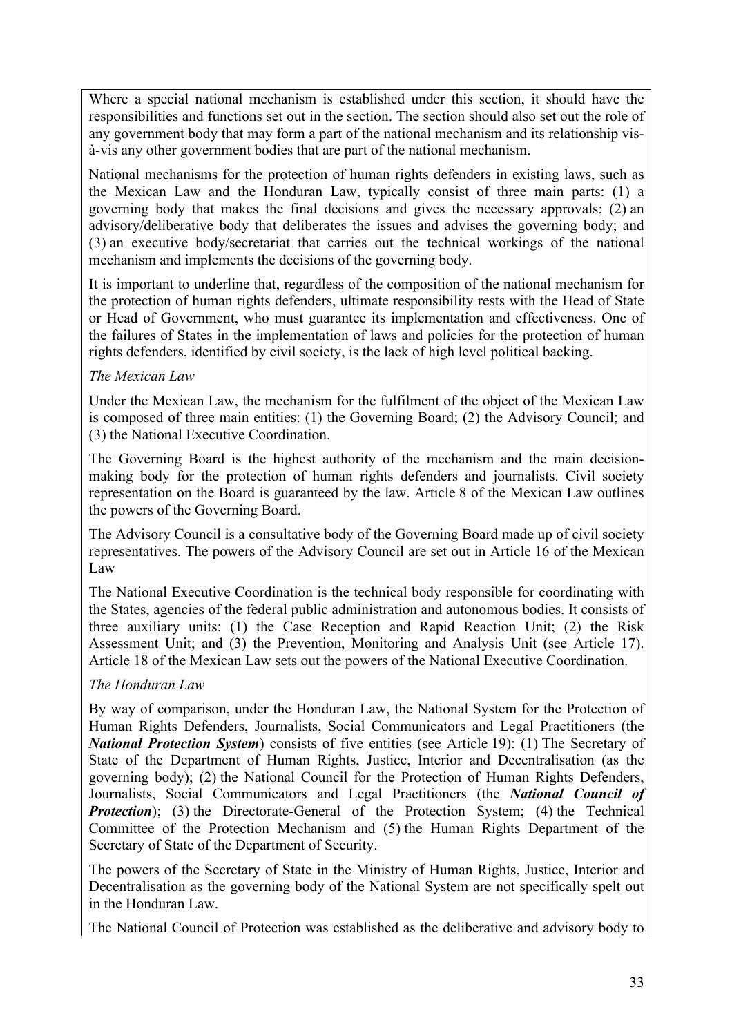Where a special national mechanism is established under this section, it should have the responsibilities and functions set out in the section. The section should also set out the role of any government body that may form a part of the national mechanism and its relationship vis-à-vis any other government bodies that are part of the national mechanism.

National mechanisms for the protection of human rights defenders in existing laws, such as the Mexican Law and the Honduran Law, typically consist of three main parts: (1) a governing body that makes the final decisions and gives the necessary approvals; (2) an advisory/deliberative body that deliberates the issues and advises the governing body; and (3) an executive body/secretariat that carries out the technical workings of the national mechanism and implements the decisions of the governing body.

It is important to underline that, regardless of the composition of the national mechanism for the protection of human rights defenders, ultimate responsibility rests with the Head of State or Head of Government, who must guarantee its implementation and effectiveness. One of the failures of States in the implementation of laws and policies for the protection of human rights defenders, identified by civil society, is the lack of high level political backing.

*The Mexican Law*

Under the Mexican Law, the mechanism for the fulfilment of the object of the Mexican Law is composed of three main entities: (1) the Governing Board; (2) the Advisory Council; and (3) the National Executive Coordination.

The Governing Board is the highest authority of the mechanism and the main decision-making body for the protection of human rights defenders and journalists. Civil society representation on the Board is guaranteed by the law. Article 8 of the Mexican Law outlines the powers of the Governing Board.

The Advisory Council is a consultative body of the Governing Board made up of civil society representatives. The powers of the Advisory Council are set out in Article 16 of the Mexican Law

The National Executive Coordination is the technical body responsible for coordinating with the States, agencies of the federal public administration and autonomous bodies. It consists of three auxiliary units: (1) the Case Reception and Rapid Reaction Unit; (2) the Risk Assessment Unit; and (3) the Prevention, Monitoring and Analysis Unit (see Article 17). Article 18 of the Mexican Law sets out the powers of the National Executive Coordination.

*The Honduran Law*

By way of comparison, under the Honduran Law, the National System for the Protection of Human Rights Defenders, Journalists, Social Communicators and Legal Practitioners (the ***National Protection System***) consists of five entities (see Article 19): (1) The Secretary of State of the Department of Human Rights, Justice, Interior and Decentralisation (as the governing body); (2) the National Council for the Protection of Human Rights Defenders, Journalists, Social Communicators and Legal Practitioners (the ***National Council of Protection***); (3) the Directorate-General of the Protection System; (4) the Technical Committee of the Protection Mechanism and (5) the Human Rights Department of the Secretary of State of the Department of Security.

The powers of the Secretary of State in the Ministry of Human Rights, Justice, Interior and Decentralisation as the governing body of the National System are not specifically spelt out in the Honduran Law.

The National Council of Protection was established as the deliberative and advisory body to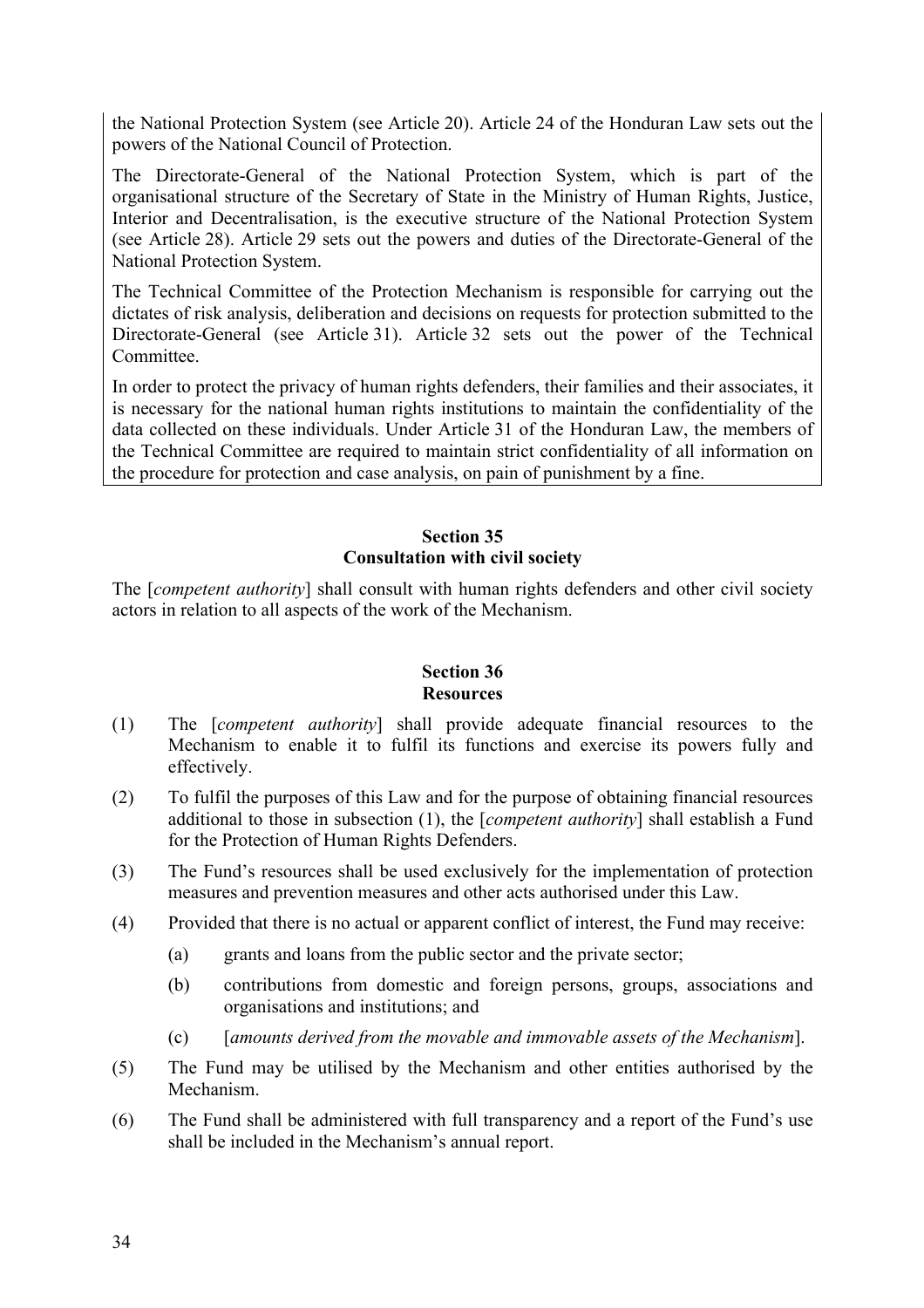the National Protection System (see Article 20). Article 24 of the Honduran Law sets out the powers of the National Council of Protection.

The Directorate-General of the National Protection System, which is part of the organisational structure of the Secretary of State in the Ministry of Human Rights, Justice, Interior and Decentralisation, is the executive structure of the National Protection System (see Article 28). Article 29 sets out the powers and duties of the Directorate-General of the National Protection System.

The Technical Committee of the Protection Mechanism is responsible for carrying out the dictates of risk analysis, deliberation and decisions on requests for protection submitted to the Directorate-General (see Article 31). Article 32 sets out the power of the Technical Committee.

In order to protect the privacy of human rights defenders, their families and their associates, it is necessary for the national human rights institutions to maintain the confidentiality of the data collected on these individuals. Under Article 31 of the Honduran Law, the members of the Technical Committee are required to maintain strict confidentiality of all information on the procedure for protection and case analysis, on pain of punishment by a fine.

### Section 35
### Consultation with civil society

The [*competent authority*] shall consult with human rights defenders and other civil society actors in relation to all aspects of the work of the Mechanism.

### Section 36
### Resources

(1) The [*competent authority*] shall provide adequate financial resources to the Mechanism to enable it to fulfil its functions and exercise its powers fully and effectively.

(2) To fulfil the purposes of this Law and for the purpose of obtaining financial resources additional to those in subsection (1), the [*competent authority*] shall establish a Fund for the Protection of Human Rights Defenders.

(3) The Fund's resources shall be used exclusively for the implementation of protection measures and prevention measures and other acts authorised under this Law.

(4) Provided that there is no actual or apparent conflict of interest, the Fund may receive:

  (a) grants and loans from the public sector and the private sector;

  (b) contributions from domestic and foreign persons, groups, associations and organisations and institutions; and

  (c) [*amounts derived from the movable and immovable assets of the Mechanism*].

(5) The Fund may be utilised by the Mechanism and other entities authorised by the Mechanism.

(6) The Fund shall be administered with full transparency and a report of the Fund's use shall be included in the Mechanism's annual report.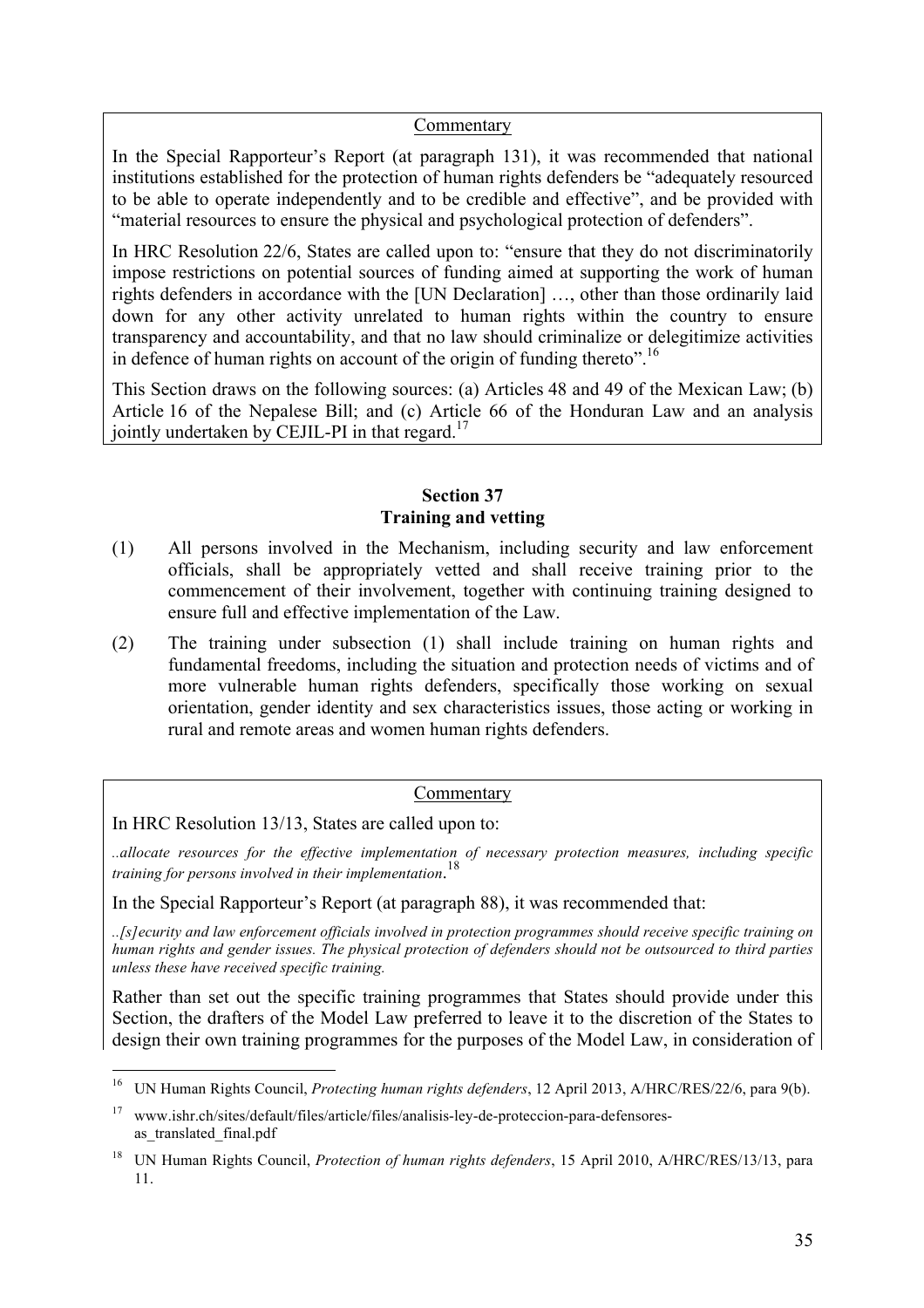Commentary

In the Special Rapporteur's Report (at paragraph 131), it was recommended that national institutions established for the protection of human rights defenders be "adequately resourced to be able to operate independently and to be credible and effective", and be provided with "material resources to ensure the physical and psychological protection of defenders".

In HRC Resolution 22/6, States are called upon to: "ensure that they do not discriminatorily impose restrictions on potential sources of funding aimed at supporting the work of human rights defenders in accordance with the [UN Declaration] …, other than those ordinarily laid down for any other activity unrelated to human rights within the country to ensure transparency and accountability, and that no law should criminalize or delegitimize activities in defence of human rights on account of the origin of funding thereto".[16]

This Section draws on the following sources: (a) Articles 48 and 49 of the Mexican Law; (b) Article 16 of the Nepalese Bill; and (c) Article 66 of the Honduran Law and an analysis jointly undertaken by CEJIL-PI in that regard.[17]

## Section 37
## Training and vetting

(1) All persons involved in the Mechanism, including security and law enforcement officials, shall be appropriately vetted and shall receive training prior to the commencement of their involvement, together with continuing training designed to ensure full and effective implementation of the Law.

(2) The training under subsection (1) shall include training on human rights and fundamental freedoms, including the situation and protection needs of victims and of more vulnerable human rights defenders, specifically those working on sexual orientation, gender identity and sex characteristics issues, those acting or working in rural and remote areas and women human rights defenders.

Commentary

In HRC Resolution 13/13, States are called upon to:

*..allocate resources for the effective implementation of necessary protection measures, including specific training for persons involved in their implementation*.[18]

In the Special Rapporteur's Report (at paragraph 88), it was recommended that:

*..[s]ecurity and law enforcement officials involved in protection programmes should receive specific training on human rights and gender issues. The physical protection of defenders should not be outsourced to third parties unless these have received specific training.*

Rather than set out the specific training programmes that States should provide under this Section, the drafters of the Model Law preferred to leave it to the discretion of the States to design their own training programmes for the purposes of the Model Law, in consideration of

---

[16] UN Human Rights Council, *Protecting human rights defenders*, 12 April 2013, A/HRC/RES/22/6, para 9(b).

[17] www.ishr.ch/sites/default/files/article/files/analisis-ley-de-proteccion-para-defensores-as_translated_final.pdf

[18] UN Human Rights Council, *Protection of human rights defenders*, 15 April 2010, A/HRC/RES/13/13, para 11.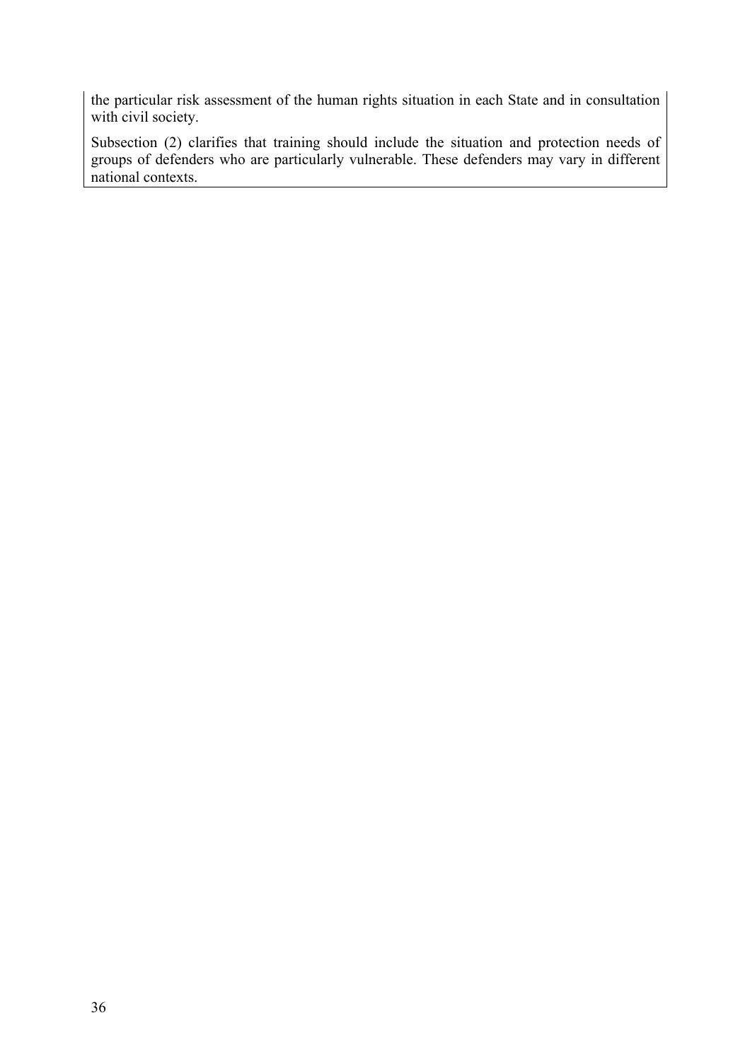the particular risk assessment of the human rights situation in each State and in consultation with civil society.

Subsection (2) clarifies that training should include the situation and protection needs of groups of defenders who are particularly vulnerable. These defenders may vary in different national contexts.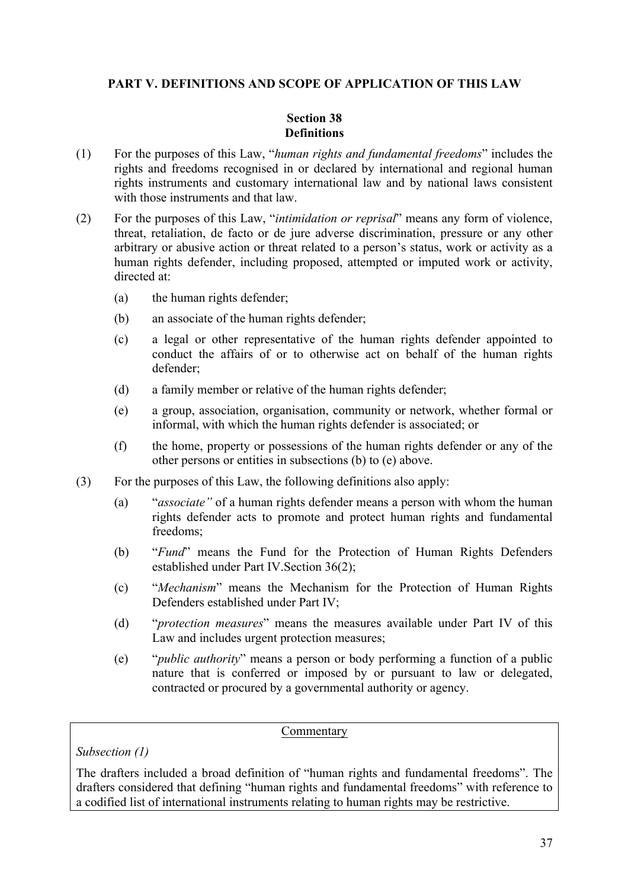## PART V. DEFINITIONS AND SCOPE OF APPLICATION OF THIS LAW

### Section 38
### Definitions

(1) For the purposes of this Law, "*human rights and fundamental freedoms*" includes the rights and freedoms recognised in or declared by international and regional human rights instruments and customary international law and by national laws consistent with those instruments and that law.

(2) For the purposes of this Law, "*intimidation or reprisal*" means any form of violence, threat, retaliation, de facto or de jure adverse discrimination, pressure or any other arbitrary or abusive action or threat related to a person's status, work or activity as a human rights defender, including proposed, attempted or imputed work or activity, directed at:

   (a) the human rights defender;

   (b) an associate of the human rights defender;

   (c) a legal or other representative of the human rights defender appointed to conduct the affairs of or to otherwise act on behalf of the human rights defender;

   (d) a family member or relative of the human rights defender;

   (e) a group, association, organisation, community or network, whether formal or informal, with which the human rights defender is associated; or

   (f) the home, property or possessions of the human rights defender or any of the other persons or entities in subsections (b) to (e) above.

(3) For the purposes of this Law, the following definitions also apply:

   (a) "*associate"* of a human rights defender means a person with whom the human rights defender acts to promote and protect human rights and fundamental freedoms;

   (b) "*Fund*" means the Fund for the Protection of Human Rights Defenders established under Part IV.Section 36(2);

   (c) "*Mechanism*" means the Mechanism for the Protection of Human Rights Defenders established under Part IV;

   (d) "*protection measures*" means the measures available under Part IV of this Law and includes urgent protection measures;

   (e) "*public authority*" means a person or body performing a function of a public nature that is conferred or imposed by or pursuant to law or delegated, contracted or procured by a governmental authority or agency.

---

Commentary

*Subsection (1)*

The drafters included a broad definition of "human rights and fundamental freedoms". The drafters considered that defining "human rights and fundamental freedoms" with reference to a codified list of international instruments relating to human rights may be restrictive.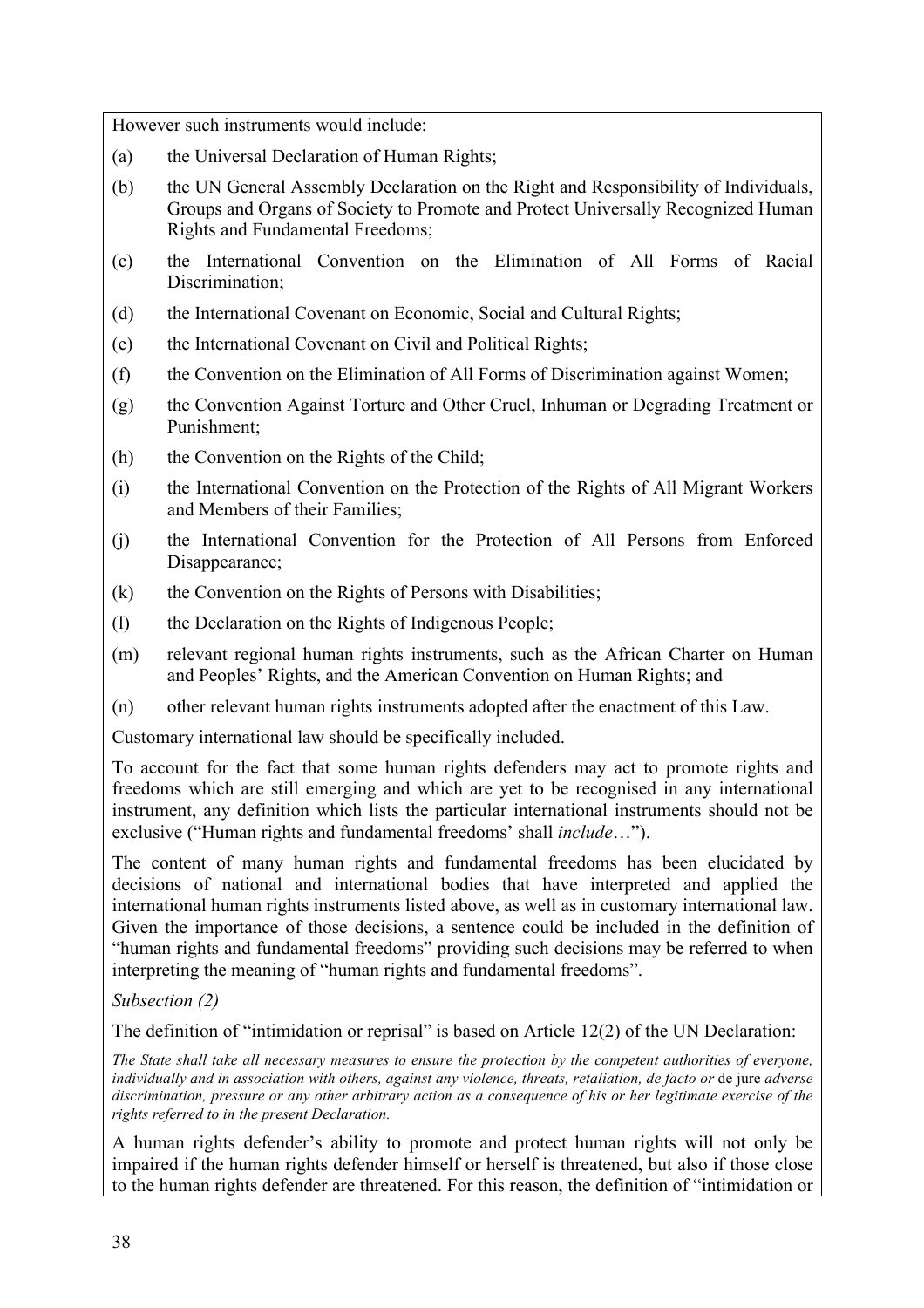However such instruments would include:

(a) the Universal Declaration of Human Rights;

(b) the UN General Assembly Declaration on the Right and Responsibility of Individuals, Groups and Organs of Society to Promote and Protect Universally Recognized Human Rights and Fundamental Freedoms;

(c) the International Convention on the Elimination of All Forms of Racial Discrimination;

(d) the International Covenant on Economic, Social and Cultural Rights;

(e) the International Covenant on Civil and Political Rights;

(f) the Convention on the Elimination of All Forms of Discrimination against Women;

(g) the Convention Against Torture and Other Cruel, Inhuman or Degrading Treatment or Punishment;

(h) the Convention on the Rights of the Child;

(i) the International Convention on the Protection of the Rights of All Migrant Workers and Members of their Families;

(j) the International Convention for the Protection of All Persons from Enforced Disappearance;

(k) the Convention on the Rights of Persons with Disabilities;

(l) the Declaration on the Rights of Indigenous People;

(m) relevant regional human rights instruments, such as the African Charter on Human and Peoples' Rights, and the American Convention on Human Rights; and

(n) other relevant human rights instruments adopted after the enactment of this Law.

Customary international law should be specifically included.

To account for the fact that some human rights defenders may act to promote rights and freedoms which are still emerging and which are yet to be recognised in any international instrument, any definition which lists the particular international instruments should not be exclusive ("Human rights and fundamental freedoms' shall *include*…").

The content of many human rights and fundamental freedoms has been elucidated by decisions of national and international bodies that have interpreted and applied the international human rights instruments listed above, as well as in customary international law. Given the importance of those decisions, a sentence could be included in the definition of "human rights and fundamental freedoms" providing such decisions may be referred to when interpreting the meaning of "human rights and fundamental freedoms".

*Subsection (2)*

The definition of "intimidation or reprisal" is based on Article 12(2) of the UN Declaration:

*The State shall take all necessary measures to ensure the protection by the competent authorities of everyone, individually and in association with others, against any violence, threats, retaliation, de facto or* de jure *adverse discrimination, pressure or any other arbitrary action as a consequence of his or her legitimate exercise of the rights referred to in the present Declaration.*

A human rights defender's ability to promote and protect human rights will not only be impaired if the human rights defender himself or herself is threatened, but also if those close to the human rights defender are threatened. For this reason, the definition of "intimidation or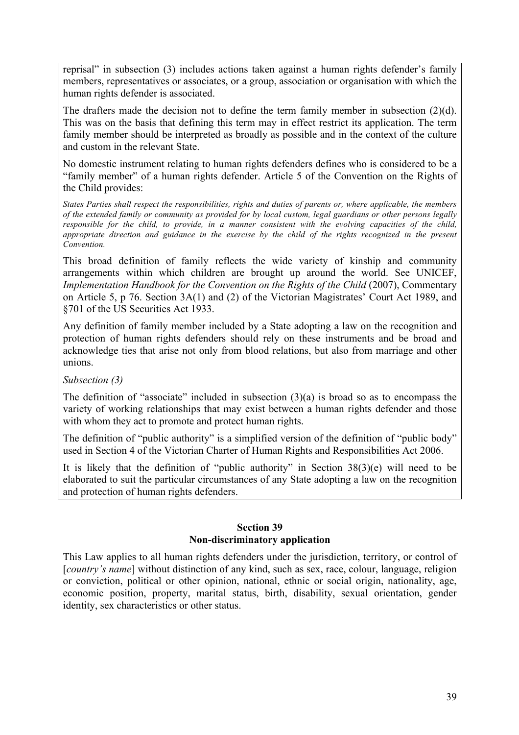reprisal" in subsection (3) includes actions taken against a human rights defender's family members, representatives or associates, or a group, association or organisation with which the human rights defender is associated.

The drafters made the decision not to define the term family member in subsection (2)(d). This was on the basis that defining this term may in effect restrict its application. The term family member should be interpreted as broadly as possible and in the context of the culture and custom in the relevant State.

No domestic instrument relating to human rights defenders defines who is considered to be a "family member" of a human rights defender. Article 5 of the Convention on the Rights of the Child provides:

*States Parties shall respect the responsibilities, rights and duties of parents or, where applicable, the members of the extended family or community as provided for by local custom, legal guardians or other persons legally responsible for the child, to provide, in a manner consistent with the evolving capacities of the child, appropriate direction and guidance in the exercise by the child of the rights recognized in the present Convention.*

This broad definition of family reflects the wide variety of kinship and community arrangements within which children are brought up around the world. See UNICEF, *Implementation Handbook for the Convention on the Rights of the Child* (2007), Commentary on Article 5, p 76. Section 3A(1) and (2) of the Victorian Magistrates' Court Act 1989, and §701 of the US Securities Act 1933.

Any definition of family member included by a State adopting a law on the recognition and protection of human rights defenders should rely on these instruments and be broad and acknowledge ties that arise not only from blood relations, but also from marriage and other unions.

*Subsection (3)*

The definition of "associate" included in subsection (3)(a) is broad so as to encompass the variety of working relationships that may exist between a human rights defender and those with whom they act to promote and protect human rights.

The definition of "public authority" is a simplified version of the definition of "public body" used in Section 4 of the Victorian Charter of Human Rights and Responsibilities Act 2006.

It is likely that the definition of "public authority" in Section 38(3)(e) will need to be elaborated to suit the particular circumstances of any State adopting a law on the recognition and protection of human rights defenders.

**Section 39**
**Non-discriminatory application**

This Law applies to all human rights defenders under the jurisdiction, territory, or control of [*country's name*] without distinction of any kind, such as sex, race, colour, language, religion or conviction, political or other opinion, national, ethnic or social origin, nationality, age, economic position, property, marital status, birth, disability, sexual orientation, gender identity, sex characteristics or other status.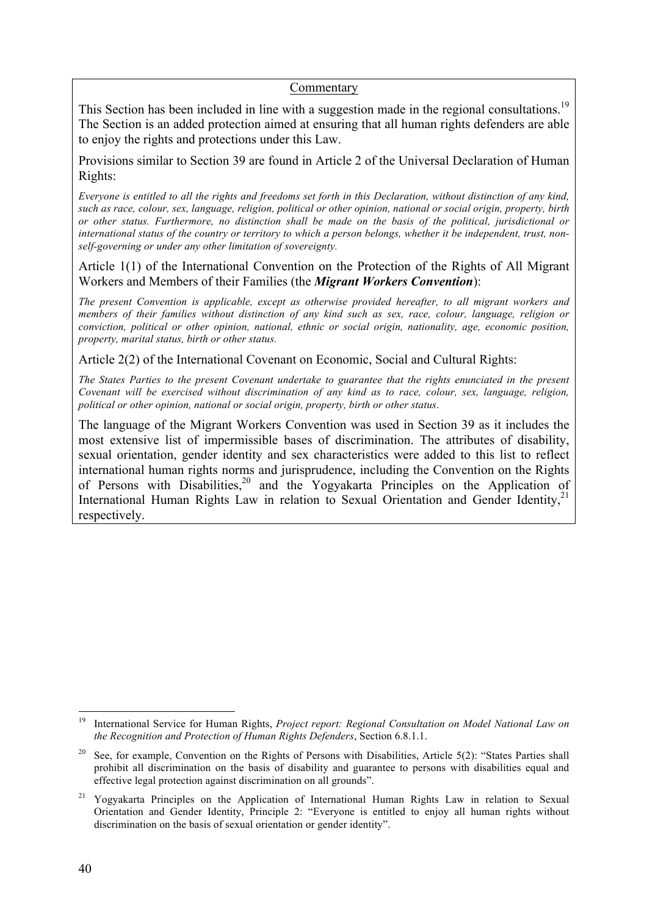Commentary

This Section has been included in line with a suggestion made in the regional consultations.[19] The Section is an added protection aimed at ensuring that all human rights defenders are able to enjoy the rights and protections under this Law.

Provisions similar to Section 39 are found in Article 2 of the Universal Declaration of Human Rights:

*Everyone is entitled to all the rights and freedoms set forth in this Declaration, without distinction of any kind, such as race, colour, sex, language, religion, political or other opinion, national or social origin, property, birth or other status. Furthermore, no distinction shall be made on the basis of the political, jurisdictional or international status of the country or territory to which a person belongs, whether it be independent, trust, non-self-governing or under any other limitation of sovereignty.*

Article 1(1) of the International Convention on the Protection of the Rights of All Migrant Workers and Members of their Families (the ***Migrant Workers Convention***):

*The present Convention is applicable, except as otherwise provided hereafter, to all migrant workers and members of their families without distinction of any kind such as sex, race, colour, language, religion or conviction, political or other opinion, national, ethnic or social origin, nationality, age, economic position, property, marital status, birth or other status.*

Article 2(2) of the International Covenant on Economic, Social and Cultural Rights:

*The States Parties to the present Covenant undertake to guarantee that the rights enunciated in the present Covenant will be exercised without discrimination of any kind as to race, colour, sex, language, religion, political or other opinion, national or social origin, property, birth or other status*.

The language of the Migrant Workers Convention was used in Section 39 as it includes the most extensive list of impermissible bases of discrimination. The attributes of disability, sexual orientation, gender identity and sex characteristics were added to this list to reflect international human rights norms and jurisprudence, including the Convention on the Rights of Persons with Disabilities,[20] and the Yogyakarta Principles on the Application of International Human Rights Law in relation to Sexual Orientation and Gender Identity,[21] respectively.

---

[19] International Service for Human Rights, *Project report: Regional Consultation on Model National Law on the Recognition and Protection of Human Rights Defenders*, Section 6.8.1.1.

[20] See, for example, Convention on the Rights of Persons with Disabilities, Article 5(2): "States Parties shall prohibit all discrimination on the basis of disability and guarantee to persons with disabilities equal and effective legal protection against discrimination on all grounds".

[21] Yogyakarta Principles on the Application of International Human Rights Law in relation to Sexual Orientation and Gender Identity, Principle 2: "Everyone is entitled to enjoy all human rights without discrimination on the basis of sexual orientation or gender identity".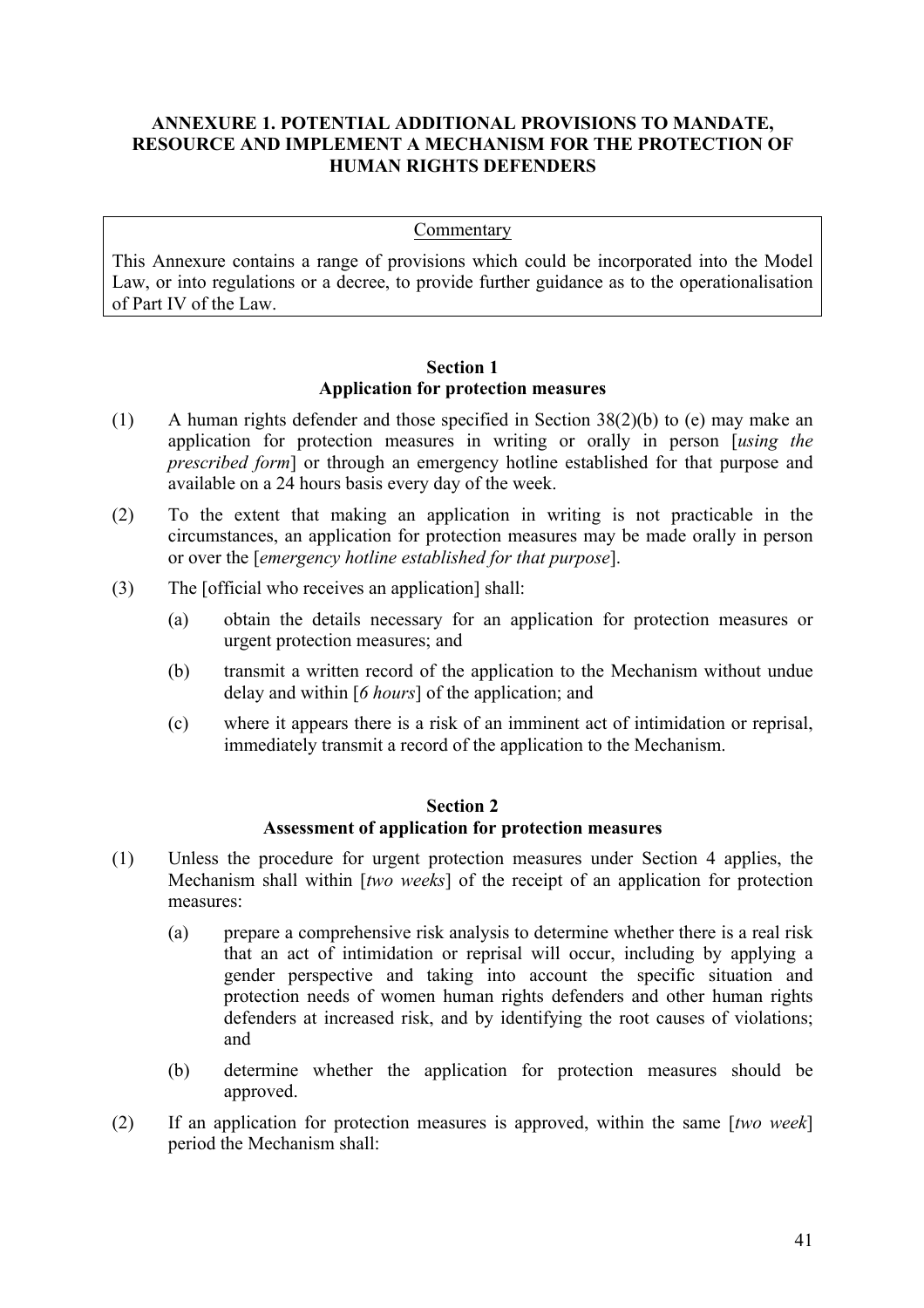## ANNEXURE 1. POTENTIAL ADDITIONAL PROVISIONS TO MANDATE, RESOURCE AND IMPLEMENT A MECHANISM FOR THE PROTECTION OF HUMAN RIGHTS DEFENDERS

> Commentary
>
> This Annexure contains a range of provisions which could be incorporated into the Model Law, or into regulations or a decree, to provide further guidance as to the operationalisation of Part IV of the Law.

### Section 1
### Application for protection measures

(1) A human rights defender and those specified in Section 38(2)(b) to (e) may make an application for protection measures in writing or orally in person [*using the prescribed form*] or through an emergency hotline established for that purpose and available on a 24 hours basis every day of the week.

(2) To the extent that making an application in writing is not practicable in the circumstances, an application for protection measures may be made orally in person or over the [*emergency hotline established for that purpose*].

(3) The [official who receives an application] shall:

  (a) obtain the details necessary for an application for protection measures or urgent protection measures; and

  (b) transmit a written record of the application to the Mechanism without undue delay and within [*6 hours*] of the application; and

  (c) where it appears there is a risk of an imminent act of intimidation or reprisal, immediately transmit a record of the application to the Mechanism.

### Section 2
### Assessment of application for protection measures

(1) Unless the procedure for urgent protection measures under Section 4 applies, the Mechanism shall within [*two weeks*] of the receipt of an application for protection measures:

  (a) prepare a comprehensive risk analysis to determine whether there is a real risk that an act of intimidation or reprisal will occur, including by applying a gender perspective and taking into account the specific situation and protection needs of women human rights defenders and other human rights defenders at increased risk, and by identifying the root causes of violations; and

  (b) determine whether the application for protection measures should be approved.

(2) If an application for protection measures is approved, within the same [*two week*] period the Mechanism shall: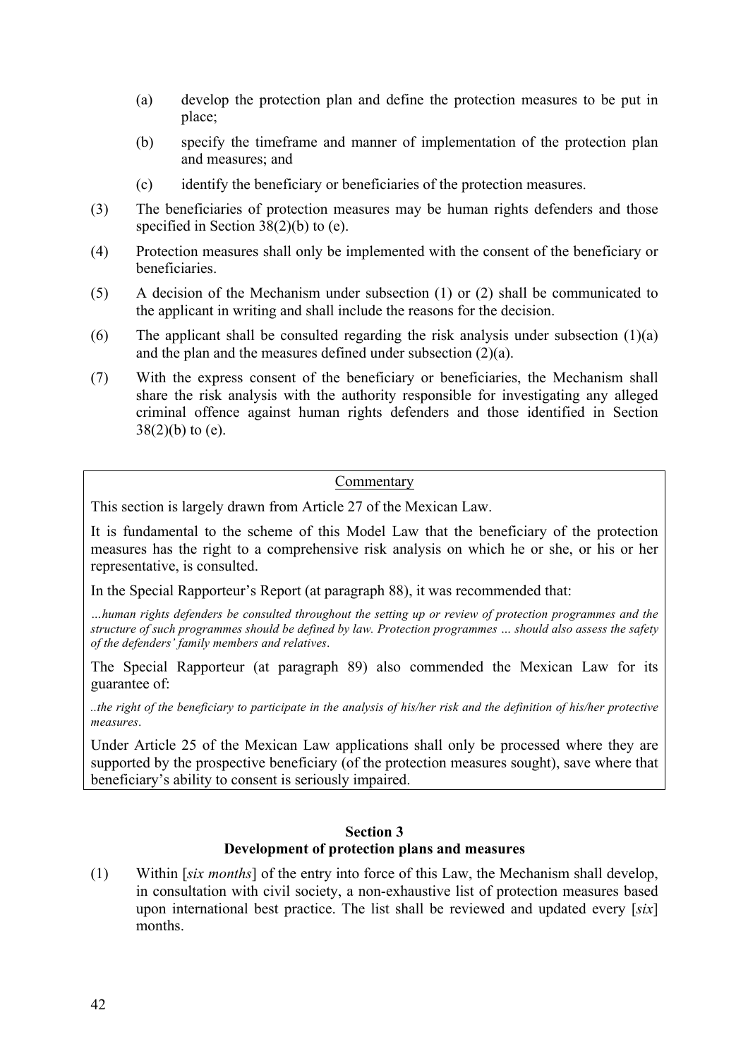(a) develop the protection plan and define the protection measures to be put in place;

(b) specify the timeframe and manner of implementation of the protection plan and measures; and

(c) identify the beneficiary or beneficiaries of the protection measures.

(3) The beneficiaries of protection measures may be human rights defenders and those specified in Section 38(2)(b) to (e).

(4) Protection measures shall only be implemented with the consent of the beneficiary or beneficiaries.

(5) A decision of the Mechanism under subsection (1) or (2) shall be communicated to the applicant in writing and shall include the reasons for the decision.

(6) The applicant shall be consulted regarding the risk analysis under subsection (1)(a) and the plan and the measures defined under subsection (2)(a).

(7) With the express consent of the beneficiary or beneficiaries, the Mechanism shall share the risk analysis with the authority responsible for investigating any alleged criminal offence against human rights defenders and those identified in Section 38(2)(b) to (e).

> Commentary
>
> This section is largely drawn from Article 27 of the Mexican Law.
>
> It is fundamental to the scheme of this Model Law that the beneficiary of the protection measures has the right to a comprehensive risk analysis on which he or she, or his or her representative, is consulted.
>
> In the Special Rapporteur's Report (at paragraph 88), it was recommended that:
>
> *…human rights defenders be consulted throughout the setting up or review of protection programmes and the structure of such programmes should be defined by law. Protection programmes … should also assess the safety of the defenders' family members and relatives.*
>
> The Special Rapporteur (at paragraph 89) also commended the Mexican Law for its guarantee of:
>
> *..the right of the beneficiary to participate in the analysis of his/her risk and the definition of his/her protective measures.*
>
> Under Article 25 of the Mexican Law applications shall only be processed where they are supported by the prospective beneficiary (of the protection measures sought), save where that beneficiary's ability to consent is seriously impaired.

## Section 3
### Development of protection plans and measures

(1) Within [*six months*] of the entry into force of this Law, the Mechanism shall develop, in consultation with civil society, a non-exhaustive list of protection measures based upon international best practice. The list shall be reviewed and updated every [*six*] months.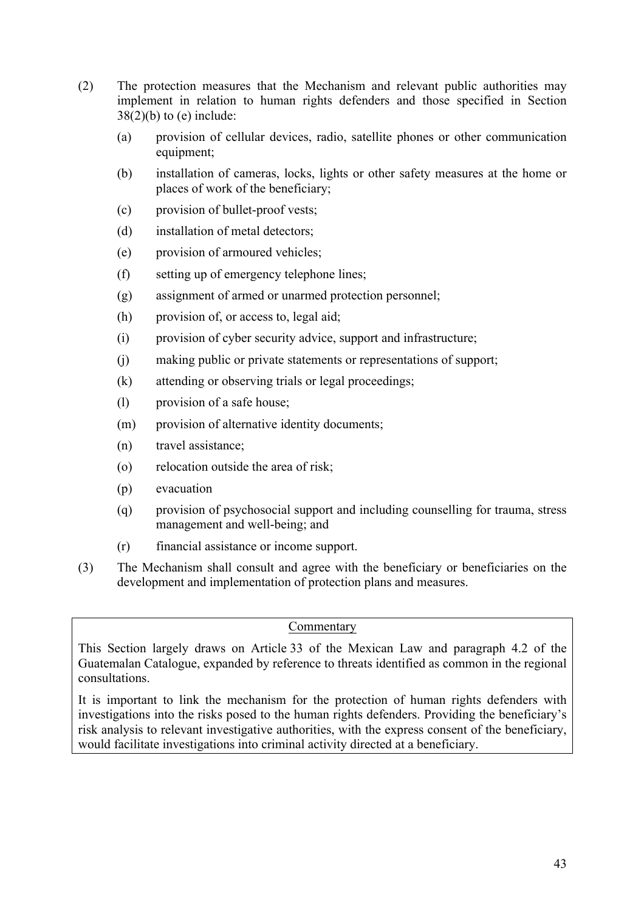(2) The protection measures that the Mechanism and relevant public authorities may implement in relation to human rights defenders and those specified in Section 38(2)(b) to (e) include:

  (a) provision of cellular devices, radio, satellite phones or other communication equipment;

  (b) installation of cameras, locks, lights or other safety measures at the home or places of work of the beneficiary;

  (c) provision of bullet-proof vests;

  (d) installation of metal detectors;

  (e) provision of armoured vehicles;

  (f) setting up of emergency telephone lines;

  (g) assignment of armed or unarmed protection personnel;

  (h) provision of, or access to, legal aid;

  (i) provision of cyber security advice, support and infrastructure;

  (j) making public or private statements or representations of support;

  (k) attending or observing trials or legal proceedings;

  (l) provision of a safe house;

  (m) provision of alternative identity documents;

  (n) travel assistance;

  (o) relocation outside the area of risk;

  (p) evacuation

  (q) provision of psychosocial support and including counselling for trauma, stress management and well-being; and

  (r) financial assistance or income support.

(3) The Mechanism shall consult and agree with the beneficiary or beneficiaries on the development and implementation of protection plans and measures.

<u>Commentary</u>

This Section largely draws on Article 33 of the Mexican Law and paragraph 4.2 of the Guatemalan Catalogue, expanded by reference to threats identified as common in the regional consultations.

It is important to link the mechanism for the protection of human rights defenders with investigations into the risks posed to the human rights defenders. Providing the beneficiary's risk analysis to relevant investigative authorities, with the express consent of the beneficiary, would facilitate investigations into criminal activity directed at a beneficiary.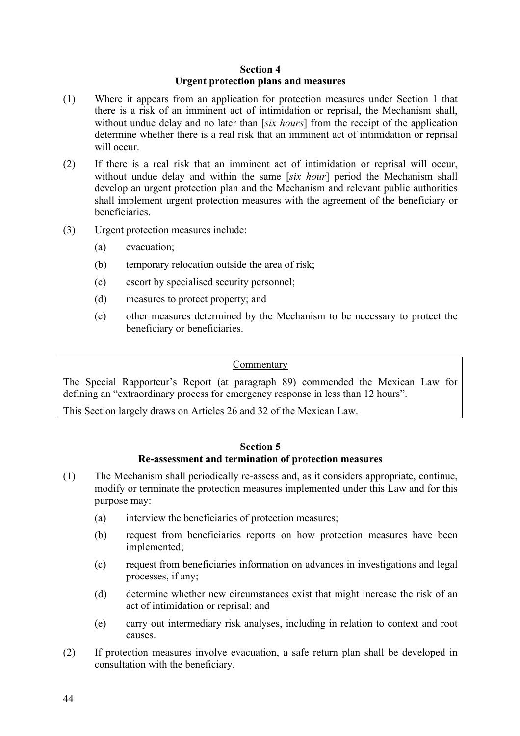### Section 4
### Urgent protection plans and measures

(1) Where it appears from an application for protection measures under Section 1 that there is a risk of an imminent act of intimidation or reprisal, the Mechanism shall, without undue delay and no later than [*six hours*] from the receipt of the application determine whether there is a real risk that an imminent act of intimidation or reprisal will occur.

(2) If there is a real risk that an imminent act of intimidation or reprisal will occur, without undue delay and within the same [*six hour*] period the Mechanism shall develop an urgent protection plan and the Mechanism and relevant public authorities shall implement urgent protection measures with the agreement of the beneficiary or beneficiaries.

(3) Urgent protection measures include:

- (a) evacuation;
- (b) temporary relocation outside the area of risk;
- (c) escort by specialised security personnel;
- (d) measures to protect property; and
- (e) other measures determined by the Mechanism to be necessary to protect the beneficiary or beneficiaries.

> Commentary
>
> The Special Rapporteur's Report (at paragraph 89) commended the Mexican Law for defining an "extraordinary process for emergency response in less than 12 hours".
>
> This Section largely draws on Articles 26 and 32 of the Mexican Law.

### Section 5
### Re-assessment and termination of protection measures

(1) The Mechanism shall periodically re-assess and, as it considers appropriate, continue, modify or terminate the protection measures implemented under this Law and for this purpose may:

- (a) interview the beneficiaries of protection measures;
- (b) request from beneficiaries reports on how protection measures have been implemented;
- (c) request from beneficiaries information on advances in investigations and legal processes, if any;
- (d) determine whether new circumstances exist that might increase the risk of an act of intimidation or reprisal; and
- (e) carry out intermediary risk analyses, including in relation to context and root causes.

(2) If protection measures involve evacuation, a safe return plan shall be developed in consultation with the beneficiary.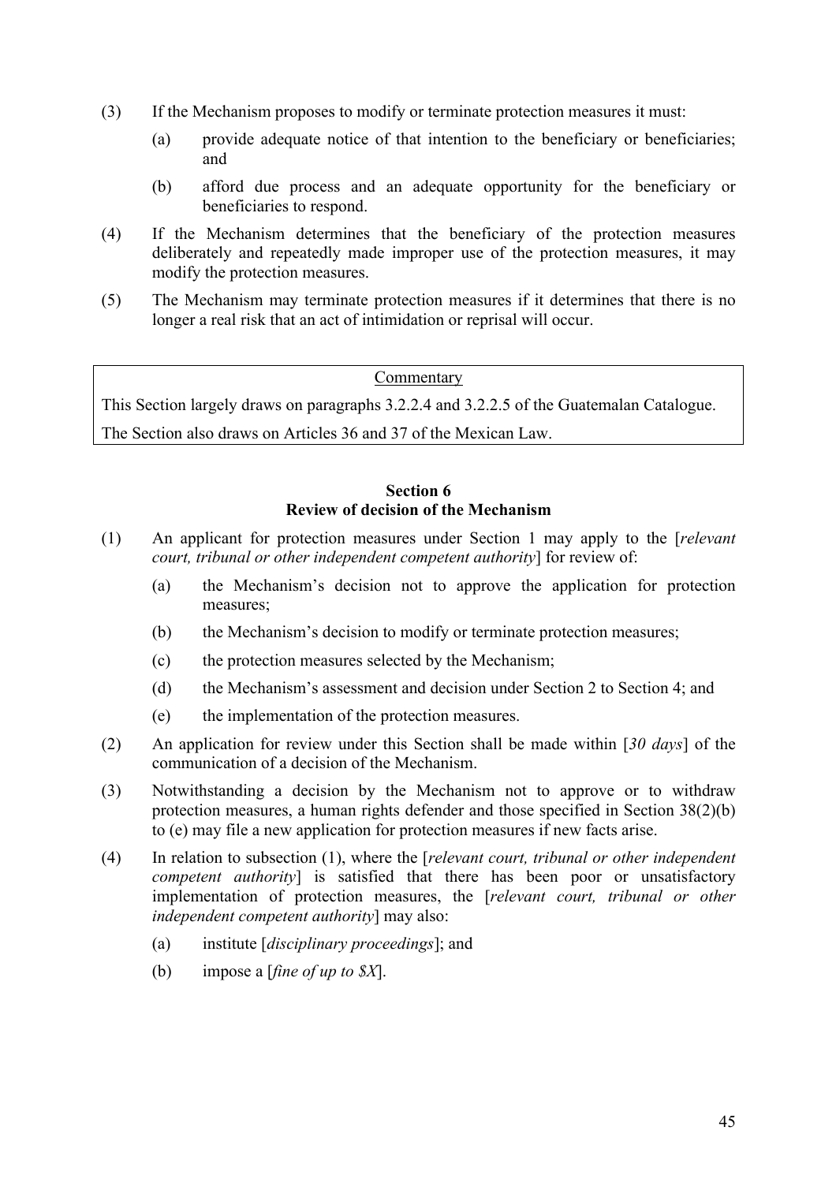(3) If the Mechanism proposes to modify or terminate protection measures it must:

   (a) provide adequate notice of that intention to the beneficiary or beneficiaries; and

   (b) afford due process and an adequate opportunity for the beneficiary or beneficiaries to respond.

(4) If the Mechanism determines that the beneficiary of the protection measures deliberately and repeatedly made improper use of the protection measures, it may modify the protection measures.

(5) The Mechanism may terminate protection measures if it determines that there is no longer a real risk that an act of intimidation or reprisal will occur.

> Commentary
>
> This Section largely draws on paragraphs 3.2.2.4 and 3.2.2.5 of the Guatemalan Catalogue.
>
> The Section also draws on Articles 36 and 37 of the Mexican Law.

## Section 6
## Review of decision of the Mechanism

(1) An applicant for protection measures under Section 1 may apply to the [*relevant court, tribunal or other independent competent authority*] for review of:

   (a) the Mechanism's decision not to approve the application for protection measures;

   (b) the Mechanism's decision to modify or terminate protection measures;

   (c) the protection measures selected by the Mechanism;

   (d) the Mechanism's assessment and decision under Section 2 to Section 4; and

   (e) the implementation of the protection measures.

(2) An application for review under this Section shall be made within [*30 days*] of the communication of a decision of the Mechanism.

(3) Notwithstanding a decision by the Mechanism not to approve or to withdraw protection measures, a human rights defender and those specified in Section 38(2)(b) to (e) may file a new application for protection measures if new facts arise.

(4) In relation to subsection (1), where the [*relevant court, tribunal or other independent competent authority*] is satisfied that there has been poor or unsatisfactory implementation of protection measures, the [*relevant court, tribunal or other independent competent authority*] may also:

   (a) institute [*disciplinary proceedings*]; and

   (b) impose a [*fine of up to $X*].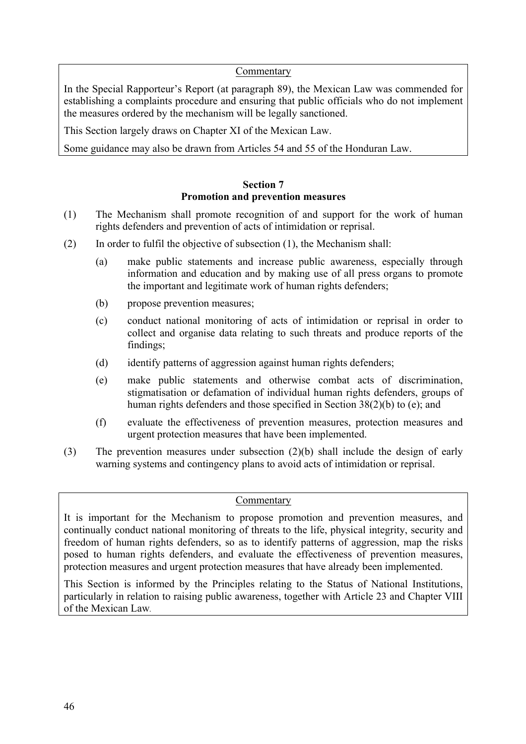Commentary

In the Special Rapporteur's Report (at paragraph 89), the Mexican Law was commended for establishing a complaints procedure and ensuring that public officials who do not implement the measures ordered by the mechanism will be legally sanctioned.

This Section largely draws on Chapter XI of the Mexican Law.

Some guidance may also be drawn from Articles 54 and 55 of the Honduran Law.

## Section 7
## Promotion and prevention measures

(1) The Mechanism shall promote recognition of and support for the work of human rights defenders and prevention of acts of intimidation or reprisal.

(2) In order to fulfil the objective of subsection (1), the Mechanism shall:

  (a) make public statements and increase public awareness, especially through information and education and by making use of all press organs to promote the important and legitimate work of human rights defenders;

  (b) propose prevention measures;

  (c) conduct national monitoring of acts of intimidation or reprisal in order to collect and organise data relating to such threats and produce reports of the findings;

  (d) identify patterns of aggression against human rights defenders;

  (e) make public statements and otherwise combat acts of discrimination, stigmatisation or defamation of individual human rights defenders, groups of human rights defenders and those specified in Section 38(2)(b) to (e); and

  (f) evaluate the effectiveness of prevention measures, protection measures and urgent protection measures that have been implemented.

(3) The prevention measures under subsection (2)(b) shall include the design of early warning systems and contingency plans to avoid acts of intimidation or reprisal.

Commentary

It is important for the Mechanism to propose promotion and prevention measures, and continually conduct national monitoring of threats to the life, physical integrity, security and freedom of human rights defenders, so as to identify patterns of aggression, map the risks posed to human rights defenders, and evaluate the effectiveness of prevention measures, protection measures and urgent protection measures that have already been implemented.

This Section is informed by the Principles relating to the Status of National Institutions, particularly in relation to raising public awareness, together with Article 23 and Chapter VIII of the Mexican Law.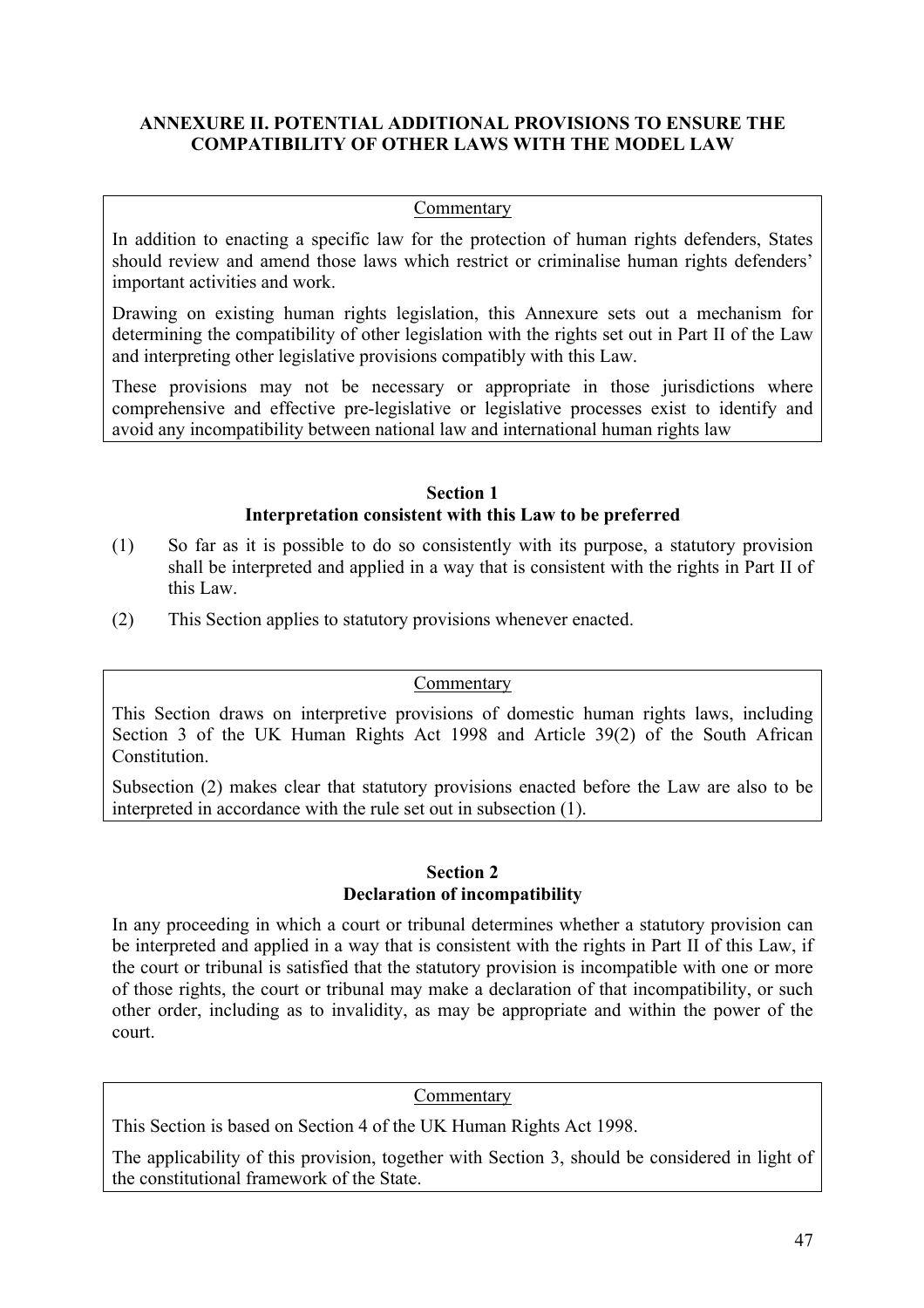## ANNEXURE II. POTENTIAL ADDITIONAL PROVISIONS TO ENSURE THE COMPATIBILITY OF OTHER LAWS WITH THE MODEL LAW

> Commentary
>
> In addition to enacting a specific law for the protection of human rights defenders, States should review and amend those laws which restrict or criminalise human rights defenders' important activities and work.
>
> Drawing on existing human rights legislation, this Annexure sets out a mechanism for determining the compatibility of other legislation with the rights set out in Part II of the Law and interpreting other legislative provisions compatibly with this Law.
>
> These provisions may not be necessary or appropriate in those jurisdictions where comprehensive and effective pre-legislative or legislative processes exist to identify and avoid any incompatibility between national law and international human rights law

### Section 1
### Interpretation consistent with this Law to be preferred

(1) So far as it is possible to do so consistently with its purpose, a statutory provision shall be interpreted and applied in a way that is consistent with the rights in Part II of this Law.

(2) This Section applies to statutory provisions whenever enacted.

> Commentary
>
> This Section draws on interpretive provisions of domestic human rights laws, including Section 3 of the UK Human Rights Act 1998 and Article 39(2) of the South African Constitution.
>
> Subsection (2) makes clear that statutory provisions enacted before the Law are also to be interpreted in accordance with the rule set out in subsection (1).

### Section 2
### Declaration of incompatibility

In any proceeding in which a court or tribunal determines whether a statutory provision can be interpreted and applied in a way that is consistent with the rights in Part II of this Law, if the court or tribunal is satisfied that the statutory provision is incompatible with one or more of those rights, the court or tribunal may make a declaration of that incompatibility, or such other order, including as to invalidity, as may be appropriate and within the power of the court.

> Commentary
>
> This Section is based on Section 4 of the UK Human Rights Act 1998.
>
> The applicability of this provision, together with Section 3, should be considered in light of the constitutional framework of the State.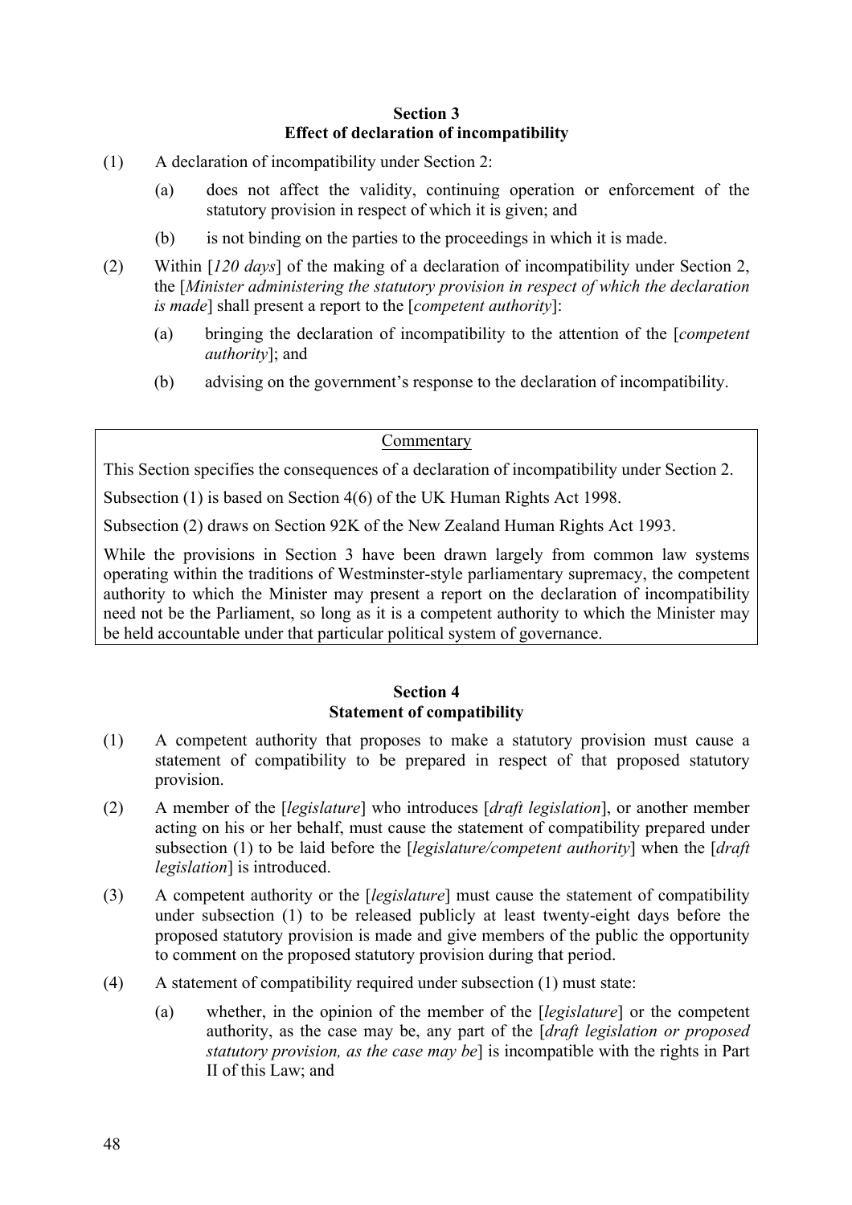### Section 3
### Effect of declaration of incompatibility

(1) A declaration of incompatibility under Section 2:

  (a) does not affect the validity, continuing operation or enforcement of the statutory provision in respect of which it is given; and

  (b) is not binding on the parties to the proceedings in which it is made.

(2) Within [*120 days*] of the making of a declaration of incompatibility under Section 2, the [*Minister administering the statutory provision in respect of which the declaration is made*] shall present a report to the [*competent authority*]:

  (a) bringing the declaration of incompatibility to the attention of the [*competent authority*]; and

  (b) advising on the government's response to the declaration of incompatibility.

> Commentary
>
> This Section specifies the consequences of a declaration of incompatibility under Section 2.
>
> Subsection (1) is based on Section 4(6) of the UK Human Rights Act 1998.
>
> Subsection (2) draws on Section 92K of the New Zealand Human Rights Act 1993.
>
> While the provisions in Section 3 have been drawn largely from common law systems operating within the traditions of Westminster-style parliamentary supremacy, the competent authority to which the Minister may present a report on the declaration of incompatibility need not be the Parliament, so long as it is a competent authority to which the Minister may be held accountable under that particular political system of governance.

### Section 4
### Statement of compatibility

(1) A competent authority that proposes to make a statutory provision must cause a statement of compatibility to be prepared in respect of that proposed statutory provision.

(2) A member of the [*legislature*] who introduces [*draft legislation*], or another member acting on his or her behalf, must cause the statement of compatibility prepared under subsection (1) to be laid before the [*legislature/competent authority*] when the [*draft legislation*] is introduced.

(3) A competent authority or the [*legislature*] must cause the statement of compatibility under subsection (1) to be released publicly at least twenty-eight days before the proposed statutory provision is made and give members of the public the opportunity to comment on the proposed statutory provision during that period.

(4) A statement of compatibility required under subsection (1) must state:

  (a) whether, in the opinion of the member of the [*legislature*] or the competent authority, as the case may be, any part of the [*draft legislation or proposed statutory provision, as the case may be*] is incompatible with the rights in Part II of this Law; and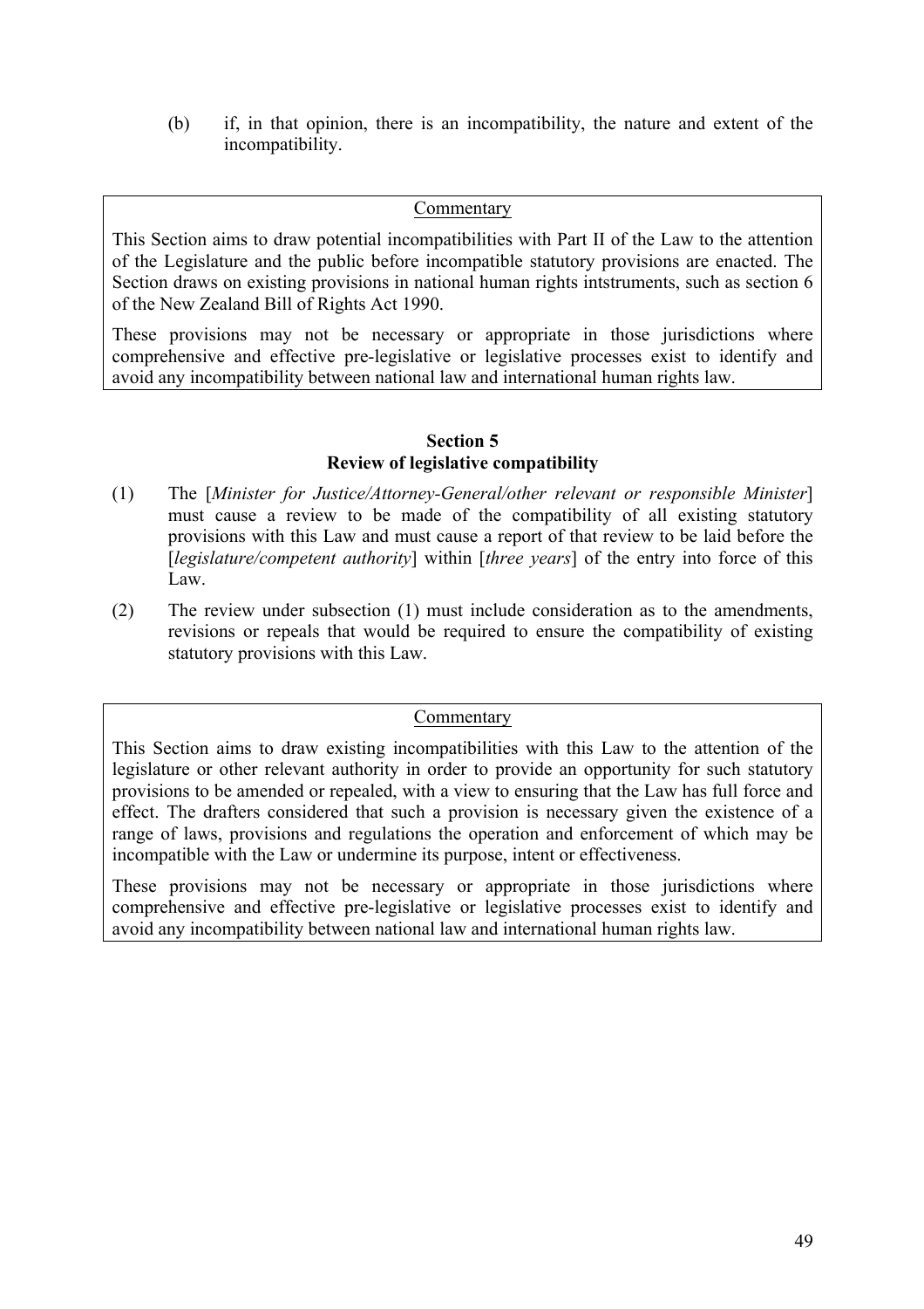(b) if, in that opinion, there is an incompatibility, the nature and extent of the incompatibility.

> Commentary
>
> This Section aims to draw potential incompatibilities with Part II of the Law to the attention of the Legislature and the public before incompatible statutory provisions are enacted. The Section draws on existing provisions in national human rights intstruments, such as section 6 of the New Zealand Bill of Rights Act 1990.
>
> These provisions may not be necessary or appropriate in those jurisdictions where comprehensive and effective pre-legislative or legislative processes exist to identify and avoid any incompatibility between national law and international human rights law.

**Section 5**
**Review of legislative compatibility**

(1) The [*Minister for Justice/Attorney-General/other relevant or responsible Minister*] must cause a review to be made of the compatibility of all existing statutory provisions with this Law and must cause a report of that review to be laid before the [*legislature/competent authority*] within [*three years*] of the entry into force of this Law.

(2) The review under subsection (1) must include consideration as to the amendments, revisions or repeals that would be required to ensure the compatibility of existing statutory provisions with this Law.

> Commentary
>
> This Section aims to draw existing incompatibilities with this Law to the attention of the legislature or other relevant authority in order to provide an opportunity for such statutory provisions to be amended or repealed, with a view to ensuring that the Law has full force and effect. The drafters considered that such a provision is necessary given the existence of a range of laws, provisions and regulations the operation and enforcement of which may be incompatible with the Law or undermine its purpose, intent or effectiveness.
>
> These provisions may not be necessary or appropriate in those jurisdictions where comprehensive and effective pre-legislative or legislative processes exist to identify and avoid any incompatibility between national law and international human rights law.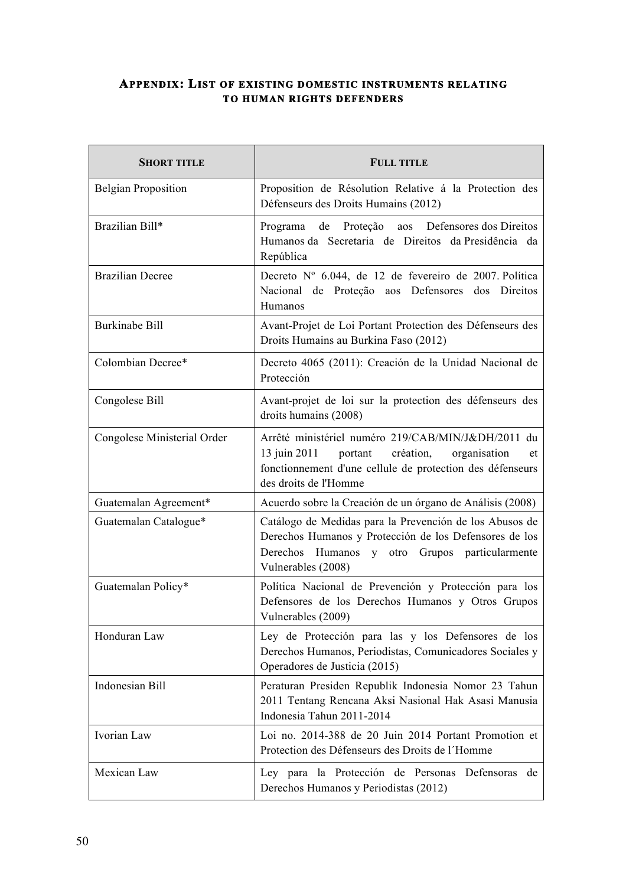## Appendix: List of existing domestic instruments relating to human rights defenders

| Short title | Full title |
|---|---|
| Belgian Proposition | Proposition de Résolution Relative á la Protection des Défenseurs des Droits Humains (2012) |
| Brazilian Bill* | Programa de Proteção aos Defensores dos Direitos Humanos da Secretaria de Direitos da Presidência da República |
| Brazilian Decree | Decreto Nº 6.044, de 12 de fevereiro de 2007. Política Nacional de Proteção aos Defensores dos Direitos Humanos |
| Burkinabe Bill | Avant-Projet de Loi Portant Protection des Défenseurs des Droits Humains au Burkina Faso (2012) |
| Colombian Decree* | Decreto 4065 (2011): Creación de la Unidad Nacional de Protección |
| Congolese Bill | Avant-projet de loi sur la protection des défenseurs des droits humains (2008) |
| Congolese Ministerial Order | Arrêté ministériel numéro 219/CAB/MIN/J&DH/2011 du 13 juin 2011 portant création, organisation et fonctionnement d'une cellule de protection des défenseurs des droits de l'Homme |
| Guatemalan Agreement* | Acuerdo sobre la Creación de un órgano de Análisis (2008) |
| Guatemalan Catalogue* | Catálogo de Medidas para la Prevención de los Abusos de Derechos Humanos y Protección de los Defensores de los Derechos Humanos y otro Grupos particularmente Vulnerables (2008) |
| Guatemalan Policy* | Política Nacional de Prevención y Protección para los Defensores de los Derechos Humanos y Otros Grupos Vulnerables (2009) |
| Honduran Law | Ley de Protección para las y los Defensores de los Derechos Humanos, Periodistas, Comunicadores Sociales y Operadores de Justicia (2015) |
| Indonesian Bill | Peraturan Presiden Republik Indonesia Nomor 23 Tahun 2011 Tentang Rencana Aksi Nasional Hak Asasi Manusia Indonesia Tahun 2011-2014 |
| Ivorian Law | Loi no. 2014-388 de 20 Juin 2014 Portant Promotion et Protection des Défenseurs des Droits de l´Homme |
| Mexican Law | Ley para la Protección de Personas Defensoras de Derechos Humanos y Periodistas (2012) |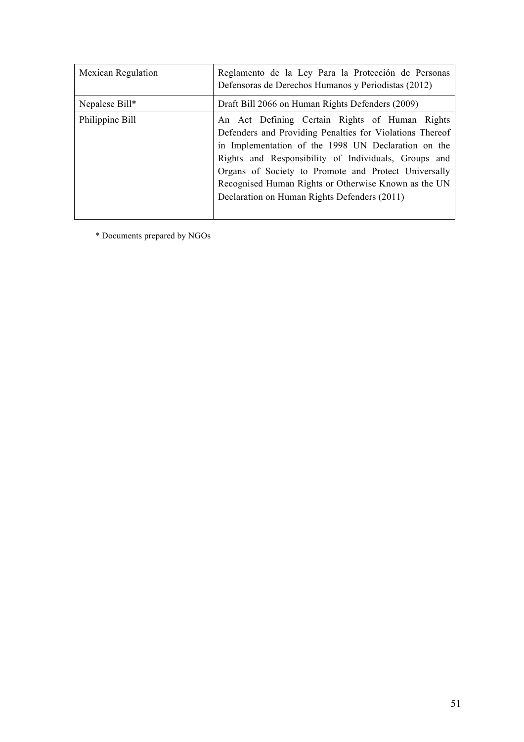| Mexican Regulation | Reglamento de la Ley Para la Protección de Personas Defensoras de Derechos Humanos y Periodistas (2012) |
|---|---|
| Nepalese Bill* | Draft Bill 2066 on Human Rights Defenders (2009) |
| Philippine Bill | An Act Defining Certain Rights of Human Rights Defenders and Providing Penalties for Violations Thereof in Implementation of the 1998 UN Declaration on the Rights and Responsibility of Individuals, Groups and Organs of Society to Promote and Protect Universally Recognised Human Rights or Otherwise Known as the UN Declaration on Human Rights Defenders (2011) |

* Documents prepared by NGOs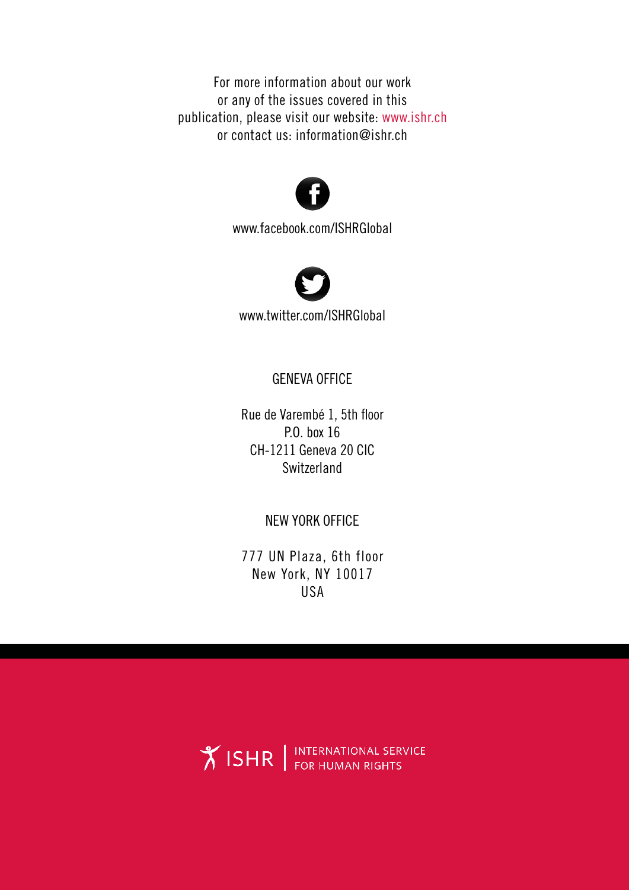For more information about our work
or any of the issues covered in this
publication, please visit our website: www.ishr.ch
or contact us: information@ishr.ch

www.facebook.com/ISHRGlobal

www.twitter.com/ISHRGlobal

GENEVA OFFICE

Rue de Varembé 1, 5th floor
P.O. box 16
CH-1211 Geneva 20 CIC
Switzerland

NEW YORK OFFICE

777 UN Plaza, 6th floor
New York, NY 10017
USA

ISHR | INTERNATIONAL SERVICE FOR HUMAN RIGHTS